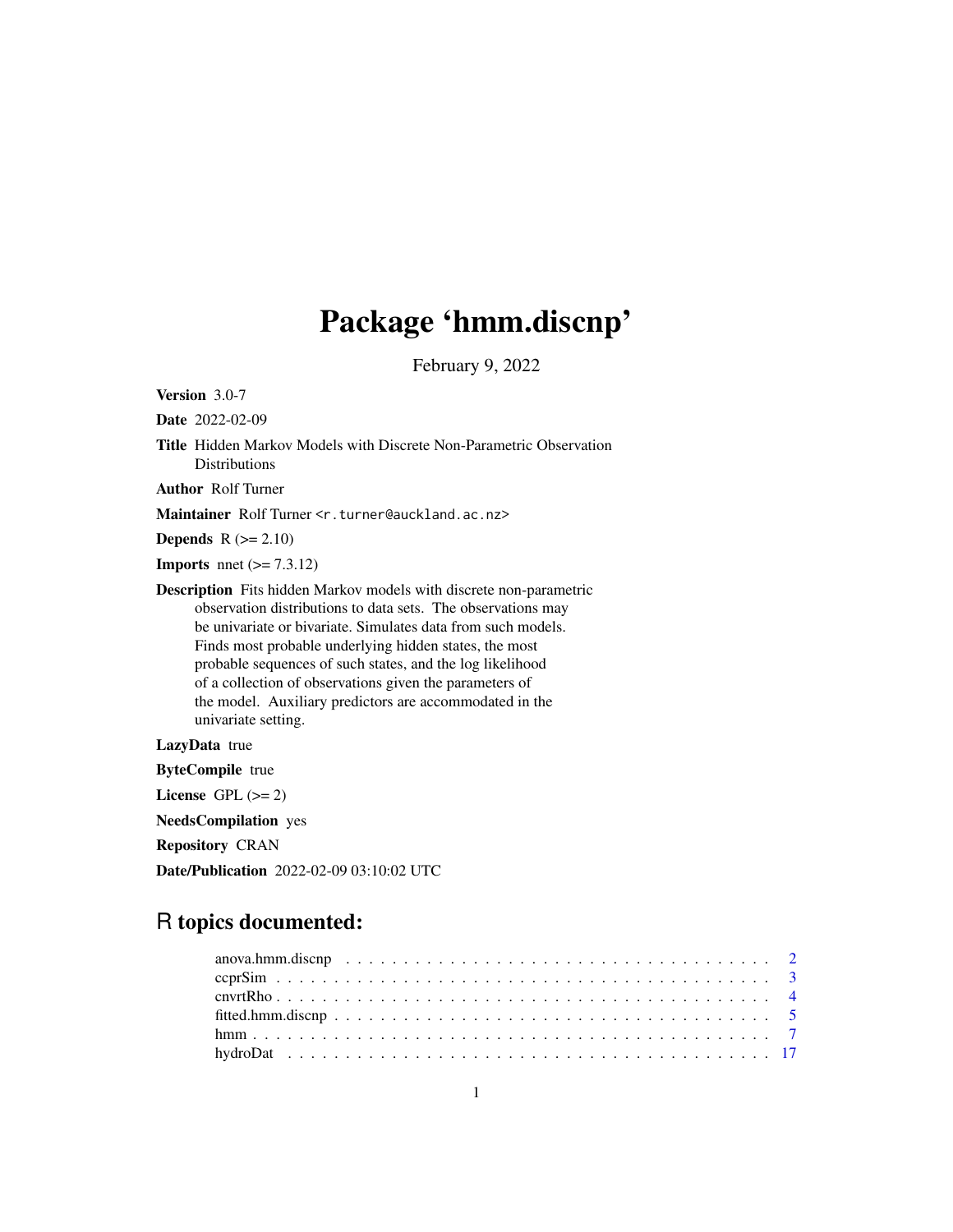# Package 'hmm.discnp'

February 9, 2022

**Version** 3.0-7

**Date** 2022-02-09

**Title** Hidden Markov Models with Discrete Non-Parametric Observation Distributions

**Author** Rolf Turner

**Maintainer** Rolf Turner <r.turner@auckland.ac.nz>

**Depends** R (>= 2.10)

**Imports** nnet (>= 7.3.12)

**Description** Fits hidden Markov models with discrete non-parametric observation distributions to data sets. The observations may be univariate or bivariate. Simulates data from such models. Finds most probable underlying hidden states, the most probable sequences of such states, and the log likelihood of a collection of observations given the parameters of the model. Auxiliary predictors are accommodated in the univariate setting.

**LazyData** true

**ByteCompile** true

**License** GPL (>= 2)

**NeedsCompilation** yes

**Repository** CRAN

**Date/Publication** 2022-02-09 03:10:02 UTC

## R topics documented:

- anova.hmm.discnp . . . . . . . . . . . . . . . . . . . . . . . . . . . . . . . . . . . . 2
- ccprSim . . . . . . . . . . . . . . . . . . . . . . . . . . . . . . . . . . . . . . . . . . 3
- cnvrtRho . . . . . . . . . . . . . . . . . . . . . . . . . . . . . . . . . . . . . . . . . 4
- fitted.hmm.discnp . . . . . . . . . . . . . . . . . . . . . . . . . . . . . . . . . . . . 5
- hmm . . . . . . . . . . . . . . . . . . . . . . . . . . . . . . . . . . . . . . . . . . . 7
- hydroDat . . . . . . . . . . . . . . . . . . . . . . . . . . . . . . . . . . . . . . . . . 17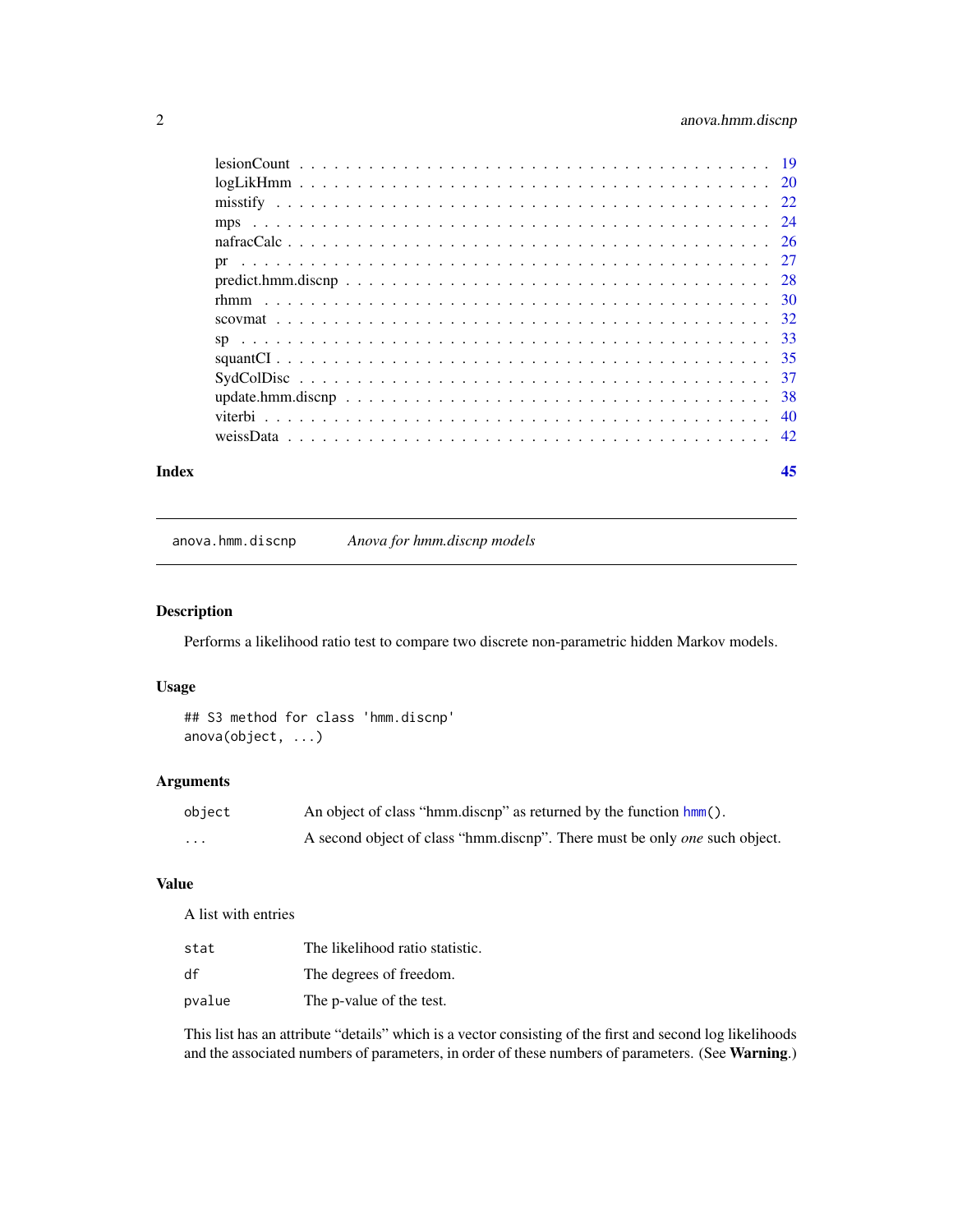lesionCount . . . . . . . . . . . . . . . . . . . . . . . . . . . . . . . . . . . . . 19
logLikHmm . . . . . . . . . . . . . . . . . . . . . . . . . . . . . . . . . . . . . . 20
misstify . . . . . . . . . . . . . . . . . . . . . . . . . . . . . . . . . . . . . . . 22
mps . . . . . . . . . . . . . . . . . . . . . . . . . . . . . . . . . . . . . . . . . 24
nafracCalc . . . . . . . . . . . . . . . . . . . . . . . . . . . . . . . . . . . . . 26
pr . . . . . . . . . . . . . . . . . . . . . . . . . . . . . . . . . . . . . . . . . . 27
predict.hmm.discnp . . . . . . . . . . . . . . . . . . . . . . . . . . . . . . . . 28
rhmm . . . . . . . . . . . . . . . . . . . . . . . . . . . . . . . . . . . . . . . . 30
scovmat . . . . . . . . . . . . . . . . . . . . . . . . . . . . . . . . . . . . . . . 32
sp . . . . . . . . . . . . . . . . . . . . . . . . . . . . . . . . . . . . . . . . . . 33
squantCI . . . . . . . . . . . . . . . . . . . . . . . . . . . . . . . . . . . . . . 35
SydColDisc . . . . . . . . . . . . . . . . . . . . . . . . . . . . . . . . . . . . . 37
update.hmm.discnp . . . . . . . . . . . . . . . . . . . . . . . . . . . . . . . . 38
viterbi . . . . . . . . . . . . . . . . . . . . . . . . . . . . . . . . . . . . . . . . 40
weissData . . . . . . . . . . . . . . . . . . . . . . . . . . . . . . . . . . . . . . 42

**Index** **45**

---

`anova.hmm.discnp` *Anova for hmm.discnp models*

---

## Description

Performs a likelihood ratio test to compare two discrete non-parametric hidden Markov models.

## Usage

```
## S3 method for class 'hmm.discnp'
anova(object, ...)
```

## Arguments

| | |
|---|---|
| `object` | An object of class "hmm.discnp" as returned by the function `hmm()`. |
| `...` | A second object of class "hmm.discnp". There must be only *one* such object. |

## Value

A list with entries

| | |
|---|---|
| `stat` | The likelihood ratio statistic. |
| `df` | The degrees of freedom. |
| `pvalue` | The p-value of the test. |

This list has an attribute "details" which is a vector consisting of the first and second log likelihoods and the associated numbers of parameters, in order of these numbers of parameters. (See **Warning**.)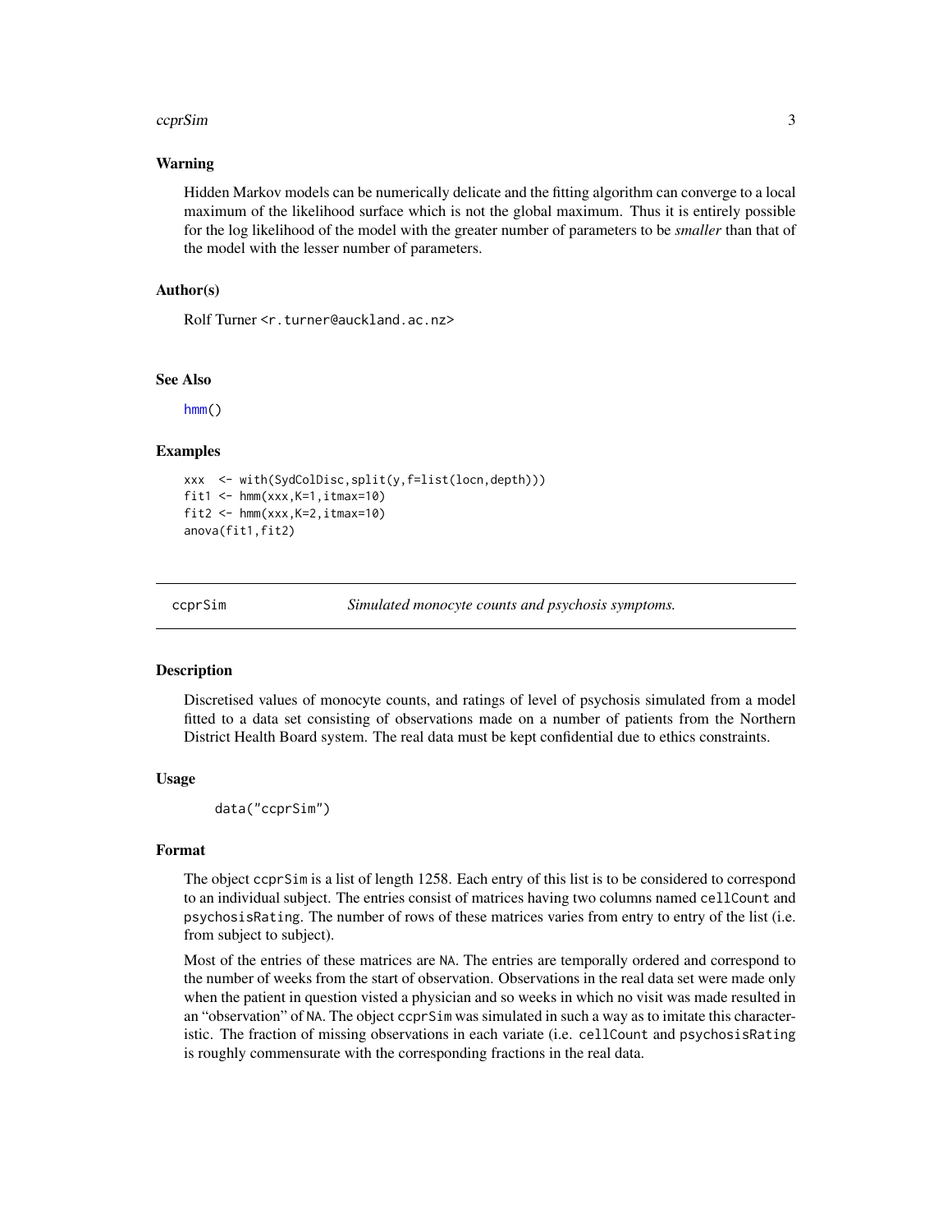### Warning

Hidden Markov models can be numerically delicate and the fitting algorithm can converge to a local maximum of the likelihood surface which is not the global maximum. Thus it is entirely possible for the log likelihood of the model with the greater number of parameters to be *smaller* than that of the model with the lesser number of parameters.

### Author(s)

Rolf Turner <r.turner@auckland.ac.nz>

### See Also

hmm()

### Examples

```
xxx  <- with(SydColDisc,split(y,f=list(locn,depth)))
fit1 <- hmm(xxx,K=1,itmax=10)
fit2 <- hmm(xxx,K=2,itmax=10)
anova(fit1,fit2)
```

---

## ccprSim — *Simulated monocyte counts and psychosis symptoms.*

---

### Description

Discretised values of monocyte counts, and ratings of level of psychosis simulated from a model fitted to a data set consisting of observations made on a number of patients from the Northern District Health Board system. The real data must be kept confidential due to ethics constraints.

### Usage

```
data("ccprSim")
```

### Format

The object ccprSim is a list of length 1258. Each entry of this list is to be considered to correspond to an individual subject. The entries consist of matrices having two columns named cellCount and psychosisRating. The number of rows of these matrices varies from entry to entry of the list (i.e. from subject to subject).

Most of the entries of these matrices are NA. The entries are temporally ordered and correspond to the number of weeks from the start of observation. Observations in the real data set were made only when the patient in question visted a physician and so weeks in which no visit was made resulted in an "observation" of NA. The object ccprSim was simulated in such a way as to imitate this characteristic. The fraction of missing observations in each variate (i.e. cellCount and psychosisRating is roughly commensurate with the corresponding fractions in the real data.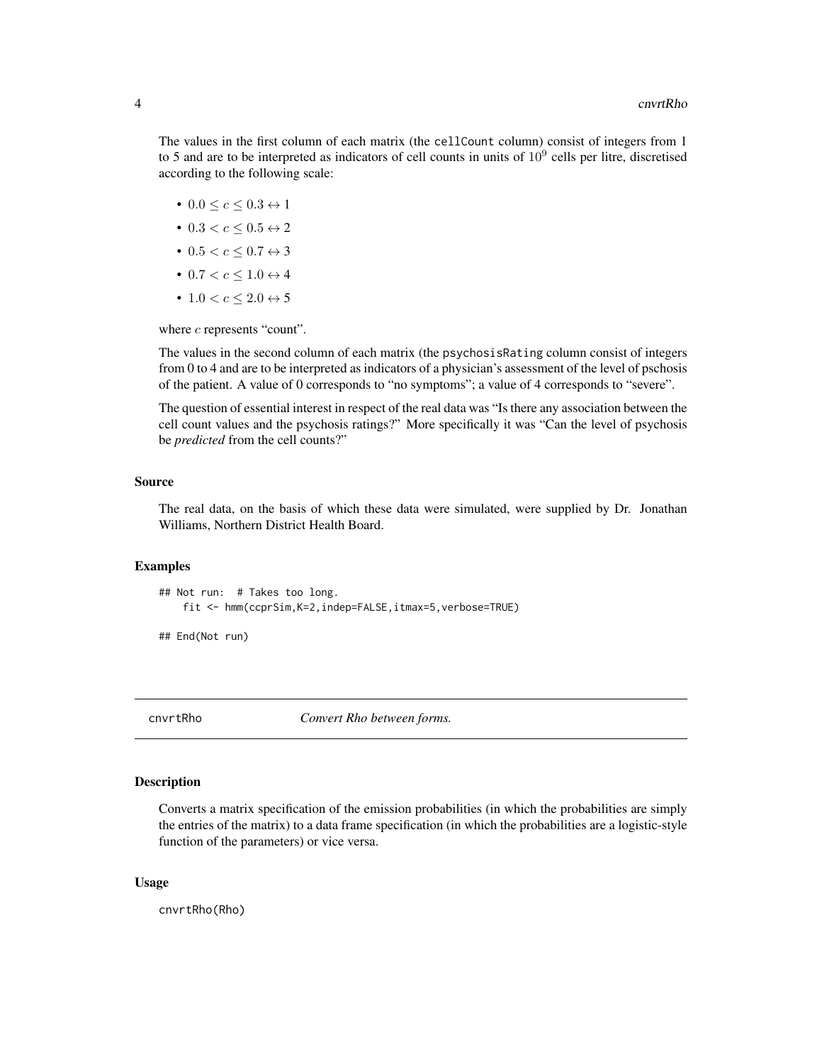The values in the first column of each matrix (the `cellCount` column) consist of integers from 1 to 5 and are to be interpreted as indicators of cell counts in units of $10^9$ cells per litre, discretised according to the following scale:

- $0.0 \leq c \leq 0.3 \leftrightarrow 1$
- $0.3 < c \leq 0.5 \leftrightarrow 2$
- $0.5 < c \leq 0.7 \leftrightarrow 3$
- $0.7 < c \leq 1.0 \leftrightarrow 4$
- $1.0 < c \leq 2.0 \leftrightarrow 5$

where $c$ represents "count".

The values in the second column of each matrix (the `psychosisRating` column consist of integers from 0 to 4 and are to be interpreted as indicators of a physician's assessment of the level of pschosis of the patient. A value of 0 corresponds to "no symptoms"; a value of 4 corresponds to "severe".

The question of essential interest in respect of the real data was "Is there any association between the cell count values and the psychosis ratings?" More specifically it was "Can the level of psychosis be *predicted* from the cell counts?"

### Source

The real data, on the basis of which these data were simulated, were supplied by Dr. Jonathan Williams, Northern District Health Board.

### Examples

```
## Not run:  # Takes too long.
    fit <- hmm(ccprSim,K=2,indep=FALSE,itmax=5,verbose=TRUE)

## End(Not run)
```

---

## cnvrtRho — *Convert Rho between forms.*

---

### Description

Converts a matrix specification of the emission probabilities (in which the probabilities are simply the entries of the matrix) to a data frame specification (in which the probabilities are a logistic-style function of the parameters) or vice versa.

### Usage

```
cnvrtRho(Rho)
```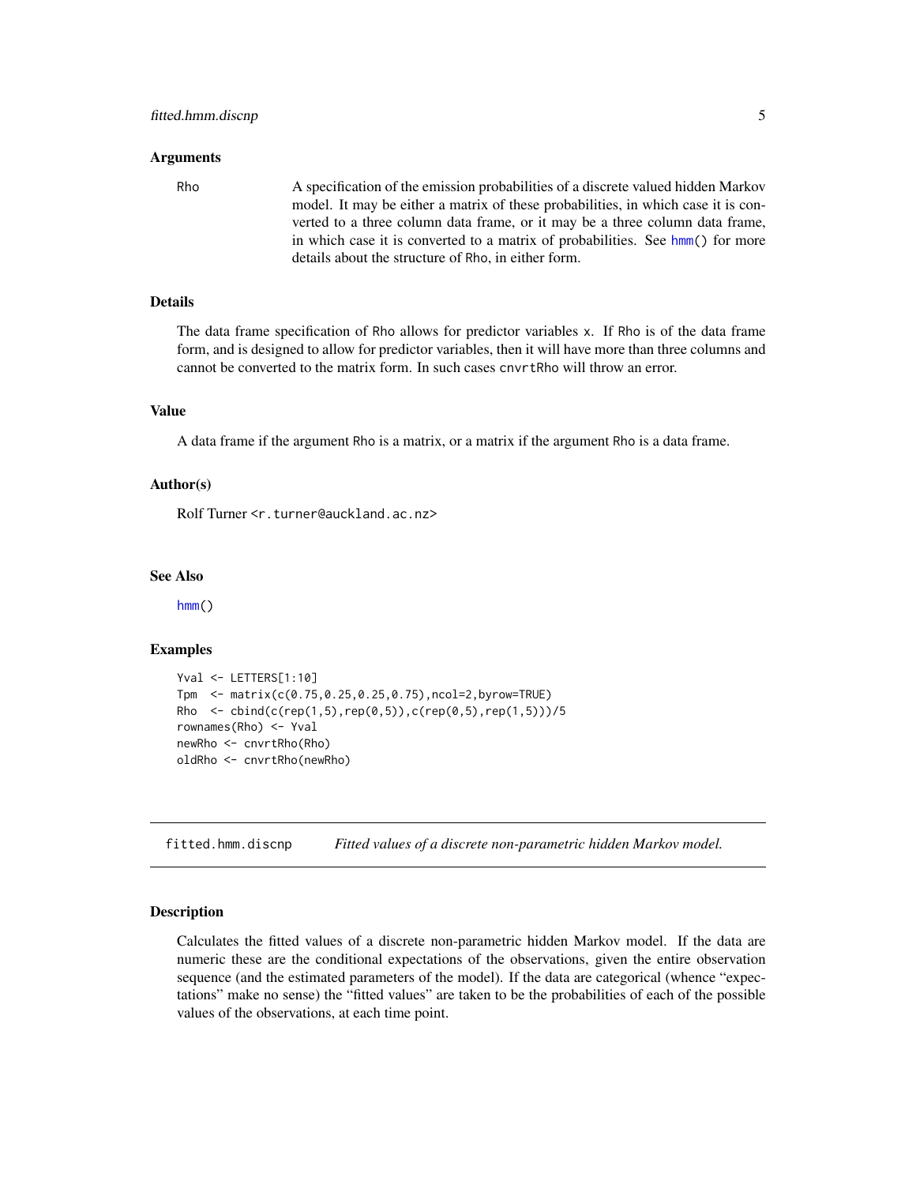### Arguments

Rho
: A specification of the emission probabilities of a discrete valued hidden Markov model. It may be either a matrix of these probabilities, in which case it is converted to a three column data frame, or it may be a three column data frame, in which case it is converted to a matrix of probabilities. See hmm() for more details about the structure of Rho, in either form.

### Details

The data frame specification of Rho allows for predictor variables x. If Rho is of the data frame form, and is designed to allow for predictor variables, then it will have more than three columns and cannot be converted to the matrix form. In such cases cnvrtRho will throw an error.

### Value

A data frame if the argument Rho is a matrix, or a matrix if the argument Rho is a data frame.

### Author(s)

Rolf Turner <r.turner@auckland.ac.nz>

### See Also

hmm()

### Examples

```
Yval <- LETTERS[1:10]
Tpm  <- matrix(c(0.75,0.25,0.25,0.75),ncol=2,byrow=TRUE)
Rho  <- cbind(c(rep(1,5),rep(0,5)),c(rep(0,5),rep(1,5)))/5
rownames(Rho) <- Yval
newRho <- cnvrtRho(Rho)
oldRho <- cnvrtRho(newRho)
```

---

## fitted.hmm.discnp — *Fitted values of a discrete non-parametric hidden Markov model.*

### Description

Calculates the fitted values of a discrete non-parametric hidden Markov model. If the data are numeric these are the conditional expectations of the observations, given the entire observation sequence (and the estimated parameters of the model). If the data are categorical (whence "expectations" make no sense) the "fitted values" are taken to be the probabilities of each of the possible values of the observations, at each time point.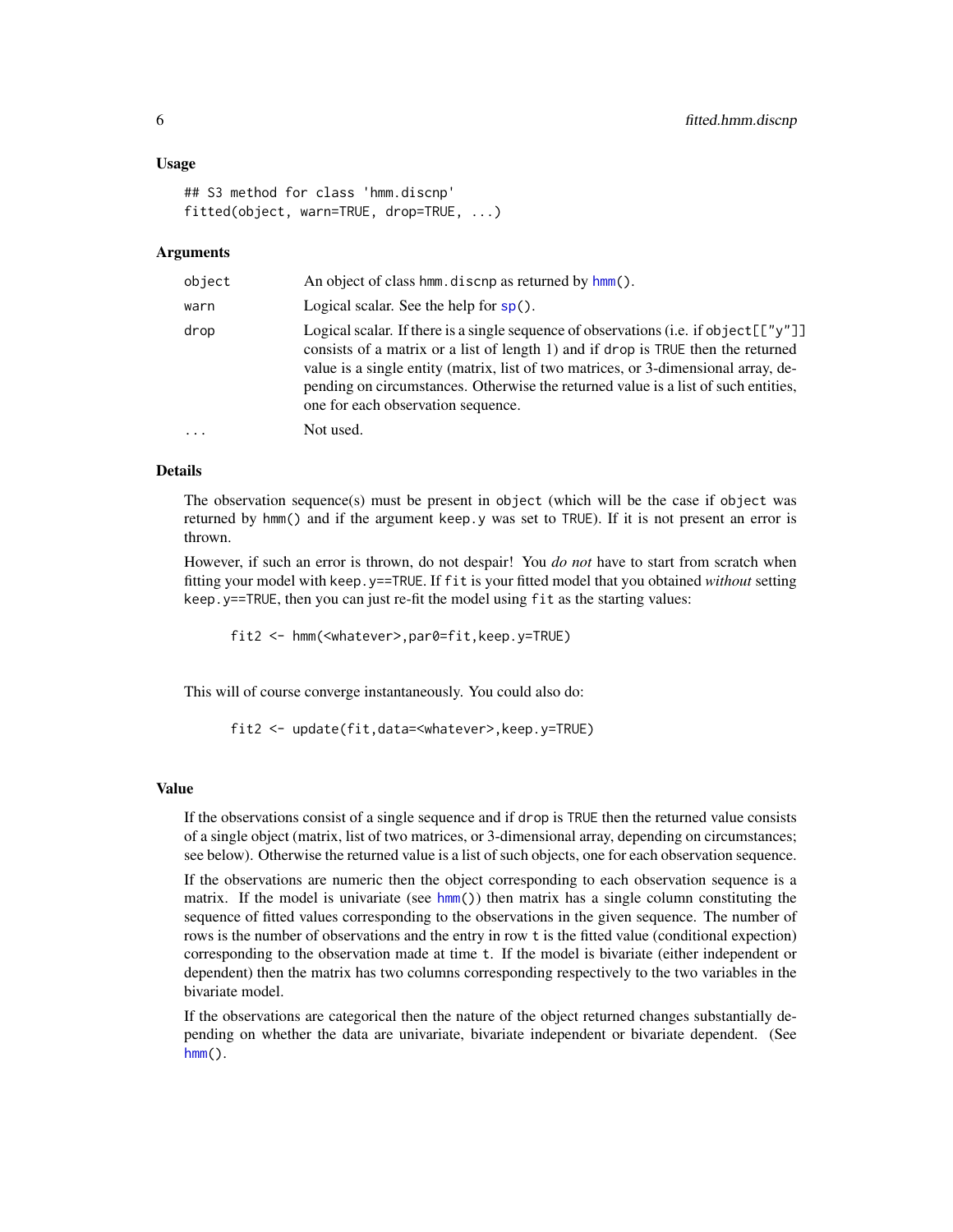### Usage

```
## S3 method for class 'hmm.discnp'
fitted(object, warn=TRUE, drop=TRUE, ...)
```

### Arguments

| | |
|---|---|
| object | An object of class hmm.discnp as returned by hmm(). |
| warn | Logical scalar. See the help for sp(). |
| drop | Logical scalar. If there is a single sequence of observations (i.e. if object[["y"]] consists of a matrix or a list of length 1) and if drop is TRUE then the returned value is a single entity (matrix, list of two matrices, or 3-dimensional array, depending on circumstances. Otherwise the returned value is a list of such entities, one for each observation sequence. |
| ... | Not used. |

### Details

The observation sequence(s) must be present in object (which will be the case if object was returned by hmm() and if the argument keep.y was set to TRUE). If it is not present an error is thrown.

However, if such an error is thrown, do not despair! You *do not* have to start from scratch when fitting your model with keep.y==TRUE. If fit is your fitted model that you obtained *without* setting keep.y==TRUE, then you can just re-fit the model using fit as the starting values:

```
fit2 <- hmm(<whatever>,par0=fit,keep.y=TRUE)
```

This will of course converge instantaneously. You could also do:

```
fit2 <- update(fit,data=<whatever>,keep.y=TRUE)
```

### Value

If the observations consist of a single sequence and if drop is TRUE then the returned value consists of a single object (matrix, list of two matrices, or 3-dimensional array, depending on circumstances; see below). Otherwise the returned value is a list of such objects, one for each observation sequence.

If the observations are numeric then the object corresponding to each observation sequence is a matrix. If the model is univariate (see hmm()) then matrix has a single column constituting the sequence of fitted values corresponding to the observations in the given sequence. The number of rows is the number of observations and the entry in row t is the fitted value (conditional expection) corresponding to the observation made at time t. If the model is bivariate (either independent or dependent) then the matrix has two columns corresponding respectively to the two variables in the bivariate model.

If the observations are categorical then the nature of the object returned changes substantially depending on whether the data are univariate, bivariate independent or bivariate dependent. (See hmm().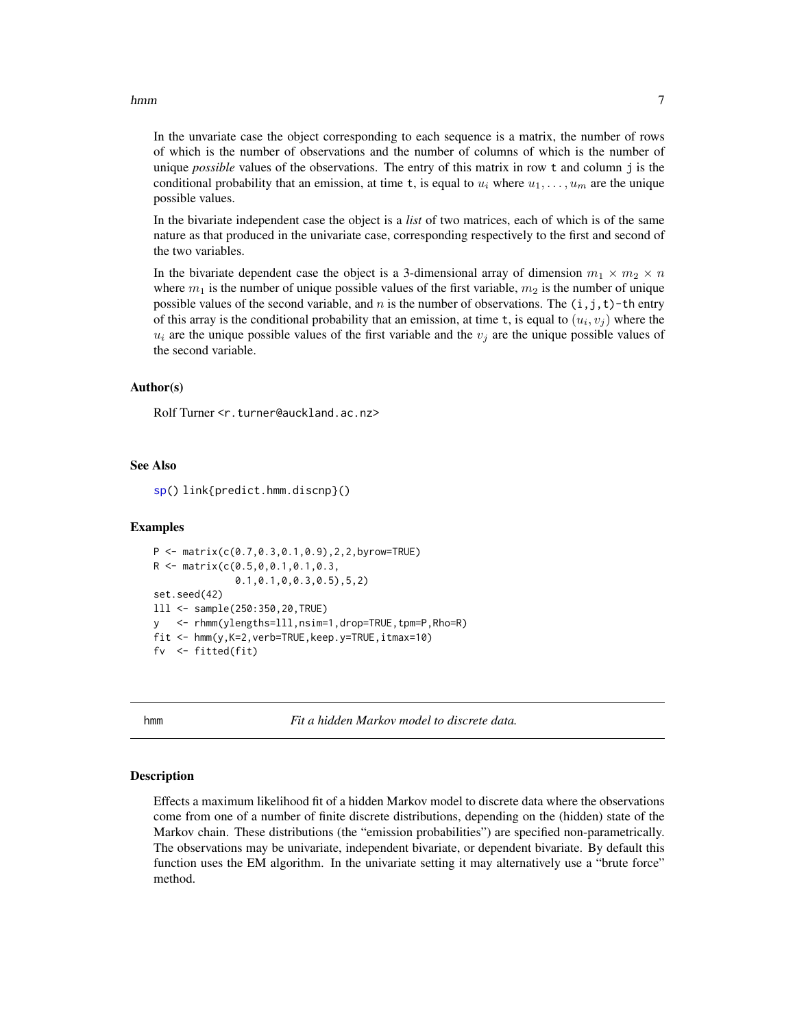In the unvariate case the object corresponding to each sequence is a matrix, the number of rows of which is the number of observations and the number of columns of which is the number of unique *possible* values of the observations. The entry of this matrix in row t and column j is the conditional probability that an emission, at time t, is equal to $u_i$ where $u_1, \ldots, u_m$ are the unique possible values.

In the bivariate independent case the object is a *list* of two matrices, each of which is of the same nature as that produced in the univariate case, corresponding respectively to the first and second of the two variables.

In the bivariate dependent case the object is a 3-dimensional array of dimension $m_1 \times m_2 \times n$ where $m_1$ is the number of unique possible values of the first variable, $m_2$ is the number of unique possible values of the second variable, and $n$ is the number of observations. The (i,j,t)-th entry of this array is the conditional probability that an emission, at time t, is equal to $(u_i, v_j)$ where the $u_i$ are the unique possible values of the first variable and the $v_j$ are the unique possible values of the second variable.

### Author(s)

Rolf Turner <r.turner@auckland.ac.nz>

### See Also

sp() link{predict.hmm.discnp}()

### Examples

```
P <- matrix(c(0.7,0.3,0.1,0.9),2,2,byrow=TRUE)
R <- matrix(c(0.5,0,0.1,0.1,0.3,
              0.1,0.1,0,0.3,0.5),5,2)
set.seed(42)
lll <- sample(250:350,20,TRUE)
y   <- rhmm(ylengths=lll,nsim=1,drop=TRUE,tpm=P,Rho=R)
fit <- hmm(y,K=2,verb=TRUE,keep.y=TRUE,itmax=10)
fv  <- fitted(fit)
```

---

## hmm — *Fit a hidden Markov model to discrete data.*

### Description

Effects a maximum likelihood fit of a hidden Markov model to discrete data where the observations come from one of a number of finite discrete distributions, depending on the (hidden) state of the Markov chain. These distributions (the "emission probabilities") are specified non-parametrically. The observations may be univariate, independent bivariate, or dependent bivariate. By default this function uses the EM algorithm. In the univariate setting it may alternatively use a "brute force" method.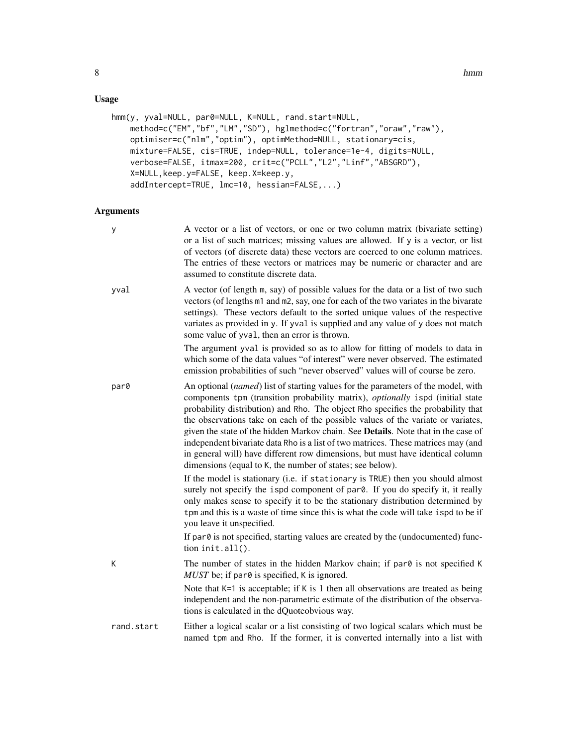## Usage

```
hmm(y, yval=NULL, par0=NULL, K=NULL, rand.start=NULL,
    method=c("EM","bf","LM","SD"), hglmethod=c("fortran","oraw","raw"),
    optimiser=c("nlm","optim"), optimMethod=NULL, stationary=cis,
    mixture=FALSE, cis=TRUE, indep=NULL, tolerance=1e-4, digits=NULL,
    verbose=FALSE, itmax=200, crit=c("PCLL","L2","Linf","ABSGRD"),
    X=NULL,keep.y=FALSE, keep.X=keep.y,
    addIntercept=TRUE, lmc=10, hessian=FALSE,...)
```

## Arguments

`y` A vector or a list of vectors, or one or two column matrix (bivariate setting) or a list of such matrices; missing values are allowed. If `y` is a vector, or list of vectors (of discrete data) these vectors are coerced to one column matrices. The entries of these vectors or matrices may be numeric or character and are assumed to constitute discrete data.

`yval` A vector (of length `m`, say) of possible values for the data or a list of two such vectors (of lengths `m1` and `m2`, say, one for each of the two variates in the bivarate settings). These vectors default to the sorted unique values of the respective variates as provided in `y`. If `yval` is supplied and any value of `y` does not match some value of `yval`, then an error is thrown.

The argument `yval` is provided so as to allow for fitting of models to data in which some of the data values "of interest" were never observed. The estimated emission probabilities of such "never observed" values will of course be zero.

`par0` An optional (*named*) list of starting values for the parameters of the model, with components `tpm` (transition probability matrix), *optionally* `ispd` (initial state probability distribution) and `Rho`. The object `Rho` specifies the probability that the observations take on each of the possible values of the variate or variates, given the state of the hidden Markov chain. See **Details**. Note that in the case of independent bivariate data `Rho` is a list of two matrices. These matrices may (and in general will) have different row dimensions, but must have identical column dimensions (equal to `K`, the number of states; see below).

If the model is stationary (i.e. if `stationary` is `TRUE`) then you should almost surely not specify the `ispd` component of `par0`. If you do specify it, it really only makes sense to specify it to be the stationary distribution determined by `tpm` and this is a waste of time since this is what the code will take `ispd` to be if you leave it unspecified.

If `par0` is not specified, starting values are created by the (undocumented) function `init.all()`.

`K` The number of states in the hidden Markov chain; if `par0` is not specified `K` *MUST* be; if `par0` is specified, `K` is ignored.

Note that `K=1` is acceptable; if `K` is 1 then all observations are treated as being independent and the non-parametric estimate of the distribution of the observations is calculated in the dQuoteobvious way.

`rand.start` Either a logical scalar or a list consisting of two logical scalars which must be named `tpm` and `Rho`. If the former, it is converted internally into a list with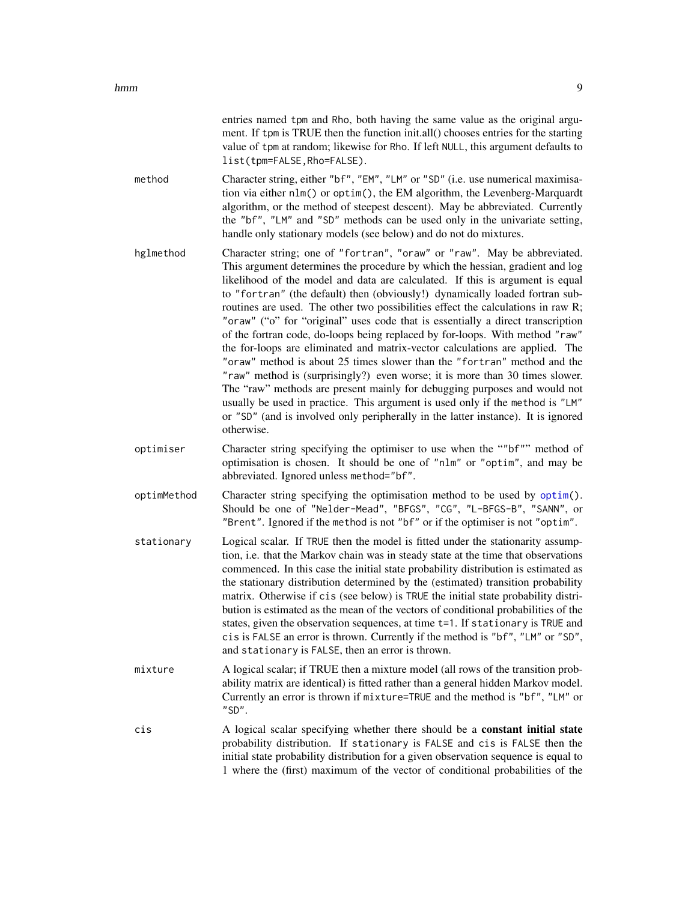entries named `tpm` and `Rho`, both having the same value as the original argument. If `tpm` is TRUE then the function init.all() chooses entries for the starting value of `tpm` at random; likewise for `Rho`. If left `NULL`, this argument defaults to `list(tpm=FALSE,Rho=FALSE)`.

**method**
: Character string, either "bf", "EM", "LM" or "SD" (i.e. use numerical maximisation via either `nlm()` or `optim()`, the EM algorithm, the Levenberg-Marquardt algorithm, or the method of steepest descent). May be abbreviated. Currently the "bf", "LM" and "SD" methods can be used only in the univariate setting, handle only stationary models (see below) and do not do mixtures.

**hglmethod**
: Character string; one of "fortran", "oraw" or "raw". May be abbreviated. This argument determines the procedure by which the hessian, gradient and log likelihood of the model and data are calculated. If this is argument is equal to "fortran" (the default) then (obviously!) dynamically loaded fortran subroutines are used. The other two possibilities effect the calculations in raw R; "oraw" ("o" for "original" uses code that is essentially a direct transcription of the fortran code, do-loops being replaced by for-loops. With method "raw" the for-loops are eliminated and matrix-vector calculations are applied. The "oraw" method is about 25 times slower than the "fortran" method and the "raw" method is (surprisingly?) even worse; it is more than 30 times slower. The "raw" methods are present mainly for debugging purposes and would not usually be used in practice. This argument is used only if the `method` is "LM" or "SD" (and is involved only peripherally in the latter instance). It is ignored otherwise.

**optimiser**
: Character string specifying the optimiser to use when the ""bf"" method of optimisation is chosen. It should be one of "nlm" or "optim", and may be abbreviated. Ignored unless `method="bf"`.

**optimMethod**
: Character string specifying the optimisation method to be used by `optim()`. Should be one of "Nelder-Mead", "BFGS", "CG", "L-BFGS-B", "SANN", or "Brent". Ignored if the `method` is not "bf" or if the optimiser is not "optim".

**stationary**
: Logical scalar. If `TRUE` then the model is fitted under the stationarity assumption, i.e. that the Markov chain was in steady state at the time that observations commenced. In this case the initial state probability distribution is estimated as the stationary distribution determined by the (estimated) transition probability matrix. Otherwise if `cis` (see below) is `TRUE` the initial state probability distribution is estimated as the mean of the vectors of conditional probabilities of the states, given the observation sequences, at time `t=1`. If `stationary` is `TRUE` and `cis` is `FALSE` an error is thrown. Currently if the method is "bf", "LM" or "SD", and `stationary` is `FALSE`, then an error is thrown.

**mixture**
: A logical scalar; if TRUE then a mixture model (all rows of the transition probability matrix are identical) is fitted rather than a general hidden Markov model. Currently an error is thrown if `mixture=TRUE` and the method is "bf", "LM" or "SD".

**cis**
: A logical scalar specifying whether there should be a **constant initial state** probability distribution. If `stationary` is `FALSE` and `cis` is `FALSE` then the initial state probability distribution for a given observation sequence is equal to 1 where the (first) maximum of the vector of conditional probabilities of the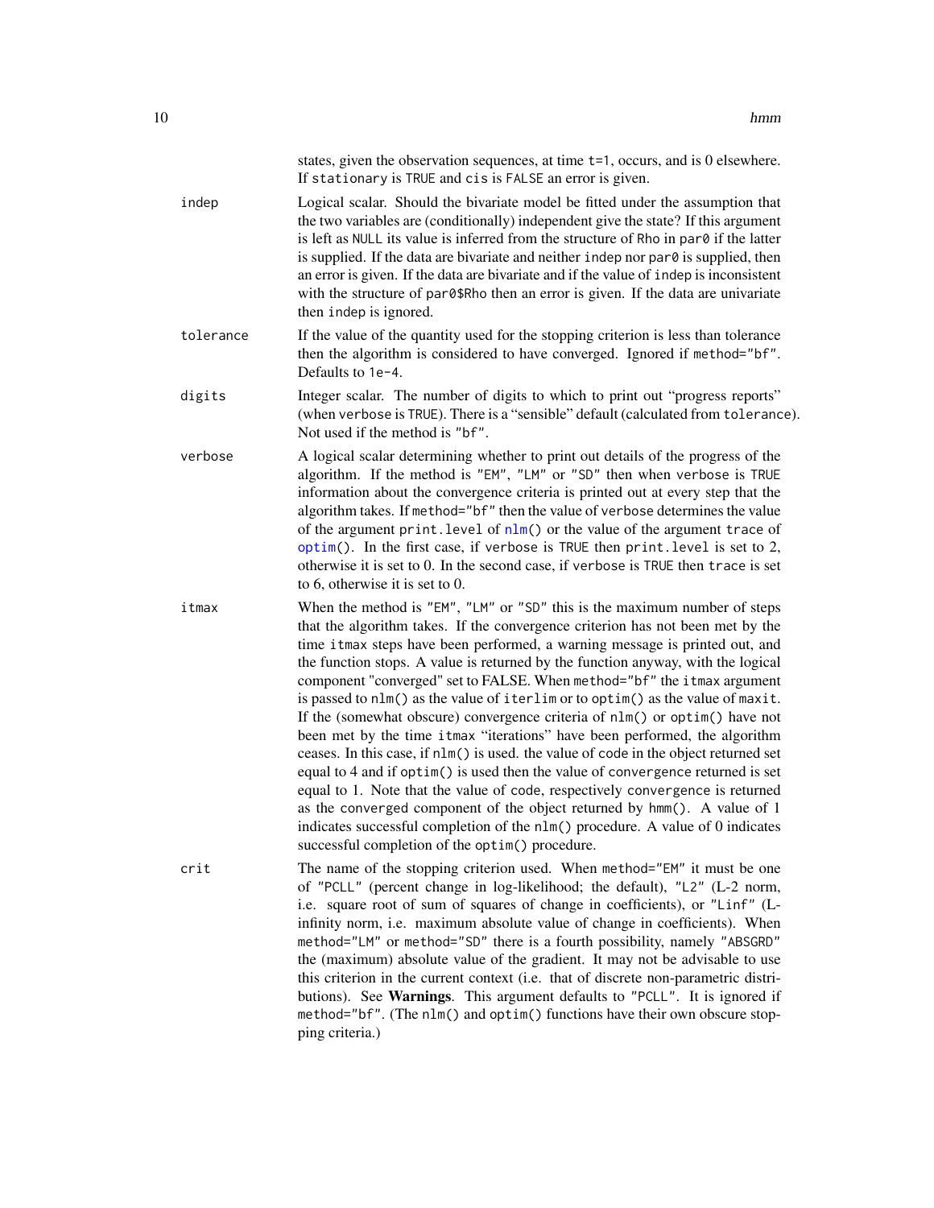states, given the observation sequences, at time `t=1`, occurs, and is 0 elsewhere. If `stationary` is `TRUE` and `cis` is `FALSE` an error is given.

`indep`
: Logical scalar. Should the bivariate model be fitted under the assumption that the two variables are (conditionally) independent give the state? If this argument is left as `NULL` its value is inferred from the structure of `Rho` in `par0` if the latter is supplied. If the data are bivariate and neither `indep` nor `par0` is supplied, then an error is given. If the data are bivariate and if the value of `indep` is inconsistent with the structure of `par0$Rho` then an error is given. If the data are univariate then `indep` is ignored.

`tolerance`
: If the value of the quantity used for the stopping criterion is less than tolerance then the algorithm is considered to have converged. Ignored if `method="bf"`. Defaults to `1e-4`.

`digits`
: Integer scalar. The number of digits to which to print out "progress reports" (when `verbose` is `TRUE`). There is a "sensible" default (calculated from `tolerance`). Not used if the method is `"bf"`.

`verbose`
: A logical scalar determining whether to print out details of the progress of the algorithm. If the method is `"EM"`, `"LM"` or `"SD"` then when `verbose` is `TRUE` information about the convergence criteria is printed out at every step that the algorithm takes. If `method="bf"` then the value of `verbose` determines the value of the argument `print.level` of `nlm()` or the value of the argument `trace` of `optim()`. In the first case, if `verbose` is `TRUE` then `print.level` is set to 2, otherwise it is set to 0. In the second case, if `verbose` is `TRUE` then `trace` is set to 6, otherwise it is set to 0.

`itmax`
: When the method is `"EM"`, `"LM"` or `"SD"` this is the maximum number of steps that the algorithm takes. If the convergence criterion has not been met by the time `itmax` steps have been performed, a warning message is printed out, and the function stops. A value is returned by the function anyway, with the logical component "converged" set to FALSE. When `method="bf"` the `itmax` argument is passed to `nlm()` as the value of `iterlim` or to `optim()` as the value of `maxit`. If the (somewhat obscure) convergence criteria of `nlm()` or `optim()` have not been met by the time `itmax` "iterations" have been performed, the algorithm ceases. In this case, if `nlm()` is used. the value of `code` in the object returned set equal to 4 and if `optim()` is used then the value of `convergence` returned is set equal to 1. Note that the value of `code`, respectively `convergence` is returned as the `converged` component of the object returned by `hmm()`. A value of 1 indicates successful completion of the `nlm()` procedure. A value of 0 indicates successful completion of the `optim()` procedure.

`crit`
: The name of the stopping criterion used. When `method="EM"` it must be one of `"PCLL"` (percent change in log-likelihood; the default), `"L2"` (L-2 norm, i.e. square root of sum of squares of change in coefficients), or `"Linf"` (L-infinity norm, i.e. maximum absolute value of change in coefficients). When `method="LM"` or `method="SD"` there is a fourth possibility, namely `"ABSGRD"` the (maximum) absolute value of the gradient. It may not be advisable to use this criterion in the current context (i.e. that of discrete non-parametric distributions). See **Warnings**. This argument defaults to `"PCLL"`. It is ignored if `method="bf"`. (The `nlm()` and `optim()` functions have their own obscure stopping criteria.)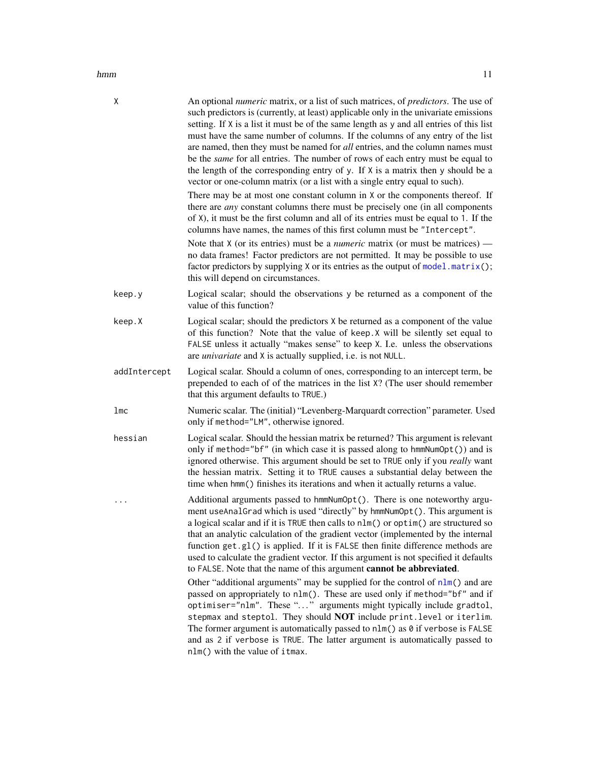**X**
: An optional *numeric* matrix, or a list of such matrices, of *predictors*. The use of such predictors is (currently, at least) applicable only in the univariate emissions setting. If `X` is a list it must be of the same length as `y` and all entries of this list must have the same number of columns. If the columns of any entry of the list are named, then they must be named for *all* entries, and the column names must be the *same* for all entries. The number of rows of each entry must be equal to the length of the corresponding entry of `y`. If `X` is a matrix then `y` should be a vector or one-column matrix (or a list with a single entry equal to such).

  There may be at most one constant column in `X` or the components thereof. If there are *any* constant columns there must be precisely one (in all components of `X`), it must be the first column and all of its entries must be equal to `1`. If the columns have names, the names of this first column must be `"Intercept"`.

  Note that `X` (or its entries) must be a *numeric* matrix (or must be matrices) — no data frames! Factor predictors are not permitted. It may be possible to use factor predictors by supplying `X` or its entries as the output of `model.matrix()`; this will depend on circumstances.

**keep.y**
: Logical scalar; should the observations `y` be returned as a component of the value of this function?

**keep.X**
: Logical scalar; should the predictors `X` be returned as a component of the value of this function? Note that the value of `keep.X` will be silently set equal to `FALSE` unless it actually "makes sense" to keep `X`. I.e. unless the observations are *univariate* and `X` is actually supplied, i.e. is not `NULL`.

**addIntercept**
: Logical scalar. Should a column of ones, corresponding to an intercept term, be prepended to each of of the matrices in the list `X`? (The user should remember that this argument defaults to `TRUE`.)

**lmc**
: Numeric scalar. The (initial) "Levenberg-Marquardt correction" parameter. Used only if `method="LM"`, otherwise ignored.

**hessian**
: Logical scalar. Should the hessian matrix be returned? This argument is relevant only if `method="bf"` (in which case it is passed along to `hmmNumOpt()`) and is ignored otherwise. This argument should be set to `TRUE` only if you *really* want the hessian matrix. Setting it to `TRUE` causes a substantial delay between the time when `hmm()` finishes its iterations and when it actually returns a value.

**...**
: Additional arguments passed to `hmmNumOpt()`. There is one noteworthy argument `useAnalGrad` which is used "directly" by `hmmNumOpt()`. This argument is a logical scalar and if it is `TRUE` then calls to `nlm()` or `optim()` are structured so that an analytic calculation of the gradient vector (implemented by the internal function `get.gl()` is applied. If it is `FALSE` then finite difference methods are used to calculate the gradient vector. If this argument is not specified it defaults to `FALSE`. Note that the name of this argument **cannot be abbreviated**.

  Other "additional arguments" may be supplied for the control of `nlm()` and are passed on appropriately to `nlm()`. These are used only if `method="bf"` and if `optimiser="nlm"`. These "..." arguments might typically include `gradtol`, `stepmax` and `steptol`. They should **NOT** include `print.level` or `iterlim`. The former argument is automatically passed to `nlm()` as `0` if `verbose` is `FALSE` and as `2` if `verbose` is `TRUE`. The latter argument is automatically passed to `nlm()` with the value of `itmax`.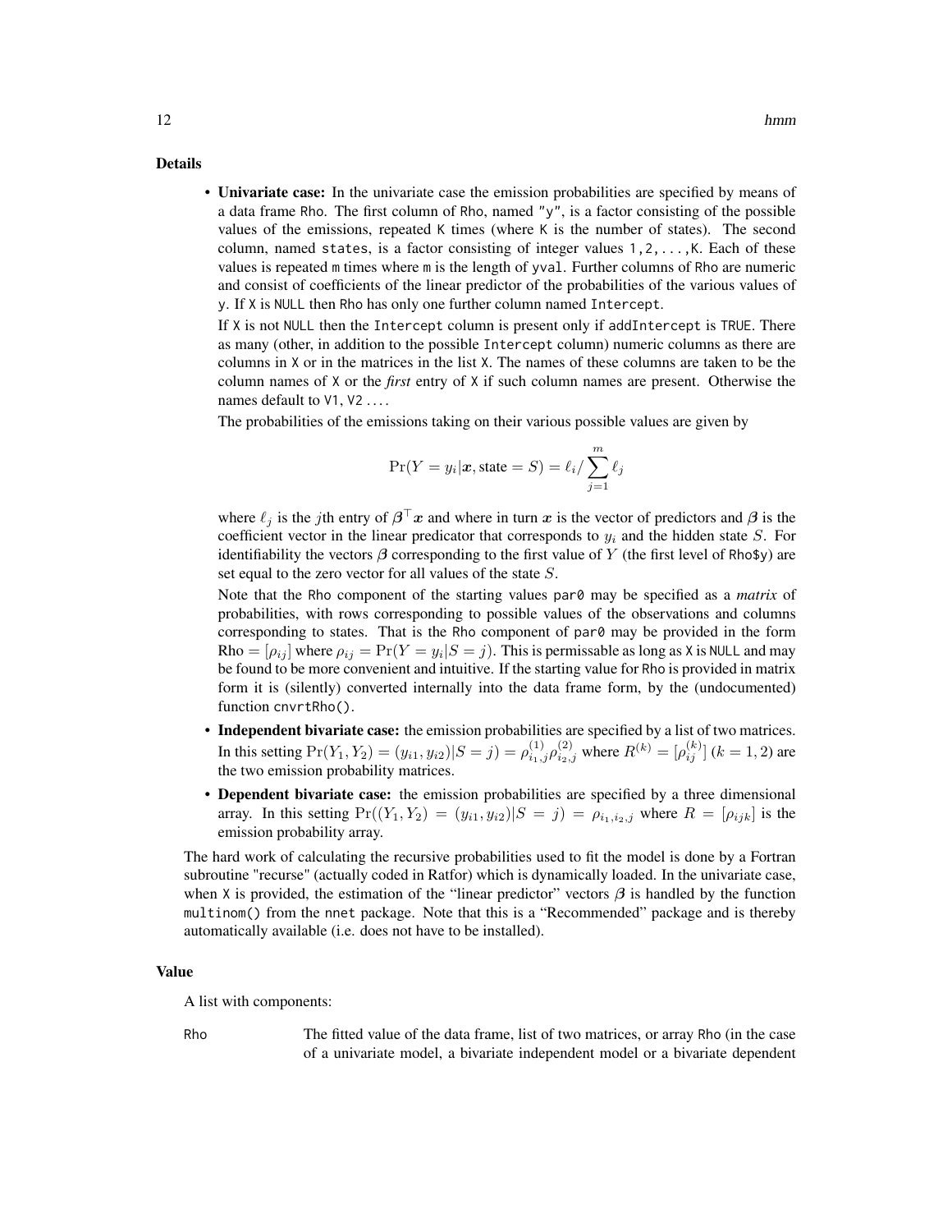### Details

- **Univariate case:** In the univariate case the emission probabilities are specified by means of a data frame Rho. The first column of Rho, named "y", is a factor consisting of the possible values of the emissions, repeated K times (where K is the number of states). The second column, named states, is a factor consisting of integer values 1,2,...,K. Each of these values is repeated m times where m is the length of yval. Further columns of Rho are numeric and consist of coefficients of the linear predictor of the probabilities of the various values of y. If X is NULL then Rho has only one further column named Intercept.

  If X is not NULL then the Intercept column is present only if addIntercept is TRUE. There as many (other, in addition to the possible Intercept column) numeric columns as there are columns in X or in the matrices in the list X. The names of these columns are taken to be the column names of X or the *first* entry of X if such column names are present. Otherwise the names default to V1, V2 ....

  The probabilities of the emissions taking on their various possible values are given by

  $$\Pr(Y = y_i | \boldsymbol{x}, \text{state} = S) = \ell_i / \sum_{j=1}^{m} \ell_j$$

  where $\ell_j$ is the $j$th entry of $\boldsymbol{\beta}^\top \boldsymbol{x}$ and where in turn $\boldsymbol{x}$ is the vector of predictors and $\boldsymbol{\beta}$ is the coefficient vector in the linear predicator that corresponds to $y_i$ and the hidden state $S$. For identifiability the vectors $\boldsymbol{\beta}$ corresponding to the first value of $Y$ (the first level of Rho$y) are set equal to the zero vector for all values of the state $S$.

  Note that the Rho component of the starting values par0 may be specified as a *matrix* of probabilities, with rows corresponding to possible values of the observations and columns corresponding to states. That is the Rho component of par0 may be provided in the form $\text{Rho} = [\rho_{ij}]$ where $\rho_{ij} = \Pr(Y = y_i | S = j)$. This is permissable as long as X is NULL and may be found to be more convenient and intuitive. If the starting value for Rho is provided in matrix form it is (silently) converted internally into the data frame form, by the (undocumented) function cnvrtRho().

- **Independent bivariate case:** the emission probabilities are specified by a list of two matrices. In this setting $\Pr(Y_1, Y_2) = (y_{i1}, y_{i2}) | S = j) = \rho^{(1)}_{i_1,j} \rho^{(2)}_{i_2,j}$ where $R^{(k)} = [\rho^{(k)}_{ij}]$ $(k = 1, 2)$ are the two emission probability matrices.

- **Dependent bivariate case:** the emission probabilities are specified by a three dimensional array. In this setting $\Pr((Y_1, Y_2) = (y_{i1}, y_{i2}) | S = j) = \rho_{i_1,i_2,j}$ where $R = [\rho_{ijk}]$ is the emission probability array.

The hard work of calculating the recursive probabilities used to fit the model is done by a Fortran subroutine "recurse" (actually coded in Ratfor) which is dynamically loaded. In the univariate case, when X is provided, the estimation of the "linear predictor" vectors $\boldsymbol{\beta}$ is handled by the function multinom() from the nnet package. Note that this is a "Recommended" package and is thereby automatically available (i.e. does not have to be installed).

### Value

A list with components:

Rho — The fitted value of the data frame, list of two matrices, or array Rho (in the case of a univariate model, a bivariate independent model or a bivariate dependent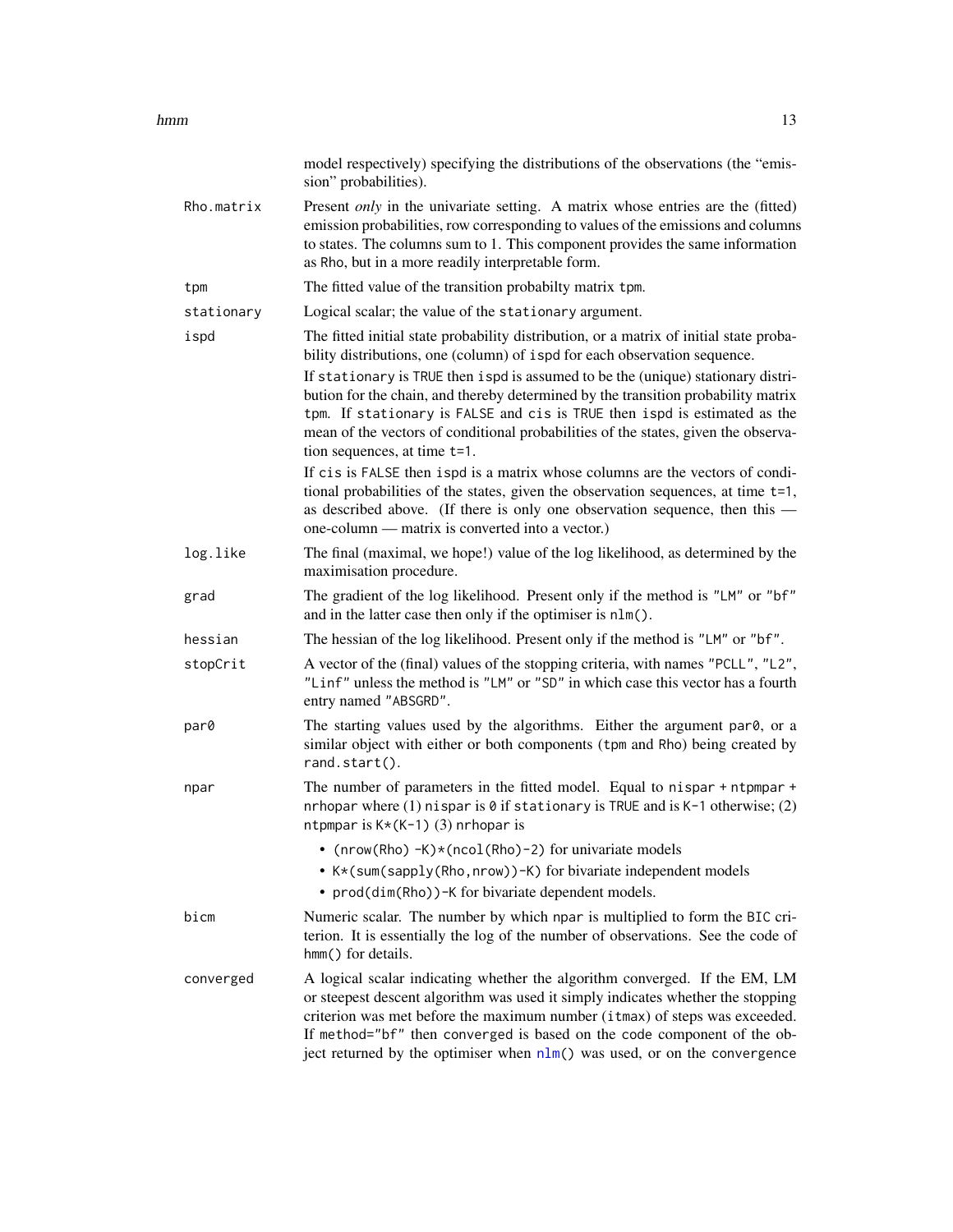model respectively) specifying the distributions of the observations (the "emission" probabilities).

**Rho.matrix** Present *only* in the univariate setting. A matrix whose entries are the (fitted) emission probabilities, row corresponding to values of the emissions and columns to states. The columns sum to 1. This component provides the same information as Rho, but in a more readily interpretable form.

**tpm** The fitted value of the transition probabilty matrix tpm.

**stationary** Logical scalar; the value of the stationary argument.

**ispd** The fitted initial state probability distribution, or a matrix of initial state probability distributions, one (column) of ispd for each observation sequence.

If stationary is TRUE then ispd is assumed to be the (unique) stationary distribution for the chain, and thereby determined by the transition probability matrix tpm. If stationary is FALSE and cis is TRUE then ispd is estimated as the mean of the vectors of conditional probabilities of the states, given the observation sequences, at time t=1.

If cis is FALSE then ispd is a matrix whose columns are the vectors of conditional probabilities of the states, given the observation sequences, at time t=1, as described above. (If there is only one observation sequence, then this — one-column — matrix is converted into a vector.)

**log.like** The final (maximal, we hope!) value of the log likelihood, as determined by the maximisation procedure.

**grad** The gradient of the log likelihood. Present only if the method is "LM" or "bf" and in the latter case then only if the optimiser is nlm().

**hessian** The hessian of the log likelihood. Present only if the method is "LM" or "bf".

**stopCrit** A vector of the (final) values of the stopping criteria, with names "PCLL", "L2", "Linf" unless the method is "LM" or "SD" in which case this vector has a fourth entry named "ABSGRD".

**par0** The starting values used by the algorithms. Either the argument par0, or a similar object with either or both components (tpm and Rho) being created by rand.start().

**npar** The number of parameters in the fitted model. Equal to nispar + ntpmpar + nrhopar where (1) nispar is 0 if stationary is TRUE and is K-1 otherwise; (2) ntpmpar is K*(K-1) (3) nrhopar is

- (nrow(Rho) -K)*(ncol(Rho)-2) for univariate models
- K*(sum(sapply(Rho,nrow))-K) for bivariate independent models
- prod(dim(Rho))-K for bivariate dependent models.

**bicm** Numeric scalar. The number by which npar is multiplied to form the BIC criterion. It is essentially the log of the number of observations. See the code of hmm() for details.

**converged** A logical scalar indicating whether the algorithm converged. If the EM, LM or steepest descent algorithm was used it simply indicates whether the stopping criterion was met before the maximum number (itmax) of steps was exceeded. If method="bf" then converged is based on the code component of the object returned by the optimiser when nlm() was used, or on the convergence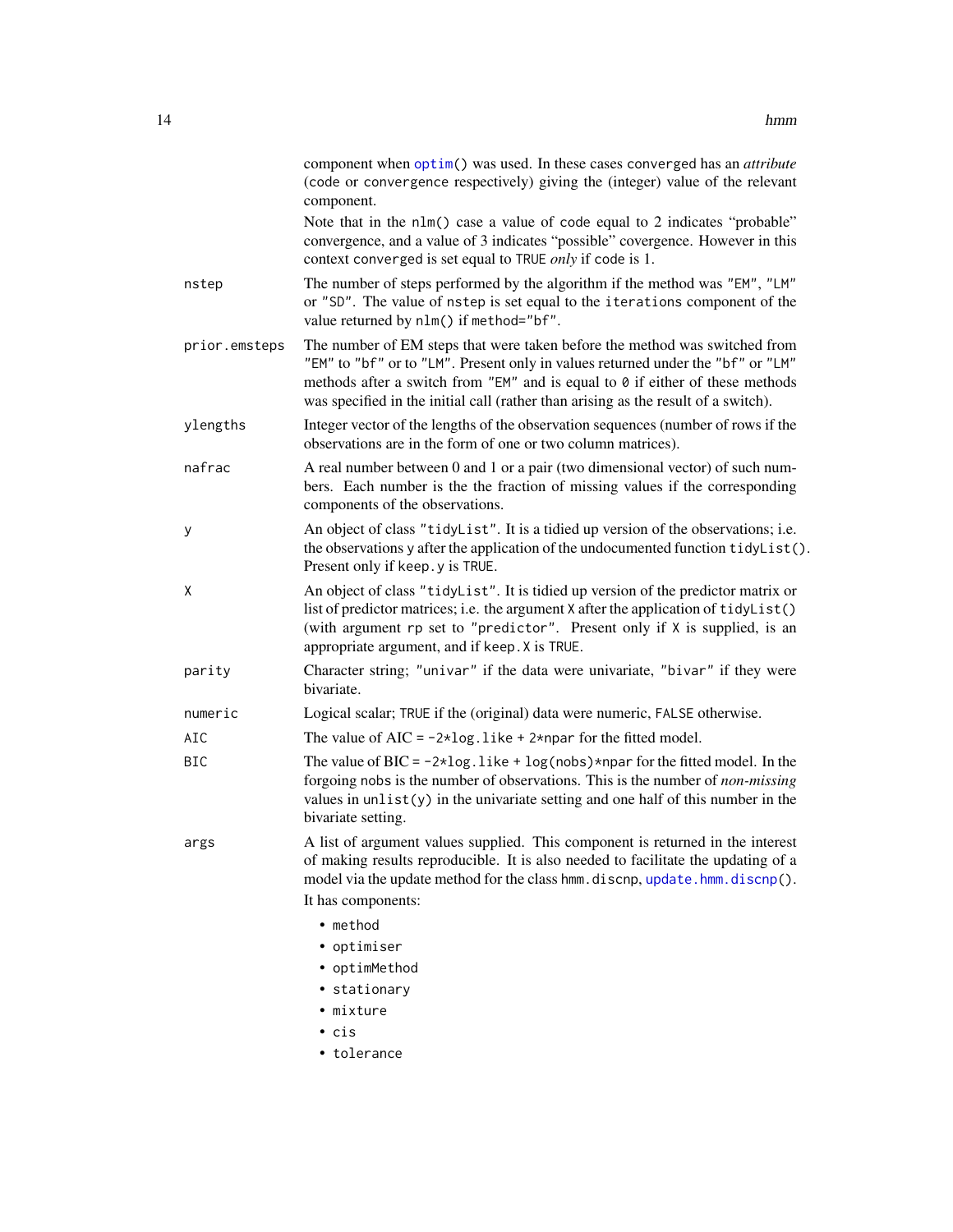component when `optim()` was used. In these cases converged has an *attribute* (`code` or `convergence` respectively) giving the (integer) value of the relevant component.

Note that in the `nlm()` case a value of `code` equal to 2 indicates "probable" convergence, and a value of 3 indicates "possible" covergence. However in this context `converged` is set equal to `TRUE` *only* if `code` is 1.

**nstep**
: The number of steps performed by the algorithm if the method was "EM", "LM" or "SD". The value of `nstep` is set equal to the `iterations` component of the value returned by `nlm()` if `method="bf"`.

**prior.emsteps**
: The number of EM steps that were taken before the method was switched from "EM" to "bf" or to "LM". Present only in values returned under the "bf" or "LM" methods after a switch from "EM" and is equal to 0 if either of these methods was specified in the initial call (rather than arising as the result of a switch).

**ylengths**
: Integer vector of the lengths of the observation sequences (number of rows if the observations are in the form of one or two column matrices).

**nafrac**
: A real number between 0 and 1 or a pair (two dimensional vector) of such numbers. Each number is the the fraction of missing values if the corresponding components of the observations.

**y**
: An object of class "tidyList". It is a tidied up version of the observations; i.e. the observations `y` after the application of the undocumented function `tidyList()`. Present only if `keep.y` is `TRUE`.

**X**
: An object of class "tidyList". It is tidied up version of the predictor matrix or list of predictor matrices; i.e. the argument `X` after the application of `tidyList()` (with argument `rp` set to "predictor". Present only if `X` is supplied, is an appropriate argument, and if `keep.X` is `TRUE`.

**parity**
: Character string; "univar" if the data were univariate, "bivar" if they were bivariate.

**numeric**
: Logical scalar; `TRUE` if the (original) data were numeric, `FALSE` otherwise.

**AIC**
: The value of AIC = `-2*log.like + 2*npar` for the fitted model.

**BIC**
: The value of BIC = `-2*log.like + log(nobs)*npar` for the fitted model. In the forgoing `nobs` is the number of observations. This is the number of *non-missing* values in `unlist(y)` in the univariate setting and one half of this number in the bivariate setting.

**args**
: A list of argument values supplied. This component is returned in the interest of making results reproducible. It is also needed to facilitate the updating of a model via the update method for the class `hmm.discnp`, `update.hmm.discnp()`.

  It has components:

  - `method`
  - `optimiser`
  - `optimMethod`
  - `stationary`
  - `mixture`
  - `cis`
  - `tolerance`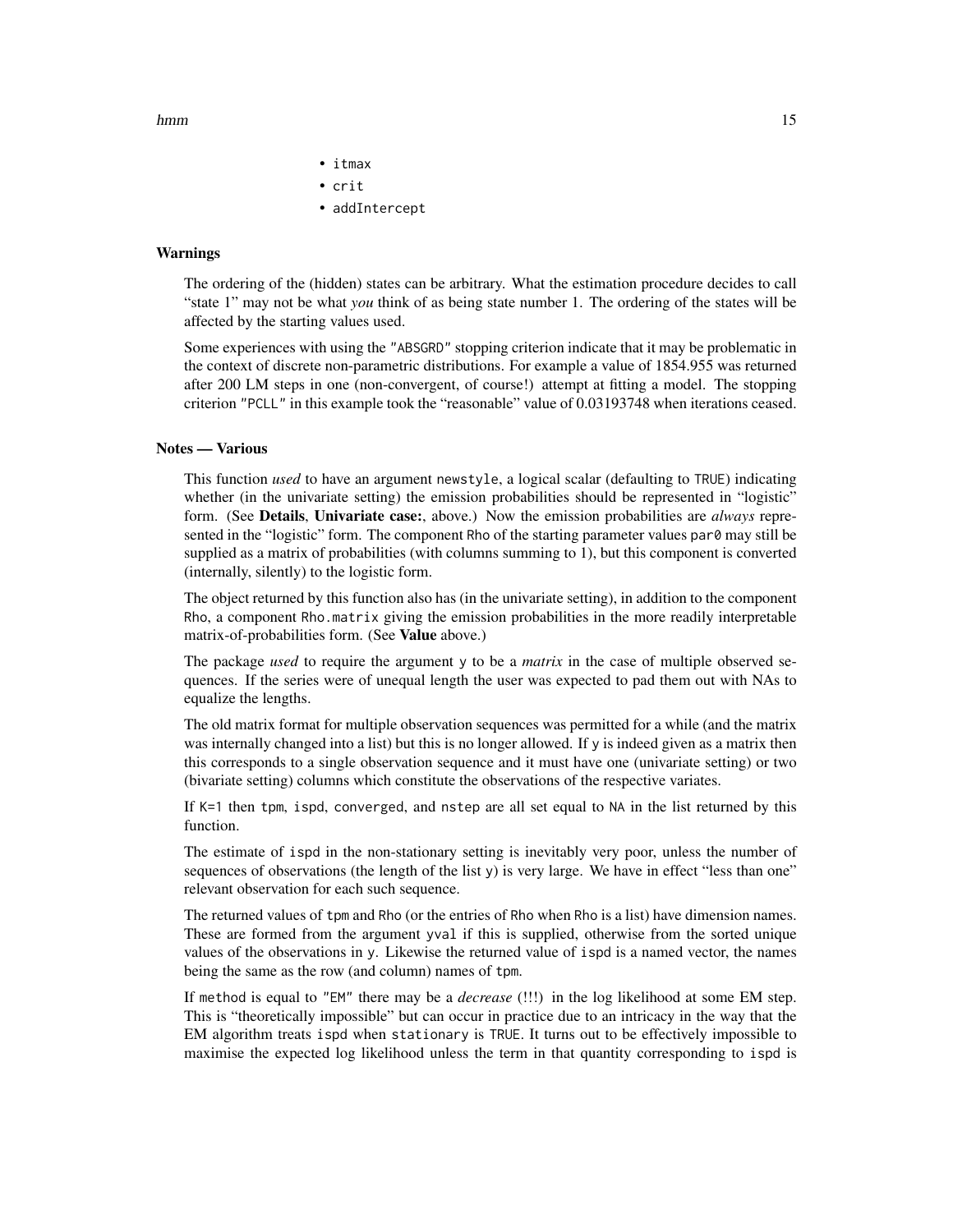- `itmax`
- `crit`
- `addIntercept`

### Warnings

The ordering of the (hidden) states can be arbitrary. What the estimation procedure decides to call "state 1" may not be what *you* think of as being state number 1. The ordering of the states will be affected by the starting values used.

Some experiences with using the `"ABSGRD"` stopping criterion indicate that it may be problematic in the context of discrete non-parametric distributions. For example a value of 1854.955 was returned after 200 LM steps in one (non-convergent, of course!) attempt at fitting a model. The stopping criterion `"PCLL"` in this example took the "reasonable" value of 0.03193748 when iterations ceased.

### Notes — Various

This function *used* to have an argument `newstyle`, a logical scalar (defaulting to `TRUE`) indicating whether (in the univariate setting) the emission probabilities should be represented in "logistic" form. (See **Details**, **Univariate case:**, above.) Now the emission probabilities are *always* represented in the "logistic" form. The component `Rho` of the starting parameter values `par0` may still be supplied as a matrix of probabilities (with columns summing to 1), but this component is converted (internally, silently) to the logistic form.

The object returned by this function also has (in the univariate setting), in addition to the component `Rho`, a component `Rho.matrix` giving the emission probabilities in the more readily interpretable matrix-of-probabilities form. (See **Value** above.)

The package *used* to require the argument `y` to be a *matrix* in the case of multiple observed sequences. If the series were of unequal length the user was expected to pad them out with NAs to equalize the lengths.

The old matrix format for multiple observation sequences was permitted for a while (and the matrix was internally changed into a list) but this is no longer allowed. If `y` is indeed given as a matrix then this corresponds to a single observation sequence and it must have one (univariate setting) or two (bivariate setting) columns which constitute the observations of the respective variates.

If `K=1` then `tpm`, `ispd`, `converged`, and `nstep` are all set equal to `NA` in the list returned by this function.

The estimate of `ispd` in the non-stationary setting is inevitably very poor, unless the number of sequences of observations (the length of the list `y`) is very large. We have in effect "less than one" relevant observation for each such sequence.

The returned values of `tpm` and `Rho` (or the entries of `Rho` when `Rho` is a list) have dimension names. These are formed from the argument `yval` if this is supplied, otherwise from the sorted unique values of the observations in `y`. Likewise the returned value of `ispd` is a named vector, the names being the same as the row (and column) names of `tpm`.

If `method` is equal to `"EM"` there may be a *decrease* (!!!) in the log likelihood at some EM step. This is "theoretically impossible" but can occur in practice due to an intricacy in the way that the EM algorithm treats `ispd` when `stationary` is `TRUE`. It turns out to be effectively impossible to maximise the expected log likelihood unless the term in that quantity corresponding to `ispd` is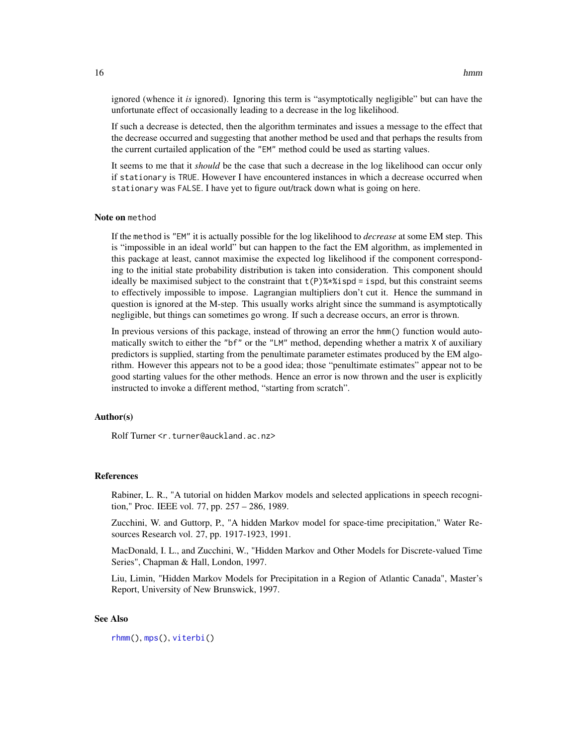ignored (whence it *is* ignored). Ignoring this term is “asymptotically negligible” but can have the unfortunate effect of occasionally leading to a decrease in the log likelihood.

If such a decrease is detected, then the algorithm terminates and issues a message to the effect that the decrease occurred and suggesting that another method be used and that perhaps the results from the current curtailed application of the "EM" method could be used as starting values.

It seems to me that it *should* be the case that such a decrease in the log likelihood can occur only if `stationary` is `TRUE`. However I have encountered instances in which a decrease occurred when `stationary` was `FALSE`. I have yet to figure out/track down what is going on here.

### Note on `method`

If the `method` is "EM" it is actually possible for the log likelihood to *decrease* at some EM step. This is “impossible in an ideal world” but can happen to the fact the EM algorithm, as implemented in this package at least, cannot maximise the expected log likelihood if the component corresponding to the initial state probability distribution is taken into consideration. This component should ideally be maximised subject to the constraint that `t(P)%*%ispd = ispd`, but this constraint seems to effectively impossible to impose. Lagrangian multipliers don’t cut it. Hence the summand in question is ignored at the M-step. This usually works alright since the summand is asymptotically negligible, but things can sometimes go wrong. If such a decrease occurs, an error is thrown.

In previous versions of this package, instead of throwing an error the `hmm()` function would automatically switch to either the "bf" or the "LM" method, depending whether a matrix `X` of auxiliary predictors is supplied, starting from the penultimate parameter estimates produced by the EM algorithm. However this appears not to be a good idea; those “penultimate estimates” appear not to be good starting values for the other methods. Hence an error is now thrown and the user is explicitly instructed to invoke a different method, “starting from scratch”.

## Author(s)

Rolf Turner <r.turner@auckland.ac.nz>

## References

Rabiner, L. R., "A tutorial on hidden Markov models and selected applications in speech recognition," Proc. IEEE vol. 77, pp. 257 – 286, 1989.

Zucchini, W. and Guttorp, P., "A hidden Markov model for space-time precipitation," Water Resources Research vol. 27, pp. 1917-1923, 1991.

MacDonald, I. L., and Zucchini, W., "Hidden Markov and Other Models for Discrete-valued Time Series", Chapman & Hall, London, 1997.

Liu, Limin, "Hidden Markov Models for Precipitation in a Region of Atlantic Canada", Master’s Report, University of New Brunswick, 1997.

## See Also

`rhmm()`, `mps()`, `viterbi()`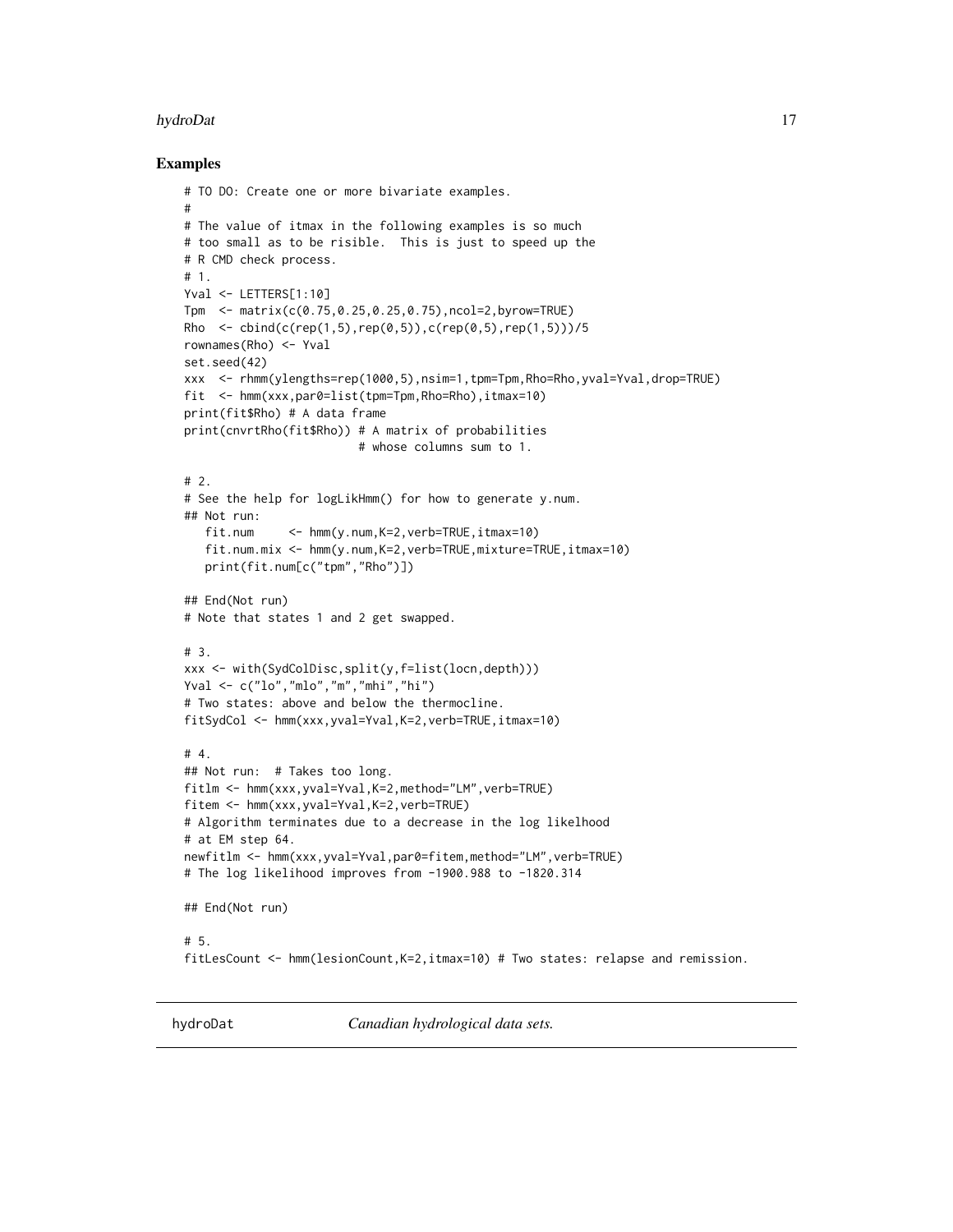## Examples

```
# TO DO: Create one or more bivariate examples.
#
# The value of itmax in the following examples is so much
# too small as to be risible.  This is just to speed up the
# R CMD check process.
# 1.
Yval <- LETTERS[1:10]
Tpm  <- matrix(c(0.75,0.25,0.25,0.75),ncol=2,byrow=TRUE)
Rho  <- cbind(c(rep(1,5),rep(0,5)),c(rep(0,5),rep(1,5)))/5
rownames(Rho) <- Yval
set.seed(42)
xxx  <- rhmm(ylengths=rep(1000,5),nsim=1,tpm=Tpm,Rho=Rho,yval=Yval,drop=TRUE)
fit  <- hmm(xxx,par0=list(tpm=Tpm,Rho=Rho),itmax=10)
print(fit$Rho) # A data frame
print(cnvrtRho(fit$Rho)) # A matrix of probabilities
                         # whose columns sum to 1.

# 2.
# See the help for logLikHmm() for how to generate y.num.
## Not run:
   fit.num     <- hmm(y.num,K=2,verb=TRUE,itmax=10)
   fit.num.mix <- hmm(y.num,K=2,verb=TRUE,mixture=TRUE,itmax=10)
   print(fit.num[c("tpm","Rho")])

## End(Not run)
# Note that states 1 and 2 get swapped.

# 3.
xxx <- with(SydColDisc,split(y,f=list(locn,depth)))
Yval <- c("lo","mlo","m","mhi","hi")
# Two states: above and below the thermocline.
fitSydCol <- hmm(xxx,yval=Yval,K=2,verb=TRUE,itmax=10)

# 4.
## Not run:  # Takes too long.
fitlm <- hmm(xxx,yval=Yval,K=2,method="LM",verb=TRUE)
fitem <- hmm(xxx,yval=Yval,K=2,verb=TRUE)
# Algorithm terminates due to a decrease in the log likelhood
# at EM step 64.
newfitlm <- hmm(xxx,yval=Yval,par0=fitem,method="LM",verb=TRUE)
# The log likelihood improves from -1900.988 to -1820.314

## End(Not run)

# 5.
fitLesCount <- hmm(lesionCount,K=2,itmax=10) # Two states: relapse and remission.
```

---

hydroDat *Canadian hydrological data sets.*

---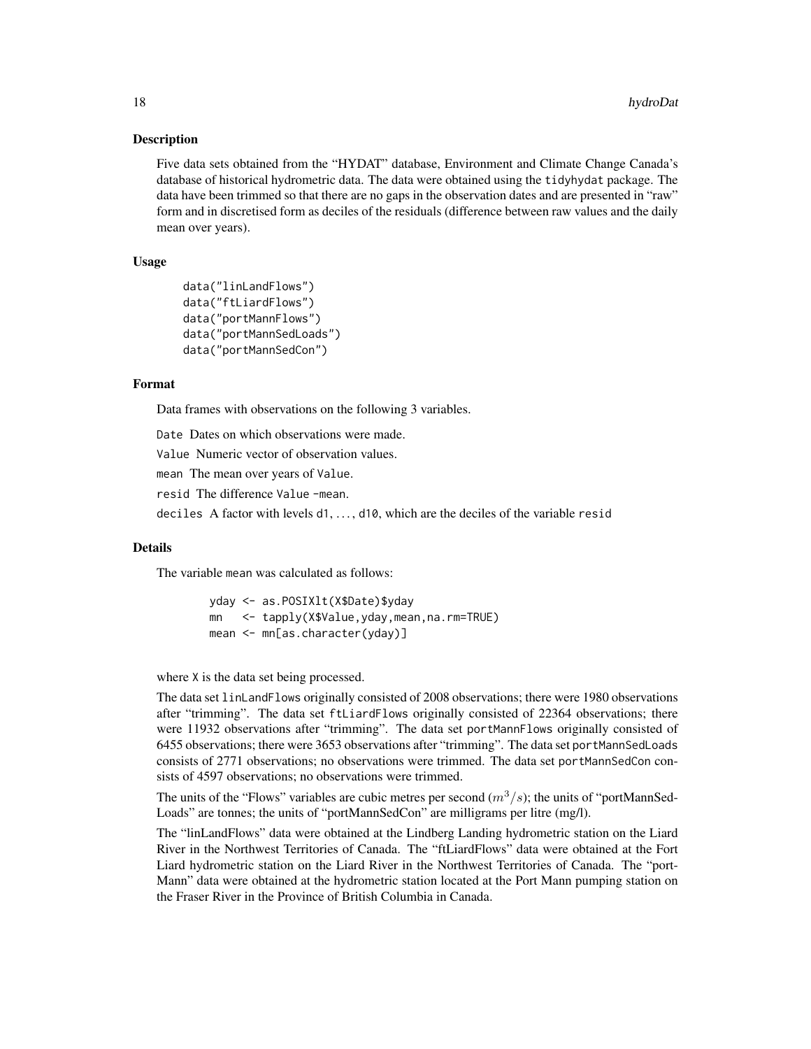## Description

Five data sets obtained from the "HYDAT" database, Environment and Climate Change Canada's database of historical hydrometric data. The data were obtained using the tidyhydat package. The data have been trimmed so that there are no gaps in the observation dates and are presented in "raw" form and in discretised form as deciles of the residuals (difference between raw values and the daily mean over years).

## Usage

```
data("linLandFlows")
data("ftLiardFlows")
data("portMannFlows")
data("portMannSedLoads")
data("portMannSedCon")
```

## Format

Data frames with observations on the following 3 variables.

Date Dates on which observations were made.

Value Numeric vector of observation values.

mean The mean over years of Value.

resid The difference Value -mean.

deciles A factor with levels d1, ..., d10, which are the deciles of the variable resid

## Details

The variable mean was calculated as follows:

```
yday <- as.POSIXlt(X$Date)$yday
mn   <- tapply(X$Value,yday,mean,na.rm=TRUE)
mean <- mn[as.character(yday)]
```

where X is the data set being processed.

The data set linLandFlows originally consisted of 2008 observations; there were 1980 observations after "trimming". The data set ftLiardFlows originally consisted of 22364 observations; there were 11932 observations after "trimming". The data set portMannFlows originally consisted of 6455 observations; there were 3653 observations after "trimming". The data set portMannSedLoads consists of 2771 observations; no observations were trimmed. The data set portMannSedCon consists of 4597 observations; no observations were trimmed.

The units of the "Flows" variables are cubic metres per second ($m^3/s$); the units of "portMannSedLoads" are tonnes; the units of "portMannSedCon" are milligrams per litre (mg/l).

The "linLandFlows" data were obtained at the Lindberg Landing hydrometric station on the Liard River in the Northwest Territories of Canada. The "ftLiardFlows" data were obtained at the Fort Liard hydrometric station on the Liard River in the Northwest Territories of Canada. The "portMann" data were obtained at the hydrometric station located at the Port Mann pumping station on the Fraser River in the Province of British Columbia in Canada.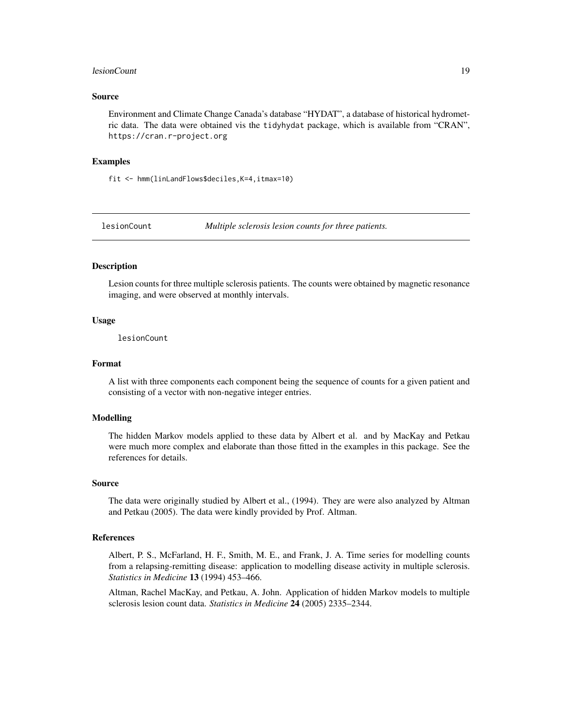### Source

Environment and Climate Change Canada's database "HYDAT", a database of historical hydrometric data. The data were obtained vis the tidyhydat package, which is available from "CRAN", https://cran.r-project.org

### Examples

```
fit <- hmm(linLandFlows$deciles,K=4,itmax=10)
```

---

## lesionCount — *Multiple sclerosis lesion counts for three patients.*

---

### Description

Lesion counts for three multiple sclerosis patients. The counts were obtained by magnetic resonance imaging, and were observed at monthly intervals.

### Usage

```
lesionCount
```

### Format

A list with three components each component being the sequence of counts for a given patient and consisting of a vector with non-negative integer entries.

### Modelling

The hidden Markov models applied to these data by Albert et al. and by MacKay and Petkau were much more complex and elaborate than those fitted in the examples in this package. See the references for details.

### Source

The data were originally studied by Albert et al., (1994). They are were also analyzed by Altman and Petkau (2005). The data were kindly provided by Prof. Altman.

### References

Albert, P. S., McFarland, H. F., Smith, M. E., and Frank, J. A. Time series for modelling counts from a relapsing-remitting disease: application to modelling disease activity in multiple sclerosis. *Statistics in Medicine* **13** (1994) 453–466.

Altman, Rachel MacKay, and Petkau, A. John. Application of hidden Markov models to multiple sclerosis lesion count data. *Statistics in Medicine* **24** (2005) 2335–2344.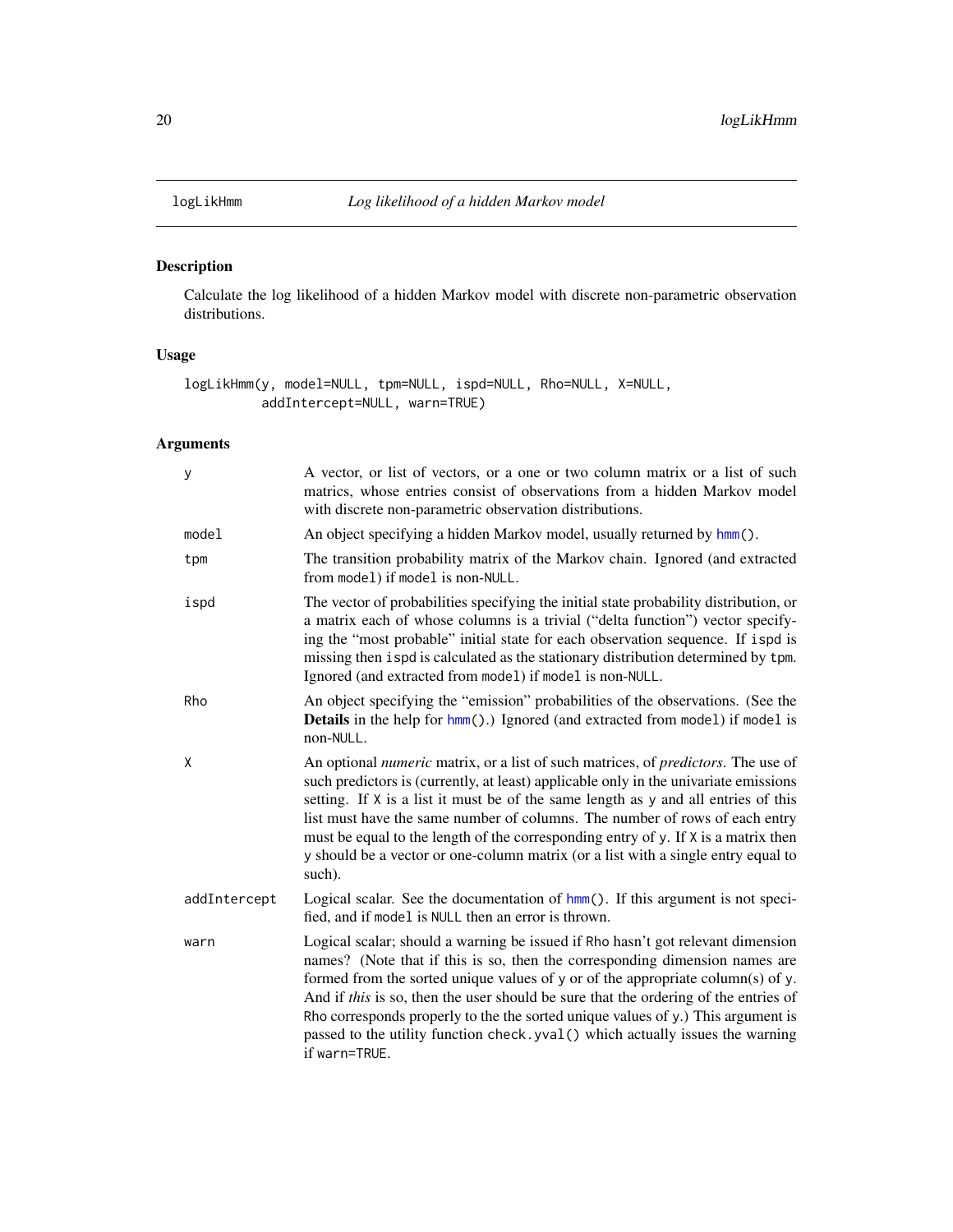# logLikHmm — *Log likelihood of a hidden Markov model*

## Description

Calculate the log likelihood of a hidden Markov model with discrete non-parametric observation distributions.

## Usage

```
logLikHmm(y, model=NULL, tpm=NULL, ispd=NULL, Rho=NULL, X=NULL,
          addIntercept=NULL, warn=TRUE)
```

## Arguments

| | |
|---|---|
| `y` | A vector, or list of vectors, or a one or two column matrix or a list of such matrics, whose entries consist of observations from a hidden Markov model with discrete non-parametric observation distributions. |
| `model` | An object specifying a hidden Markov model, usually returned by `hmm()`. |
| `tpm` | The transition probability matrix of the Markov chain. Ignored (and extracted from `model`) if `model` is non-`NULL`. |
| `ispd` | The vector of probabilities specifying the initial state probability distribution, or a matrix each of whose columns is a trivial ("delta function") vector specifying the "most probable" initial state for each observation sequence. If `ispd` is missing then `ispd` is calculated as the stationary distribution determined by `tpm`. Ignored (and extracted from `model`) if `model` is non-`NULL`. |
| `Rho` | An object specifying the "emission" probabilities of the observations. (See the **Details** in the help for `hmm()`.) Ignored (and extracted from `model`) if `model` is non-`NULL`. |
| `X` | An optional *numeric* matrix, or a list of such matrices, of *predictors*. The use of such predictors is (currently, at least) applicable only in the univariate emissions setting. If `X` is a list it must be of the same length as `y` and all entries of this list must have the same number of columns. The number of rows of each entry must be equal to the length of the corresponding entry of `y`. If `X` is a matrix then `y` should be a vector or one-column matrix (or a list with a single entry equal to such). |
| `addIntercept` | Logical scalar. See the documentation of `hmm()`. If this argument is not specified, and if `model` is `NULL` then an error is thrown. |
| `warn` | Logical scalar; should a warning be issued if `Rho` hasn't got relevant dimension names? (Note that if this is so, then the corresponding dimension names are formed from the sorted unique values of `y` or of the appropriate column(s) of `y`. And if *this* is so, then the user should be sure that the ordering of the entries of `Rho` corresponds properly to the the sorted unique values of `y`.) This argument is passed to the utility function `check.yval()` which actually issues the warning if `warn=TRUE`. |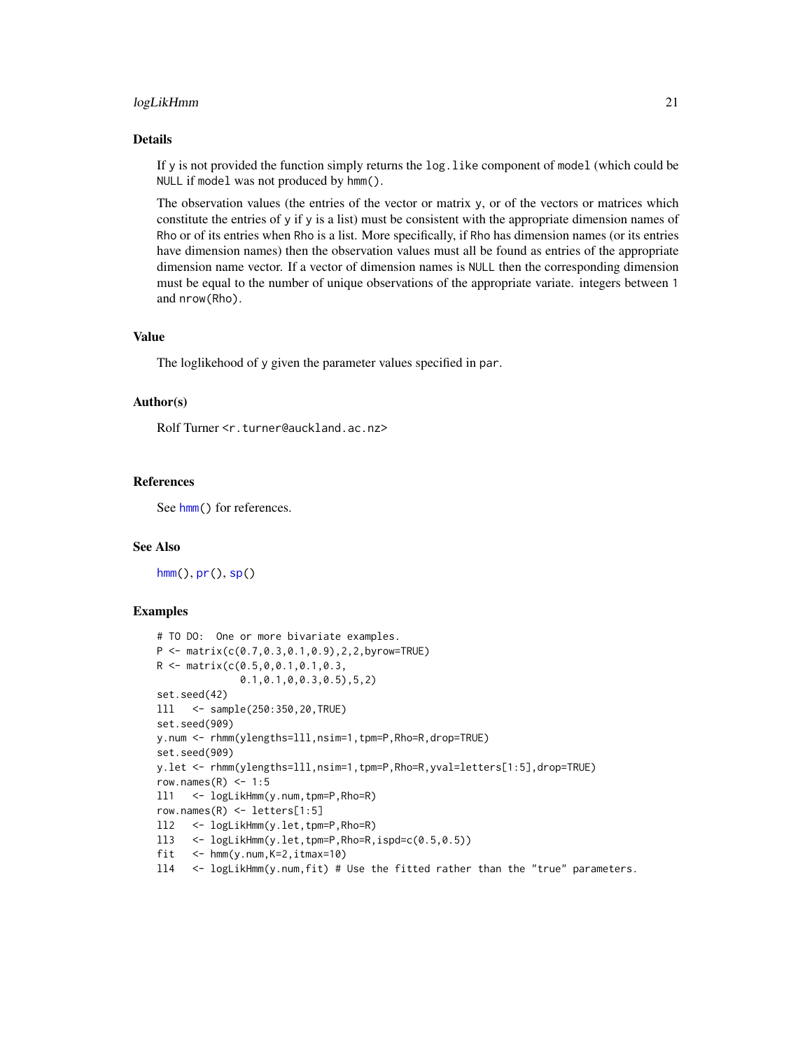## Details

If y is not provided the function simply returns the log.like component of model (which could be NULL if model was not produced by hmm().

The observation values (the entries of the vector or matrix y, or of the vectors or matrices which constitute the entries of y if y is a list) must be consistent with the appropriate dimension names of Rho or of its entries when Rho is a list. More specifically, if Rho has dimension names (or its entries have dimension names) then the observation values must all be found as entries of the appropriate dimension name vector. If a vector of dimension names is NULL then the corresponding dimension must be equal to the number of unique observations of the appropriate variate. integers between 1 and nrow(Rho).

## Value

The loglikehood of y given the parameter values specified in par.

## Author(s)

Rolf Turner <r.turner@auckland.ac.nz>

## References

See hmm() for references.

## See Also

hmm(), pr(), sp()

## Examples

```
# TO DO:  One or more bivariate examples.
P <- matrix(c(0.7,0.3,0.1,0.9),2,2,byrow=TRUE)
R <- matrix(c(0.5,0,0.1,0.1,0.3,
              0.1,0.1,0,0.3,0.5),5,2)
set.seed(42)
lll   <- sample(250:350,20,TRUE)
set.seed(909)
y.num <- rhmm(ylengths=lll,nsim=1,tpm=P,Rho=R,drop=TRUE)
set.seed(909)
y.let <- rhmm(ylengths=lll,nsim=1,tpm=P,Rho=R,yval=letters[1:5],drop=TRUE)
row.names(R) <- 1:5
ll1   <- logLikHmm(y.num,tpm=P,Rho=R)
row.names(R) <- letters[1:5]
ll2   <- logLikHmm(y.let,tpm=P,Rho=R)
ll3   <- logLikHmm(y.let,tpm=P,Rho=R,ispd=c(0.5,0.5))
fit   <- hmm(y.num,K=2,itmax=10)
ll4   <- logLikHmm(y.num,fit) # Use the fitted rather than the "true" parameters.
```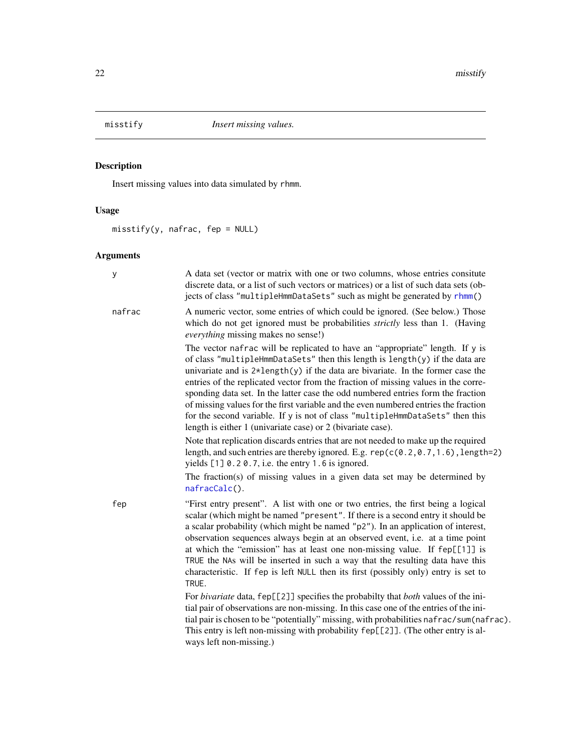## misstify — *Insert missing values.*

### Description

Insert missing values into data simulated by `rhmm`.

### Usage

```
misstify(y, nafrac, fep = NULL)
```

### Arguments

**y**
A data set (vector or matrix with one or two columns, whose entries consitute discrete data, or a list of such vectors or matrices) or a list of such data sets (objects of class "multipleHmmDataSets" such as might be generated by `rhmm()`

**nafrac**
A numeric vector, some entries of which could be ignored. (See below.) Those which do not get ignored must be probabilities *strictly* less than 1. (Having *everything* missing makes no sense!)

The vector `nafrac` will be replicated to have an "appropriate" length. If `y` is of class "multipleHmmDataSets" then this length is `length(y)` if the data are univariate and is `2*length(y)` if the data are bivariate. In the former case the entries of the replicated vector from the fraction of missing values in the corresponding data set. In the latter case the odd numbered entries form the fraction of missing values for the first variable and the even numbered entries the fraction for the second variable. If `y` is not of class "multipleHmmDataSets" then this length is either 1 (univariate case) or 2 (bivariate case).

Note that replication discards entries that are not needed to make up the required length, and such entries are thereby ignored. E.g. `rep(c(0.2,0.7,1.6),length=2)` yields `[1] 0.2 0.7`, i.e. the entry `1.6` is ignored.

The fraction(s) of missing values in a given data set may be determined by `nafracCalc()`.

**fep**
"First entry present". A list with one or two entries, the first being a logical scalar (which might be named "present". If there is a second entry it should be a scalar probability (which might be named "p2"). In an application of interest, observation sequences always begin at an observed event, i.e. at a time point at which the "emission" has at least one non-missing value. If `fep[[1]]` is `TRUE` the NAs will be inserted in such a way that the resulting data have this characteristic. If `fep` is left `NULL` then its first (possibly only) entry is set to `TRUE`.

For *bivariate* data, `fep[[2]]` specifies the probabilty that *both* values of the initial pair of observations are non-missing. In this case one of the entries of the initial pair is chosen to be "potentially" missing, with probabilities `nafrac/sum(nafrac)`. This entry is left non-missing with probability `fep[[2]]`. (The other entry is always left non-missing.)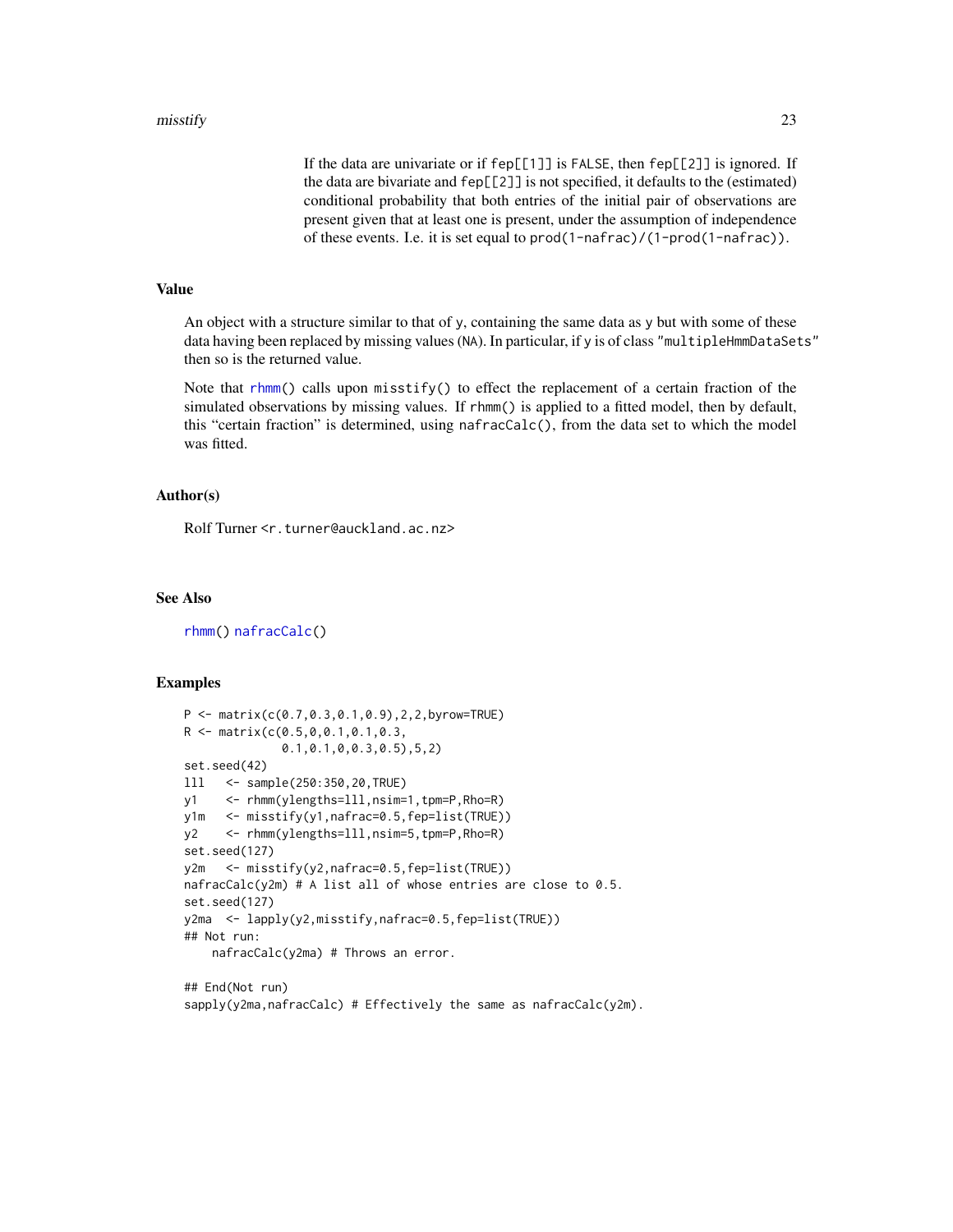If the data are univariate or if `fep[[1]]` is `FALSE`, then `fep[[2]]` is ignored. If the data are bivariate and `fep[[2]]` is not specified, it defaults to the (estimated) conditional probability that both entries of the initial pair of observations are present given that at least one is present, under the assumption of independence of these events. I.e. it is set equal to `prod(1-nafrac)/(1-prod(1-nafrac))`.

## Value

An object with a structure similar to that of `y`, containing the same data as `y` but with some of these data having been replaced by missing values (`NA`). In particular, if `y` is of class `"multipleHmmDataSets"` then so is the returned value.

Note that `rhmm()` calls upon `misstify()` to effect the replacement of a certain fraction of the simulated observations by missing values. If `rhmm()` is applied to a fitted model, then by default, this "certain fraction" is determined, using `nafracCalc()`, from the data set to which the model was fitted.

## Author(s)

Rolf Turner <r.turner@auckland.ac.nz>

## See Also

`rhmm()` `nafracCalc()`

## Examples

```
P <- matrix(c(0.7,0.3,0.1,0.9),2,2,byrow=TRUE)
R <- matrix(c(0.5,0,0.1,0.1,0.3,
              0.1,0.1,0,0.3,0.5),5,2)
set.seed(42)
lll   <- sample(250:350,20,TRUE)
y1    <- rhmm(ylengths=lll,nsim=1,tpm=P,Rho=R)
y1m   <- misstify(y1,nafrac=0.5,fep=list(TRUE))
y2    <- rhmm(ylengths=lll,nsim=5,tpm=P,Rho=R)
set.seed(127)
y2m   <- misstify(y2,nafrac=0.5,fep=list(TRUE))
nafracCalc(y2m) # A list all of whose entries are close to 0.5.
set.seed(127)
y2ma  <- lapply(y2,misstify,nafrac=0.5,fep=list(TRUE))
## Not run:
    nafracCalc(y2ma) # Throws an error.

## End(Not run)
sapply(y2ma,nafracCalc) # Effectively the same as nafracCalc(y2m).
```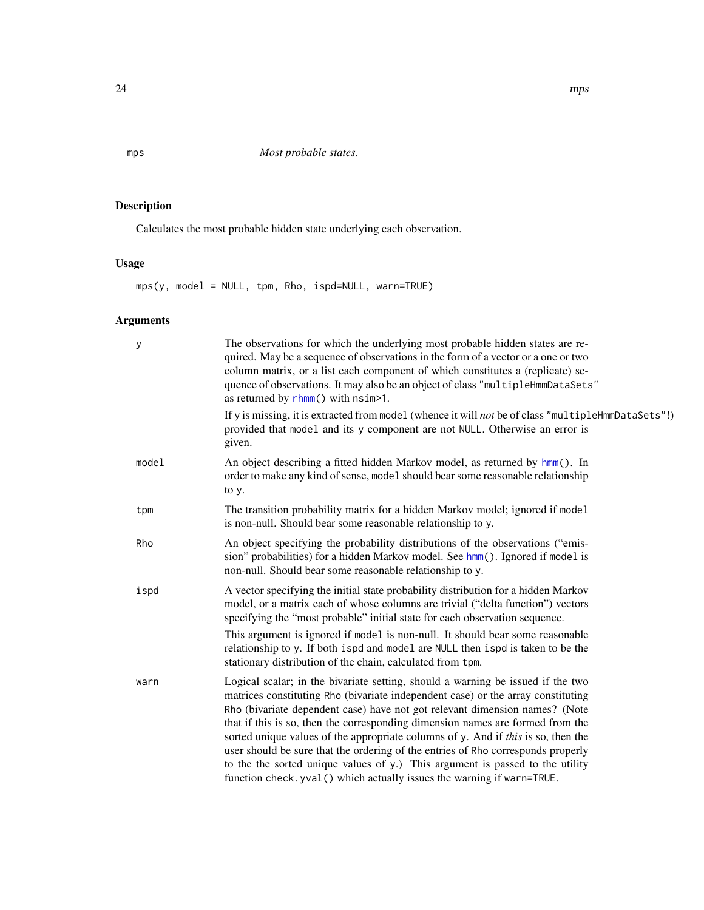## mps — *Most probable states.*

### Description

Calculates the most probable hidden state underlying each observation.

### Usage

```
mps(y, model = NULL, tpm, Rho, ispd=NULL, warn=TRUE)
```

### Arguments

- `y` — The observations for which the underlying most probable hidden states are required. May be a sequence of observations in the form of a vector or a one or two column matrix, or a list each component of which constitutes a (replicate) sequence of observations. It may also be an object of class `"multipleHmmDataSets"` as returned by `rhmm()` with `nsim>1`.

  If `y` is missing, it is extracted from `model` (whence it will *not* be of class `"multipleHmmDataSets"`!) provided that `model` and its `y` component are not `NULL`. Otherwise an error is given.

- `model` — An object describing a fitted hidden Markov model, as returned by `hmm()`. In order to make any kind of sense, `model` should bear some reasonable relationship to `y`.

- `tpm` — The transition probability matrix for a hidden Markov model; ignored if `model` is non-null. Should bear some reasonable relationship to `y`.

- `Rho` — An object specifying the probability distributions of the observations ("emission" probabilities) for a hidden Markov model. See `hmm()`. Ignored if `model` is non-null. Should bear some reasonable relationship to `y`.

- `ispd` — A vector specifying the initial state probability distribution for a hidden Markov model, or a matrix each of whose columns are trivial ("delta function") vectors specifying the "most probable" initial state for each observation sequence.

  This argument is ignored if `model` is non-null. It should bear some reasonable relationship to `y`. If both `ispd` and `model` are `NULL` then `ispd` is taken to be the stationary distribution of the chain, calculated from `tpm`.

- `warn` — Logical scalar; in the bivariate setting, should a warning be issued if the two matrices constituting `Rho` (bivariate independent case) or the array constituting `Rho` (bivariate dependent case) have not got relevant dimension names? (Note that if this is so, then the corresponding dimension names are formed from the sorted unique values of the appropriate columns of `y`. And if *this* is so, then the user should be sure that the ordering of the entries of `Rho` corresponds properly to the the sorted unique values of `y`.) This argument is passed to the utility function `check.yval()` which actually issues the warning if `warn=TRUE`.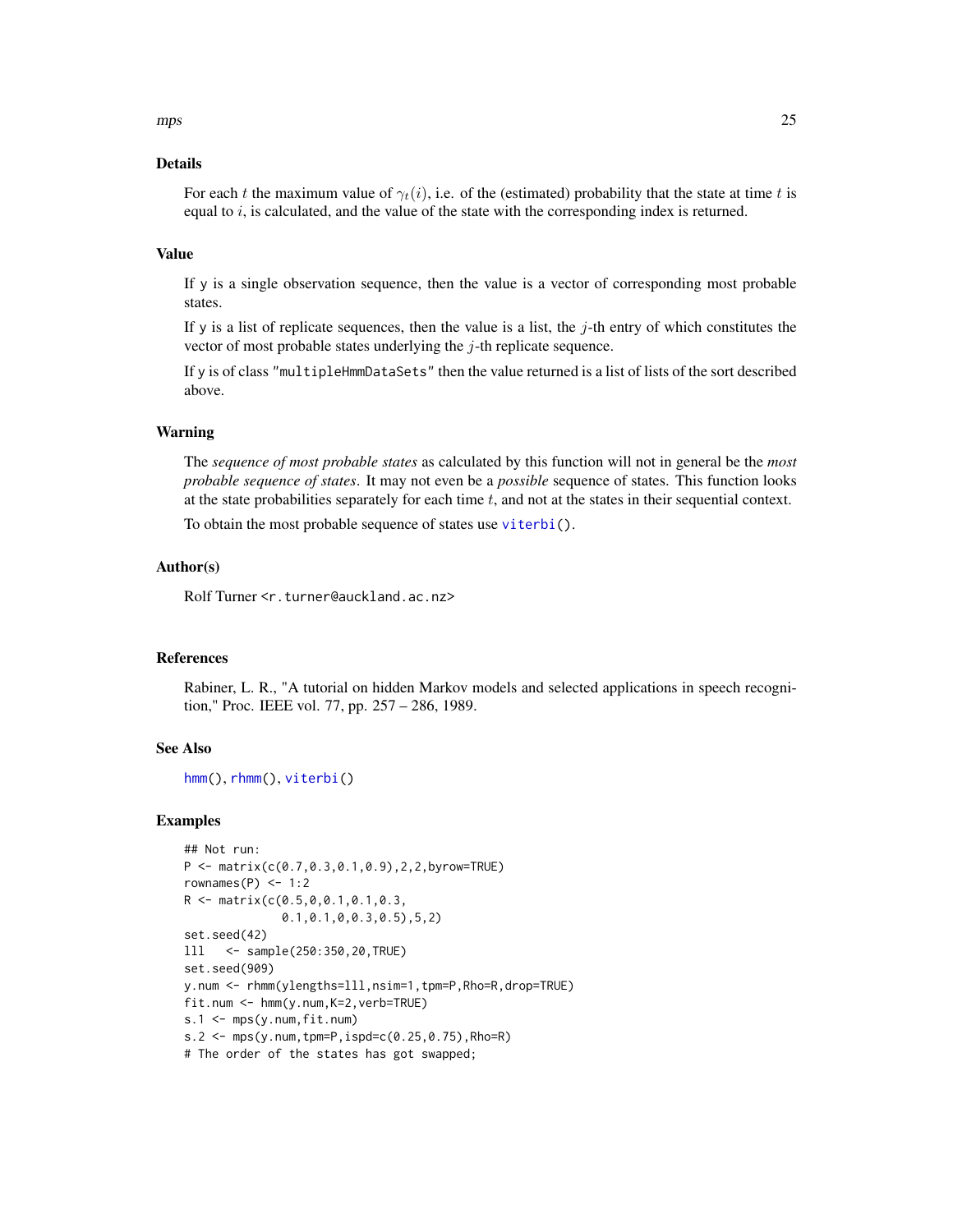## Details

For each $t$ the maximum value of $\gamma_t(i)$, i.e. of the (estimated) probability that the state at time $t$ is equal to $i$, is calculated, and the value of the state with the corresponding index is returned.

## Value

If y is a single observation sequence, then the value is a vector of corresponding most probable states.

If y is a list of replicate sequences, then the value is a list, the $j$-th entry of which constitutes the vector of most probable states underlying the $j$-th replicate sequence.

If y is of class "multipleHmmDataSets" then the value returned is a list of lists of the sort described above.

## Warning

The *sequence of most probable states* as calculated by this function will not in general be the *most probable sequence of states*. It may not even be a *possible* sequence of states. This function looks at the state probabilities separately for each time $t$, and not at the states in their sequential context.

To obtain the most probable sequence of states use viterbi().

## Author(s)

Rolf Turner <r.turner@auckland.ac.nz>

## References

Rabiner, L. R., "A tutorial on hidden Markov models and selected applications in speech recognition," Proc. IEEE vol. 77, pp. 257 – 286, 1989.

## See Also

hmm(), rhmm(), viterbi()

## Examples

```
## Not run:
P <- matrix(c(0.7,0.3,0.1,0.9),2,2,byrow=TRUE)
rownames(P) <- 1:2
R <- matrix(c(0.5,0,0.1,0.1,0.3,
              0.1,0.1,0,0.3,0.5),5,2)
set.seed(42)
lll   <- sample(250:350,20,TRUE)
set.seed(909)
y.num <- rhmm(ylengths=lll,nsim=1,tpm=P,Rho=R,drop=TRUE)
fit.num <- hmm(y.num,K=2,verb=TRUE)
s.1 <- mps(y.num,fit.num)
s.2 <- mps(y.num,tpm=P,ispd=c(0.25,0.75),Rho=R)
# The order of the states has got swapped;
```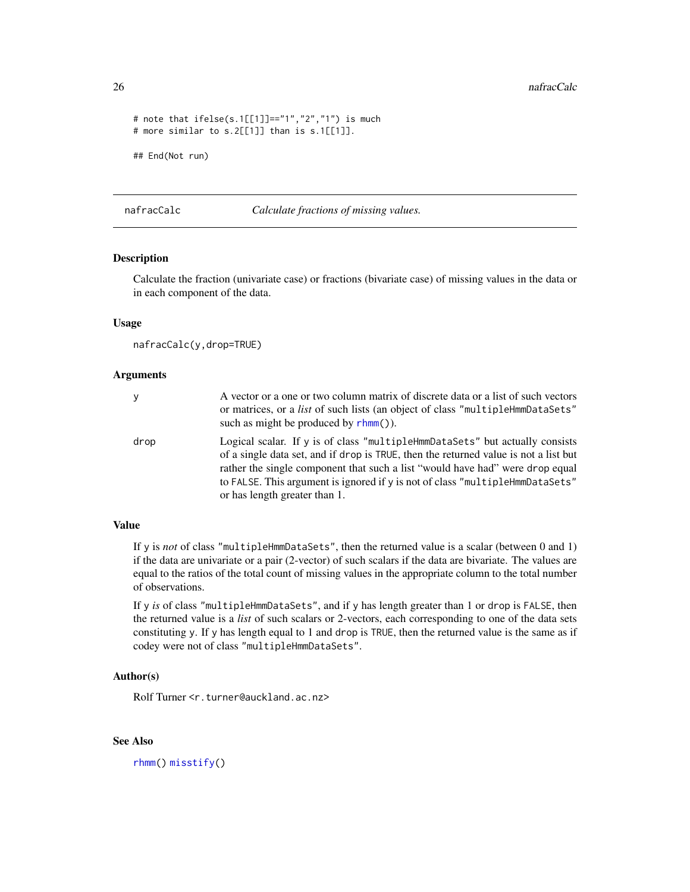```
# note that ifelse(s.1[[1]]=="1","2","1") is much
# more similar to s.2[[1]] than is s.1[[1]].

## End(Not run)
```

## nafracCalc — *Calculate fractions of missing values.*

### Description

Calculate the fraction (univariate case) or fractions (bivariate case) of missing values in the data or in each component of the data.

### Usage

```
nafracCalc(y,drop=TRUE)
```

### Arguments

- `y` — A vector or a one or two column matrix of discrete data or a list of such vectors or matrices, or a *list* of such lists (an object of class "multipleHmmDataSets" such as might be produced by `rhmm()`).
- `drop` — Logical scalar. If `y` is of class "multipleHmmDataSets" but actually consists of a single data set, and if `drop` is `TRUE`, then the returned value is not a list but rather the single component that such a list "would have had" were `drop` equal to `FALSE`. This argument is ignored if `y` is not of class "multipleHmmDataSets" or has length greater than 1.

### Value

If `y` is *not* of class "multipleHmmDataSets", then the returned value is a scalar (between 0 and 1) if the data are univariate or a pair (2-vector) of such scalars if the data are bivariate. The values are equal to the ratios of the total count of missing values in the appropriate column to the total number of observations.

If `y` *is* of class "multipleHmmDataSets", and if `y` has length greater than 1 or `drop` is `FALSE`, then the returned value is a *list* of such scalars or 2-vectors, each corresponding to one of the data sets constituting `y`. If `y` has length equal to 1 and `drop` is `TRUE`, then the returned value is the same as if codey were not of class "multipleHmmDataSets".

### Author(s)

Rolf Turner <r.turner@auckland.ac.nz>

### See Also

`rhmm()` `misstify()`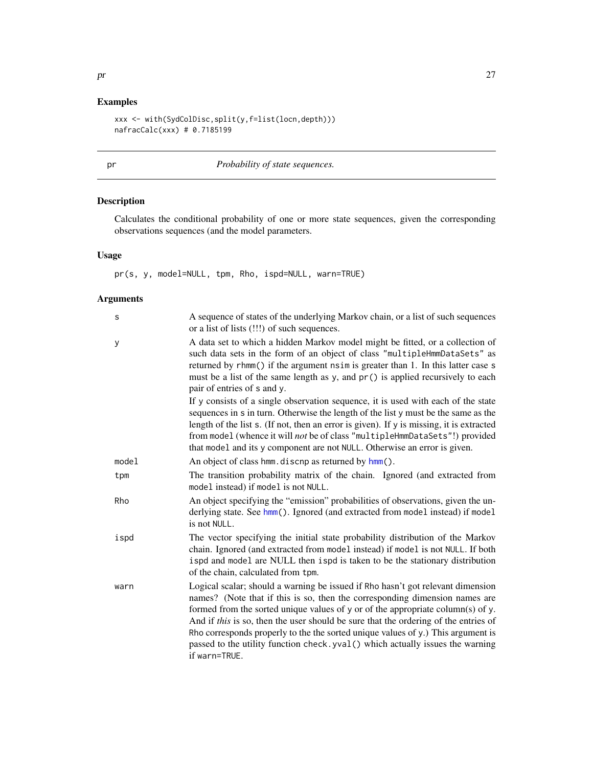## Examples

```
xxx <- with(SydColDisc,split(y,f=list(locn,depth)))
nafracCalc(xxx) # 0.7185199
```

---

pr *Probability of state sequences.*

---

## Description

Calculates the conditional probability of one or more state sequences, given the corresponding observations sequences (and the model parameters.

## Usage

```
pr(s, y, model=NULL, tpm, Rho, ispd=NULL, warn=TRUE)
```

## Arguments

| | |
|---|---|
| s | A sequence of states of the underlying Markov chain, or a list of such sequences or a list of lists (!!!) of such sequences. |
| y | A data set to which a hidden Markov model might be fitted, or a collection of such data sets in the form of an object of class "multipleHmmDataSets" as returned by rhmm() if the argument nsim is greater than 1. In this latter case s must be a list of the same length as y, and pr() is applied recursively to each pair of entries of s and y. <br><br> If y consists of a single observation sequence, it is used with each of the state sequences in s in turn. Otherwise the length of the list y must be the same as the length of the list s. (If not, then an error is given). If y is missing, it is extracted from model (whence it will *not* be of class "multipleHmmDataSets"!) provided that model and its y component are not NULL. Otherwise an error is given. |
| model | An object of class hmm.discnp as returned by hmm(). |
| tpm | The transition probability matrix of the chain. Ignored (and extracted from model instead) if model is not NULL. |
| Rho | An object specifying the "emission" probabilities of observations, given the underlying state. See hmm(). Ignored (and extracted from model instead) if model is not NULL. |
| ispd | The vector specifying the initial state probability distribution of the Markov chain. Ignored (and extracted from model instead) if model is not NULL. If both ispd and model are NULL then ispd is taken to be the stationary distribution of the chain, calculated from tpm. |
| warn | Logical scalar; should a warning be issued if Rho hasn't got relevant dimension names? (Note that if this is so, then the corresponding dimension names are formed from the sorted unique values of y or of the appropriate column(s) of y. And if *this* is so, then the user should be sure that the ordering of the entries of Rho corresponds properly to the the sorted unique values of y.) This argument is passed to the utility function check.yval() which actually issues the warning if warn=TRUE. |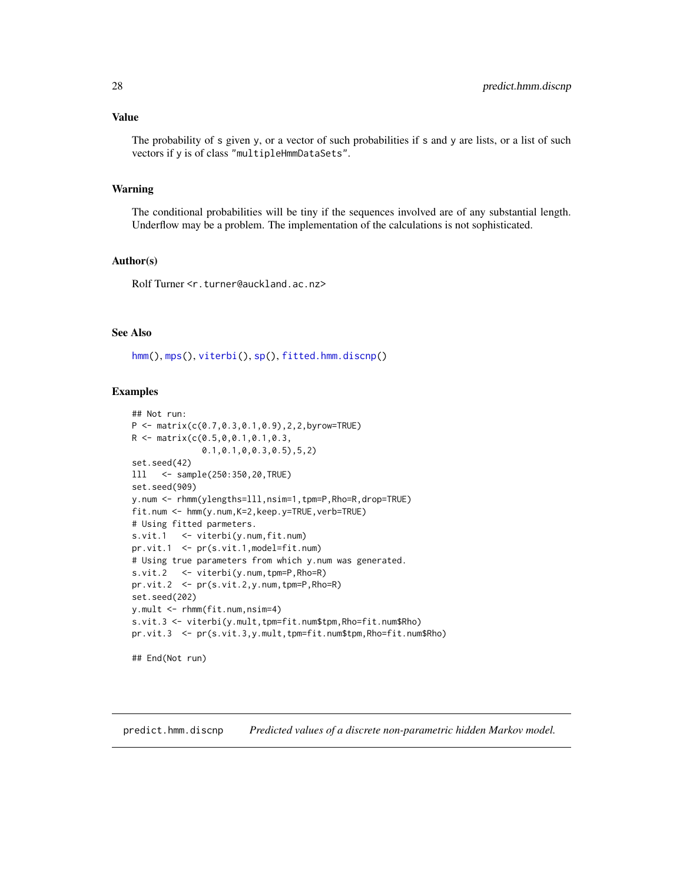## Value

The probability of s given y, or a vector of such probabilities if s and y are lists, or a list of such vectors if y is of class "multipleHmmDataSets".

## Warning

The conditional probabilities will be tiny if the sequences involved are of any substantial length. Underflow may be a problem. The implementation of the calculations is not sophisticated.

## Author(s)

Rolf Turner <r.turner@auckland.ac.nz>

## See Also

hmm(), mps(), viterbi(), sp(), fitted.hmm.discnp()

## Examples

```
## Not run:
P <- matrix(c(0.7,0.3,0.1,0.9),2,2,byrow=TRUE)
R <- matrix(c(0.5,0,0.1,0.1,0.3,
              0.1,0.1,0,0.3,0.5),5,2)
set.seed(42)
lll   <- sample(250:350,20,TRUE)
set.seed(909)
y.num <- rhmm(ylengths=lll,nsim=1,tpm=P,Rho=R,drop=TRUE)
fit.num <- hmm(y.num,K=2,keep.y=TRUE,verb=TRUE)
# Using fitted parmeters.
s.vit.1   <- viterbi(y.num,fit.num)
pr.vit.1  <- pr(s.vit.1,model=fit.num)
# Using true parameters from which y.num was generated.
s.vit.2   <- viterbi(y.num,tpm=P,Rho=R)
pr.vit.2  <- pr(s.vit.2,y.num,tpm=P,Rho=R)
set.seed(202)
y.mult <- rhmm(fit.num,nsim=4)
s.vit.3 <- viterbi(y.mult,tpm=fit.num$tpm,Rho=fit.num$Rho)
pr.vit.3  <- pr(s.vit.3,y.mult,tpm=fit.num$tpm,Rho=fit.num$Rho)

## End(Not run)
```

---

# predict.hmm.discnp    *Predicted values of a discrete non-parametric hidden Markov model.*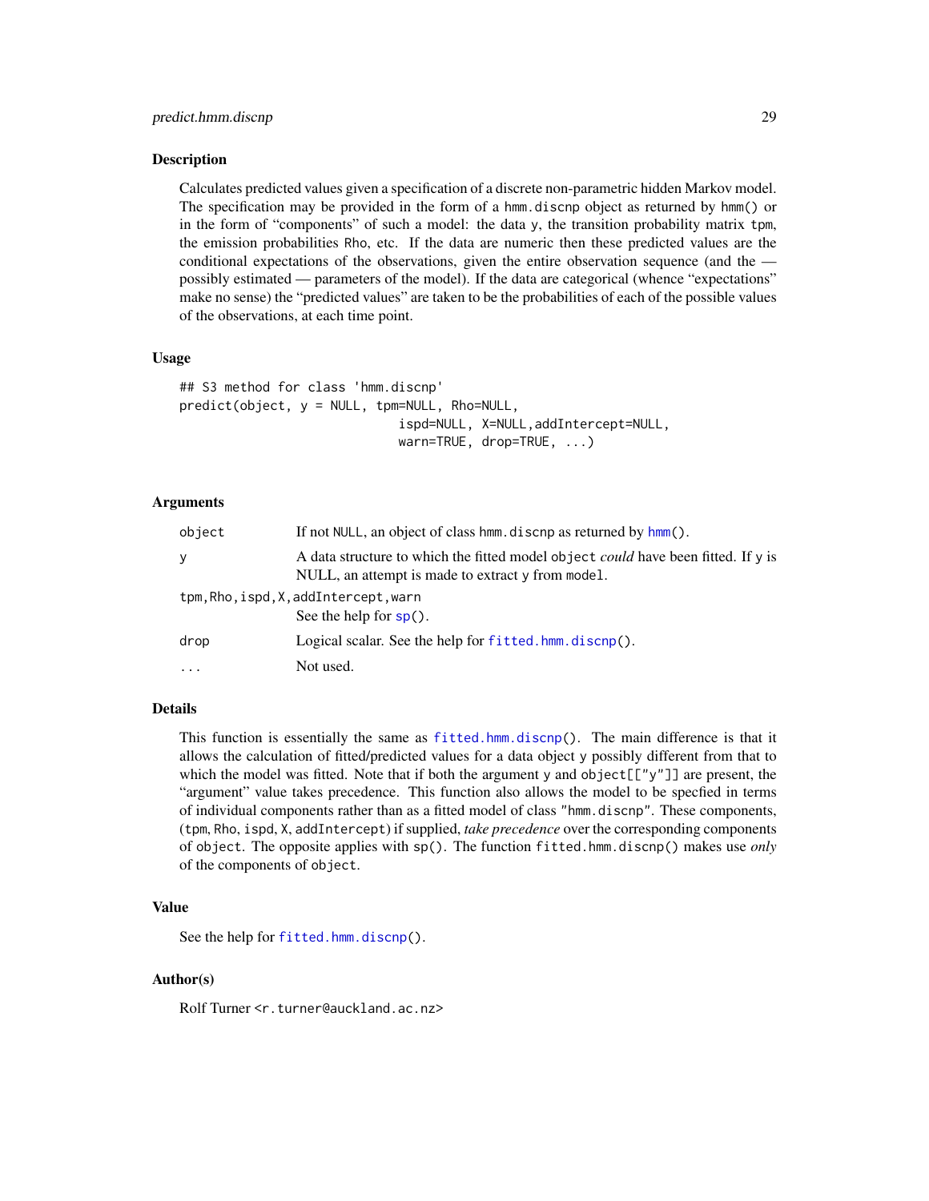## Description

Calculates predicted values given a specification of a discrete non-parametric hidden Markov model. The specification may be provided in the form of a hmm.discnp object as returned by hmm() or in the form of "components" of such a model: the data y, the transition probability matrix tpm, the emission probabilities Rho, etc. If the data are numeric then these predicted values are the conditional expectations of the observations, given the entire observation sequence (and the — possibly estimated — parameters of the model). If the data are categorical (whence "expectations" make no sense) the "predicted values" are taken to be the probabilities of each of the possible values of the observations, at each time point.

## Usage

```
## S3 method for class 'hmm.discnp'
predict(object, y = NULL, tpm=NULL, Rho=NULL,
                              ispd=NULL, X=NULL,addIntercept=NULL,
                              warn=TRUE, drop=TRUE, ...)
```

## Arguments

| | |
|---|---|
| object | If not NULL, an object of class hmm.discnp as returned by hmm(). |
| y | A data structure to which the fitted model object *could* have been fitted. If y is NULL, an attempt is made to extract y from model. |
| tpm,Rho,ispd,X,addIntercept,warn | See the help for sp(). |
| drop | Logical scalar. See the help for fitted.hmm.discnp(). |
| ... | Not used. |

## Details

This function is essentially the same as fitted.hmm.discnp(). The main difference is that it allows the calculation of fitted/predicted values for a data object y possibly different from that to which the model was fitted. Note that if both the argument y and object[["y"]] are present, the "argument" value takes precedence. This function also allows the model to be specfied in terms of individual components rather than as a fitted model of class "hmm.discnp". These components, (tpm, Rho, ispd, X, addIntercept) if supplied, *take precedence* over the corresponding components of object. The opposite applies with sp(). The function fitted.hmm.discnp() makes use *only* of the components of object.

## Value

See the help for fitted.hmm.discnp().

## Author(s)

Rolf Turner <r.turner@auckland.ac.nz>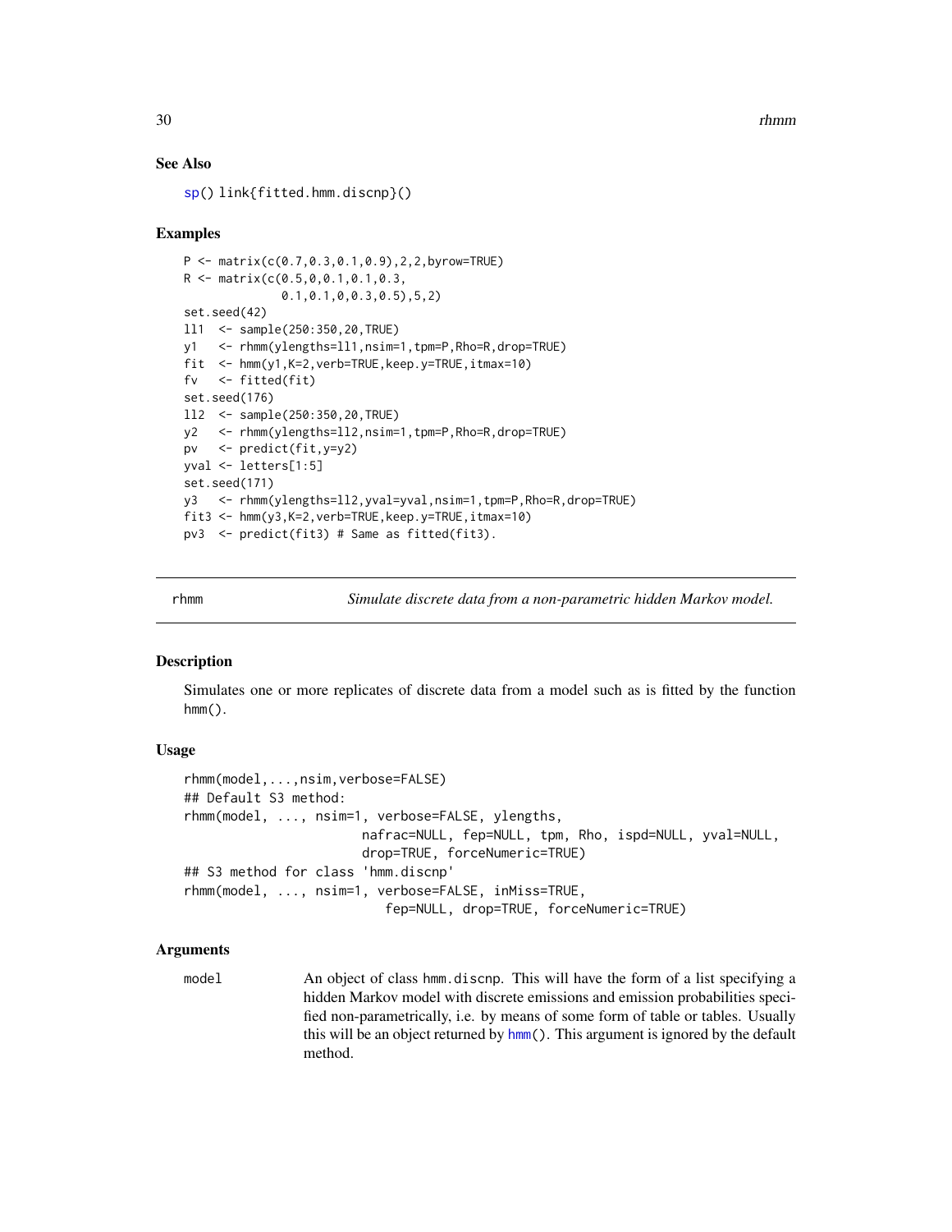### See Also

sp() link{fitted.hmm.discnp}()

### Examples

```
P <- matrix(c(0.7,0.3,0.1,0.9),2,2,byrow=TRUE)
R <- matrix(c(0.5,0,0.1,0.1,0.3,
              0.1,0.1,0,0.3,0.5),5,2)
set.seed(42)
ll1  <- sample(250:350,20,TRUE)
y1   <- rhmm(ylengths=ll1,nsim=1,tpm=P,Rho=R,drop=TRUE)
fit  <- hmm(y1,K=2,verb=TRUE,keep.y=TRUE,itmax=10)
fv   <- fitted(fit)
set.seed(176)
ll2  <- sample(250:350,20,TRUE)
y2   <- rhmm(ylengths=ll2,nsim=1,tpm=P,Rho=R,drop=TRUE)
pv   <- predict(fit,y=y2)
yval <- letters[1:5]
set.seed(171)
y3   <- rhmm(ylengths=ll2,yval=yval,nsim=1,tpm=P,Rho=R,drop=TRUE)
fit3 <- hmm(y3,K=2,verb=TRUE,keep.y=TRUE,itmax=10)
pv3  <- predict(fit3) # Same as fitted(fit3).
```

---

## rhmm — *Simulate discrete data from a non-parametric hidden Markov model.*

### Description

Simulates one or more replicates of discrete data from a model such as is fitted by the function hmm().

### Usage

```
rhmm(model,...,nsim,verbose=FALSE)
## Default S3 method:
rhmm(model, ..., nsim=1, verbose=FALSE, ylengths,
                      nafrac=NULL, fep=NULL, tpm, Rho, ispd=NULL, yval=NULL,
                      drop=TRUE, forceNumeric=TRUE)
## S3 method for class 'hmm.discnp'
rhmm(model, ..., nsim=1, verbose=FALSE, inMiss=TRUE,
                         fep=NULL, drop=TRUE, forceNumeric=TRUE)
```

### Arguments

model — An object of class hmm.discnp. This will have the form of a list specifying a hidden Markov model with discrete emissions and emission probabilities specified non-parametrically, i.e. by means of some form of table or tables. Usually this will be an object returned by hmm(). This argument is ignored by the default method.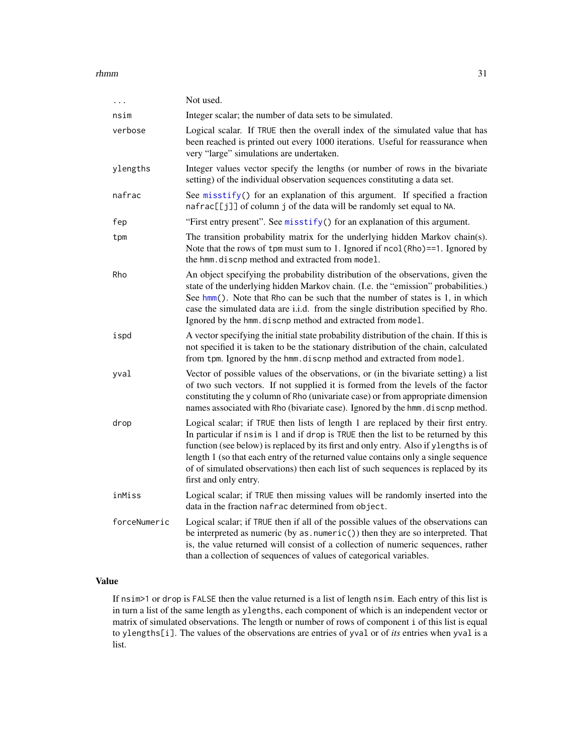| | |
|---|---|
| ... | Not used. |
| nsim | Integer scalar; the number of data sets to be simulated. |
| verbose | Logical scalar. If TRUE then the overall index of the simulated value that has been reached is printed out every 1000 iterations. Useful for reassurance when very "large" simulations are undertaken. |
| ylengths | Integer values vector specify the lengths (or number of rows in the bivariate setting) of the individual observation sequences constituting a data set. |
| nafrac | See misstify() for an explanation of this argument. If specified a fraction nafrac[[j]] of column j of the data will be randomly set equal to NA. |
| fep | "First entry present". See misstify() for an explanation of this argument. |
| tpm | The transition probability matrix for the underlying hidden Markov chain(s). Note that the rows of tpm must sum to 1. Ignored if ncol(Rho)==1. Ignored by the hmm.discnp method and extracted from model. |
| Rho | An object specifying the probability distribution of the observations, given the state of the underlying hidden Markov chain. (I.e. the "emission" probabilities.) See hmm(). Note that Rho can be such that the number of states is 1, in which case the simulated data are i.i.d. from the single distribution specified by Rho. Ignored by the hmm.discnp method and extracted from model. |
| ispd | A vector specifying the initial state probability distribution of the chain. If this is not specified it is taken to be the stationary distribution of the chain, calculated from tpm. Ignored by the hmm.discnp method and extracted from model. |
| yval | Vector of possible values of the observations, or (in the bivariate setting) a list of two such vectors. If not supplied it is formed from the levels of the factor constituting the y column of Rho (univariate case) or from appropriate dimension names associated with Rho (bivariate case). Ignored by the hmm.discnp method. |
| drop | Logical scalar; if TRUE then lists of length 1 are replaced by their first entry. In particular if nsim is 1 and if drop is TRUE then the list to be returned by this function (see below) is replaced by its first and only entry. Also if ylengths is of length 1 (so that each entry of the returned value contains only a single sequence of of simulated observations) then each list of such sequences is replaced by its first and only entry. |
| inMiss | Logical scalar; if TRUE then missing values will be randomly inserted into the data in the fraction nafrac determined from object. |
| forceNumeric | Logical scalar; if TRUE then if all of the possible values of the observations can be interpreted as numeric (by as.numeric()) then they are so interpreted. That is, the value returned will consist of a collection of numeric sequences, rather than a collection of sequences of values of categorical variables. |

## Value

If nsim>1 or drop is FALSE then the value returned is a list of length nsim. Each entry of this list is in turn a list of the same length as ylengths, each component of which is an independent vector or matrix of simulated observations. The length or number of rows of component i of this list is equal to ylengths[i]. The values of the observations are entries of yval or of *its* entries when yval is a list.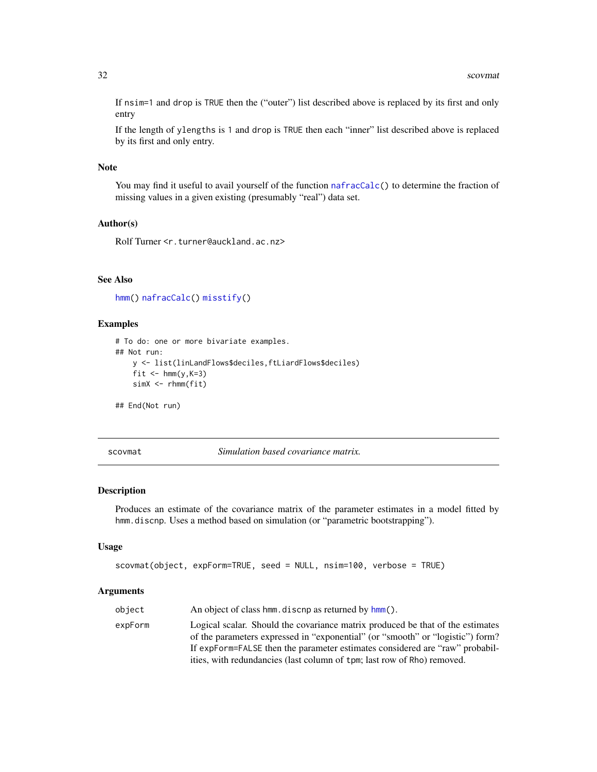If nsim=1 and drop is TRUE then the ("outer") list described above is replaced by its first and only entry

If the length of ylengths is 1 and drop is TRUE then each "inner" list described above is replaced by its first and only entry.

### Note

You may find it useful to avail yourself of the function nafracCalc() to determine the fraction of missing values in a given existing (presumably "real") data set.

### Author(s)

Rolf Turner <r.turner@auckland.ac.nz>

### See Also

hmm() nafracCalc() misstify()

### Examples

```
# To do: one or more bivariate examples.
## Not run:
    y <- list(linLandFlows$deciles,ftLiardFlows$deciles)
    fit <- hmm(y,K=3)
    simX <- rhmm(fit)

## End(Not run)
```

## scovmat — *Simulation based covariance matrix.*

### Description

Produces an estimate of the covariance matrix of the parameter estimates in a model fitted by hmm.discnp. Uses a method based on simulation (or "parametric bootstrapping").

### Usage

```
scovmat(object, expForm=TRUE, seed = NULL, nsim=100, verbose = TRUE)
```

### Arguments

| | |
|---|---|
| object | An object of class hmm.discnp as returned by hmm(). |
| expForm | Logical scalar. Should the covariance matrix produced be that of the estimates of the parameters expressed in "exponential" (or "smooth" or "logistic") form? If expForm=FALSE then the parameter estimates considered are "raw" probabilities, with redundancies (last column of tpm; last row of Rho) removed. |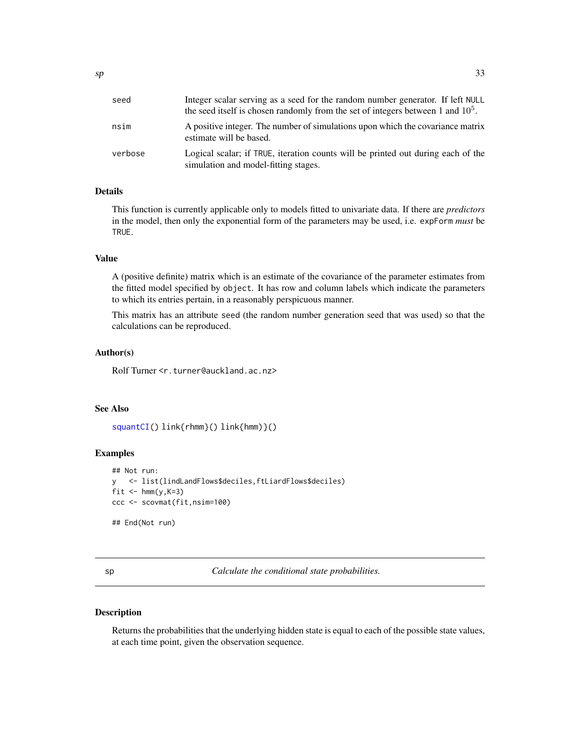| | |
|---|---|
| seed | Integer scalar serving as a seed for the random number generator. If left NULL the seed itself is chosen randomly from the set of integers between 1 and $10^5$. |
| nsim | A positive integer. The number of simulations upon which the covariance matrix estimate will be based. |
| verbose | Logical scalar; if TRUE, iteration counts will be printed out during each of the simulation and model-fitting stages. |

### Details

This function is currently applicable only to models fitted to univariate data. If there are *predictors* in the model, then only the exponential form of the parameters may be used, i.e. expForm *must* be TRUE.

### Value

A (positive definite) matrix which is an estimate of the covariance of the parameter estimates from the fitted model specified by object. It has row and column labels which indicate the parameters to which its entries pertain, in a reasonably perspicuous manner.

This matrix has an attribute seed (the random number generation seed that was used) so that the calculations can be reproduced.

### Author(s)

Rolf Turner <r.turner@auckland.ac.nz>

### See Also

squantCI() link{rhmm}() link{hmm)}()

### Examples

```
## Not run:
y   <- list(lindLandFlows$deciles,ftLiardFlows$deciles)
fit <- hmm(y,K=3)
ccc <- scovmat(fit,nsim=100)

## End(Not run)
```

---

## sp — *Calculate the conditional state probabilities.*

### Description

Returns the probabilities that the underlying hidden state is equal to each of the possible state values, at each time point, given the observation sequence.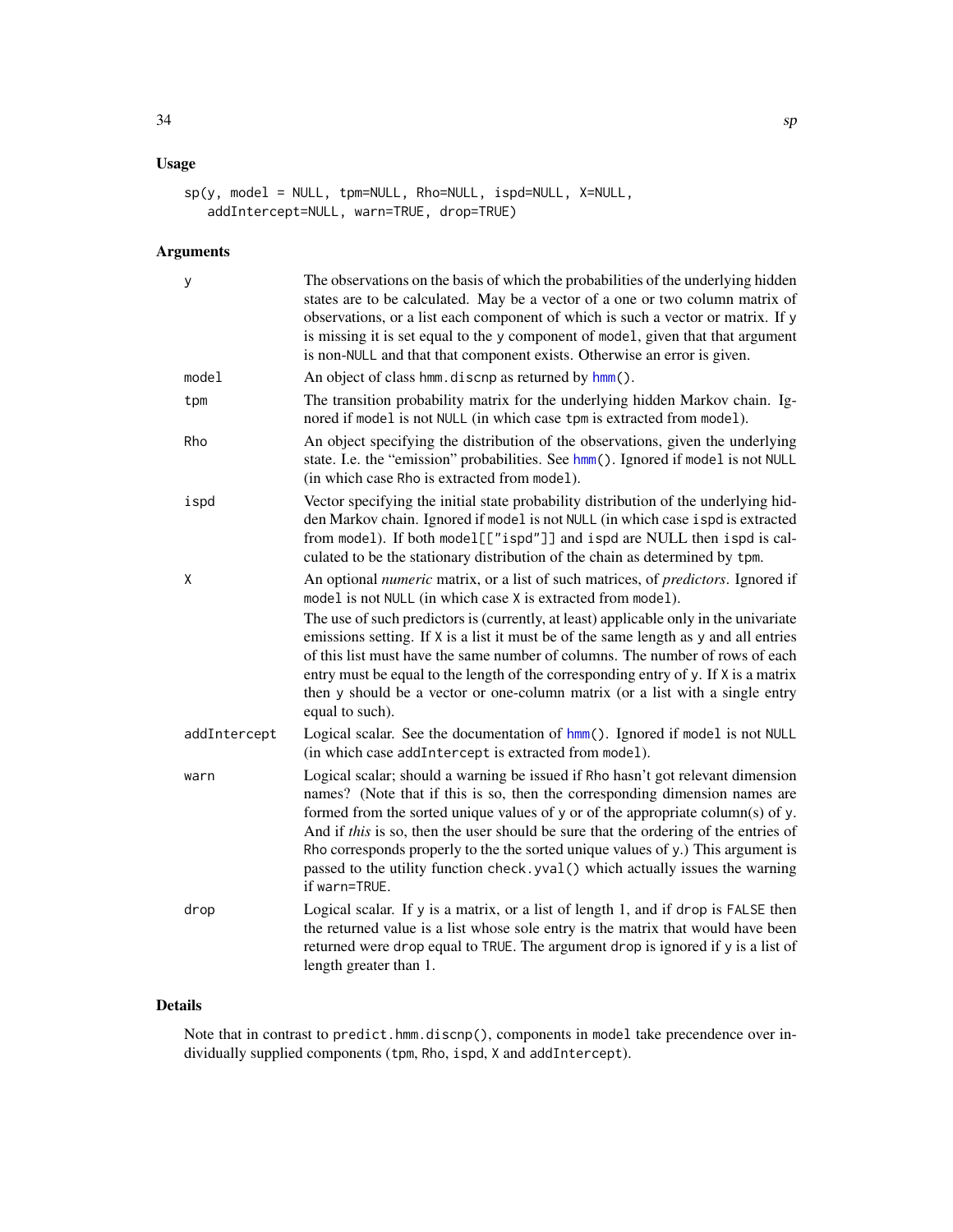## Usage

```
sp(y, model = NULL, tpm=NULL, Rho=NULL, ispd=NULL, X=NULL,
   addIntercept=NULL, warn=TRUE, drop=TRUE)
```

## Arguments

- **y** — The observations on the basis of which the probabilities of the underlying hidden states are to be calculated. May be a vector of a one or two column matrix of observations, or a list each component of which is such a vector or matrix. If y is missing it is set equal to the y component of model, given that that argument is non-NULL and that that component exists. Otherwise an error is given.
- **model** — An object of class hmm.discnp as returned by hmm().
- **tpm** — The transition probability matrix for the underlying hidden Markov chain. Ignored if model is not NULL (in which case tpm is extracted from model).
- **Rho** — An object specifying the distribution of the observations, given the underlying state. I.e. the "emission" probabilities. See hmm(). Ignored if model is not NULL (in which case Rho is extracted from model).
- **ispd** — Vector specifying the initial state probability distribution of the underlying hidden Markov chain. Ignored if model is not NULL (in which case ispd is extracted from model). If both model[["ispd"]] and ispd are NULL then ispd is calculated to be the stationary distribution of the chain as determined by tpm.
- **X** — An optional *numeric* matrix, or a list of such matrices, of *predictors*. Ignored if model is not NULL (in which case X is extracted from model).

  The use of such predictors is (currently, at least) applicable only in the univariate emissions setting. If X is a list it must be of the same length as y and all entries of this list must have the same number of columns. The number of rows of each entry must be equal to the length of the corresponding entry of y. If X is a matrix then y should be a vector or one-column matrix (or a list with a single entry equal to such).
- **addIntercept** — Logical scalar. See the documentation of hmm(). Ignored if model is not NULL (in which case addIntercept is extracted from model).
- **warn** — Logical scalar; should a warning be issued if Rho hasn't got relevant dimension names? (Note that if this is so, then the corresponding dimension names are formed from the sorted unique values of y or of the appropriate column(s) of y. And if *this* is so, then the user should be sure that the ordering of the entries of Rho corresponds properly to the the sorted unique values of y.) This argument is passed to the utility function check.yval() which actually issues the warning if warn=TRUE.
- **drop** — Logical scalar. If y is a matrix, or a list of length 1, and if drop is FALSE then the returned value is a list whose sole entry is the matrix that would have been returned were drop equal to TRUE. The argument drop is ignored if y is a list of length greater than 1.

## Details

Note that in contrast to predict.hmm.discnp(), components in model take precendence over individually supplied components (tpm, Rho, ispd, X and addIntercept).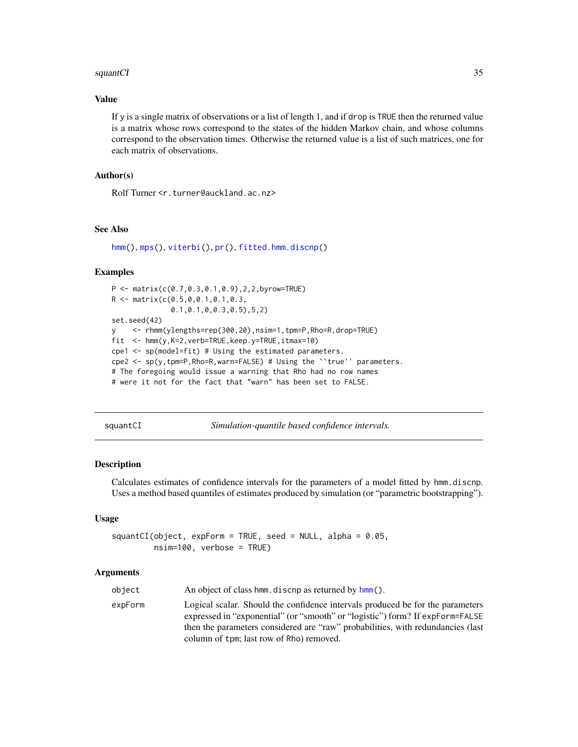### Value

If y is a single matrix of observations or a list of length 1, and if drop is TRUE then the returned value is a matrix whose rows correspond to the states of the hidden Markov chain, and whose columns correspond to the observation times. Otherwise the returned value is a list of such matrices, one for each matrix of observations.

### Author(s)

Rolf Turner <r.turner@auckland.ac.nz>

### See Also

hmm(), mps(), viterbi(), pr(), fitted.hmm.discnp()

### Examples

```
P <- matrix(c(0.7,0.3,0.1,0.9),2,2,byrow=TRUE)
R <- matrix(c(0.5,0,0.1,0.1,0.3,
              0.1,0.1,0,0.3,0.5),5,2)
set.seed(42)
y    <- rhmm(ylengths=rep(300,20),nsim=1,tpm=P,Rho=R,drop=TRUE)
fit  <- hmm(y,K=2,verb=TRUE,keep.y=TRUE,itmax=10)
cpe1 <- sp(model=fit) # Using the estimated parameters.
cpe2 <- sp(y,tpm=P,Rho=R,warn=FALSE) # Using the ``true'' parameters.
# The foregoing would issue a warning that Rho had no row names
# were it not for the fact that "warn" has been set to FALSE.
```

---

## squantCI — *Simulation-quantile based confidence intervals.*

### Description

Calculates estimates of confidence intervals for the parameters of a model fitted by hmm.discnp. Uses a method based quantiles of estimates produced by simulation (or "parametric bootstrapping").

### Usage

```
squantCI(object, expForm = TRUE, seed = NULL, alpha = 0.05,
         nsim=100, verbose = TRUE)
```

### Arguments

| | |
|---|---|
| object | An object of class hmm.discnp as returned by hmm(). |
| expForm | Logical scalar. Should the confidence intervals produced be for the parameters expressed in "exponential" (or "smooth" or "logistic") form? If expForm=FALSE then the parameters considered are "raw" probabilities, with redundancies (last column of tpm; last row of Rho) removed. |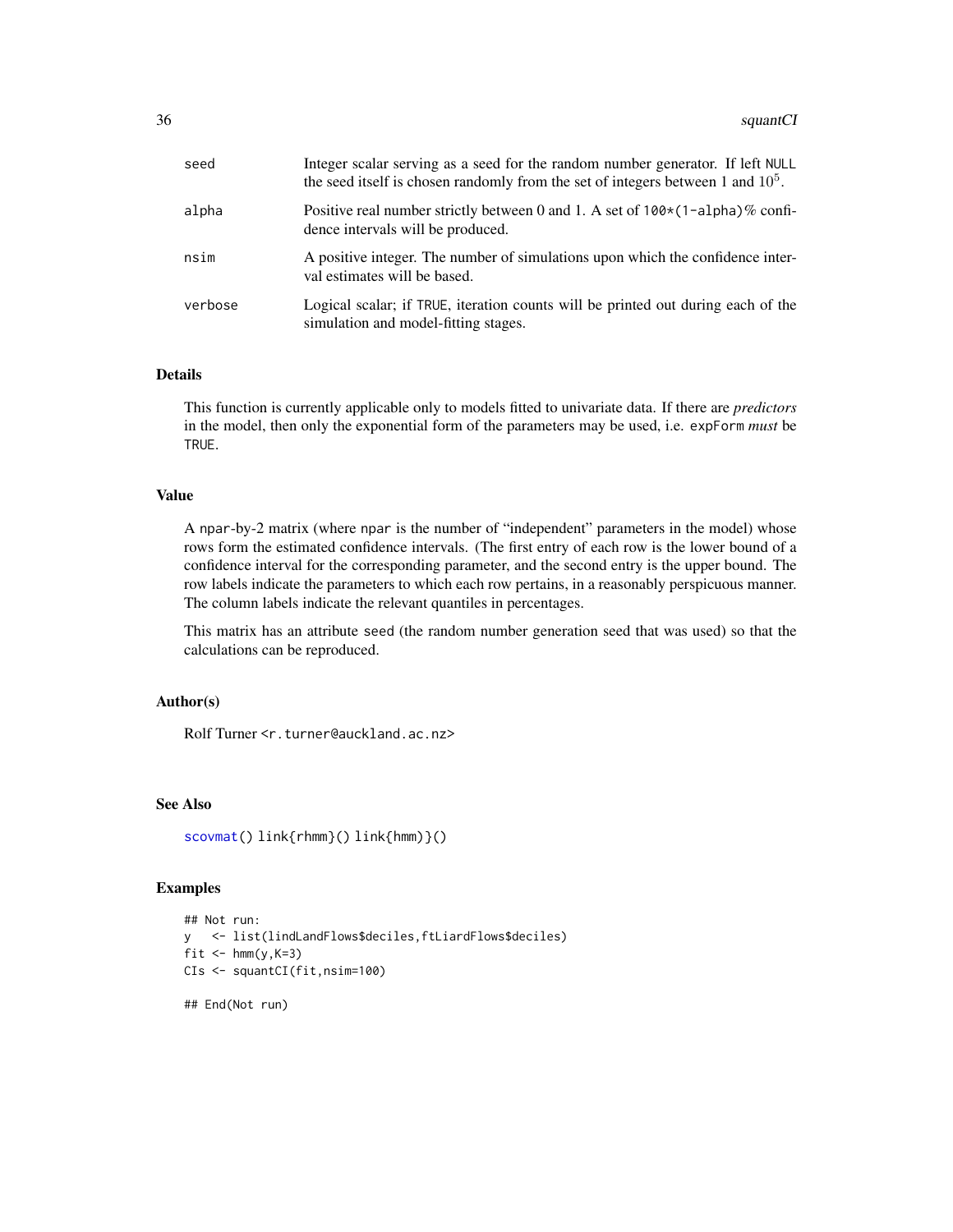| | |
|---|---|
| seed | Integer scalar serving as a seed for the random number generator. If left NULL the seed itself is chosen randomly from the set of integers between 1 and $10^5$. |
| alpha | Positive real number strictly between 0 and 1. A set of 100*(1-alpha)% confidence intervals will be produced. |
| nsim | A positive integer. The number of simulations upon which the confidence interval estimates will be based. |
| verbose | Logical scalar; if TRUE, iteration counts will be printed out during each of the simulation and model-fitting stages. |

## Details

This function is currently applicable only to models fitted to univariate data. If there are *predictors* in the model, then only the exponential form of the parameters may be used, i.e. expForm *must* be TRUE.

## Value

A npar-by-2 matrix (where npar is the number of "independent" parameters in the model) whose rows form the estimated confidence intervals. (The first entry of each row is the lower bound of a confidence interval for the corresponding parameter, and the second entry is the upper bound. The row labels indicate the parameters to which each row pertains, in a reasonably perspicuous manner. The column labels indicate the relevant quantiles in percentages.

This matrix has an attribute seed (the random number generation seed that was used) so that the calculations can be reproduced.

## Author(s)

Rolf Turner <r.turner@auckland.ac.nz>

## See Also

scovmat() link{rhmm}() link{hmm)}()

## Examples

```
## Not run:
y   <- list(lindLandFlows$deciles,ftLiardFlows$deciles)
fit <- hmm(y,K=3)
CIs <- squantCI(fit,nsim=100)

## End(Not run)
```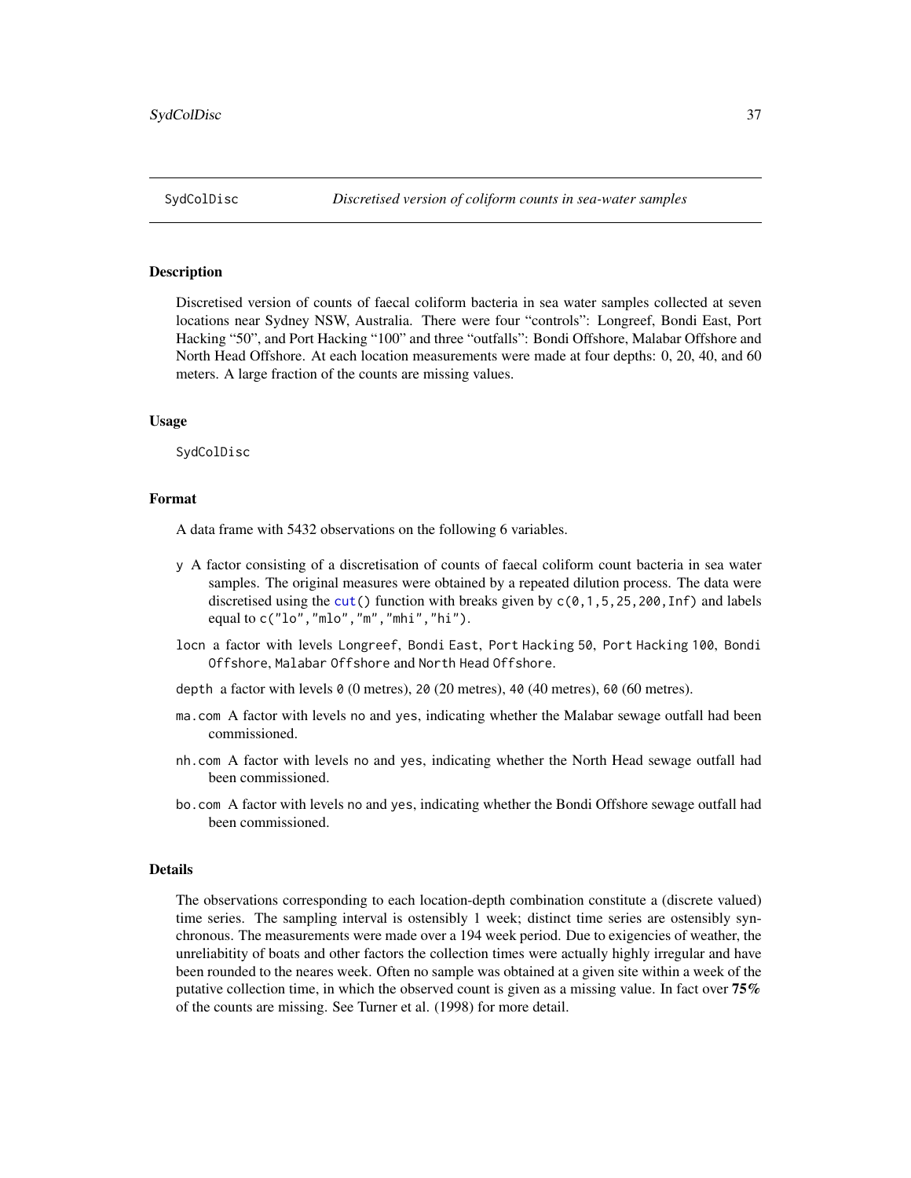## SydColDisc — *Discretised version of coliform counts in sea-water samples*

### Description

Discretised version of counts of faecal coliform bacteria in sea water samples collected at seven locations near Sydney NSW, Australia. There were four "controls": Longreef, Bondi East, Port Hacking "50", and Port Hacking "100" and three "outfalls": Bondi Offshore, Malabar Offshore and North Head Offshore. At each location measurements were made at four depths: 0, 20, 40, and 60 meters. A large fraction of the counts are missing values.

### Usage

```
SydColDisc
```

### Format

A data frame with 5432 observations on the following 6 variables.

- `y` A factor consisting of a discretisation of counts of faecal coliform count bacteria in sea water samples. The original measures were obtained by a repeated dilution process. The data were discretised using the `cut()` function with breaks given by `c(0,1,5,25,200,Inf)` and labels equal to `c("lo","mlo","m","mhi","hi")`.
- `locn` a factor with levels `Longreef`, `Bondi East`, `Port Hacking 50`, `Port Hacking 100`, `Bondi Offshore`, `Malabar Offshore` and `North Head Offshore`.
- `depth` a factor with levels `0` (0 metres), `20` (20 metres), `40` (40 metres), `60` (60 metres).
- `ma.com` A factor with levels `no` and `yes`, indicating whether the Malabar sewage outfall had been commissioned.
- `nh.com` A factor with levels `no` and `yes`, indicating whether the North Head sewage outfall had been commissioned.
- `bo.com` A factor with levels `no` and `yes`, indicating whether the Bondi Offshore sewage outfall had been commissioned.

### Details

The observations corresponding to each location-depth combination constitute a (discrete valued) time series. The sampling interval is ostensibly 1 week; distinct time series are ostensibly synchronous. The measurements were made over a 194 week period. Due to exigencies of weather, the unreliabitity of boats and other factors the collection times were actually highly irregular and have been rounded to the neares week. Often no sample was obtained at a given site within a week of the putative collection time, in which the observed count is given as a missing value. In fact over **75%** of the counts are missing. See Turner et al. (1998) for more detail.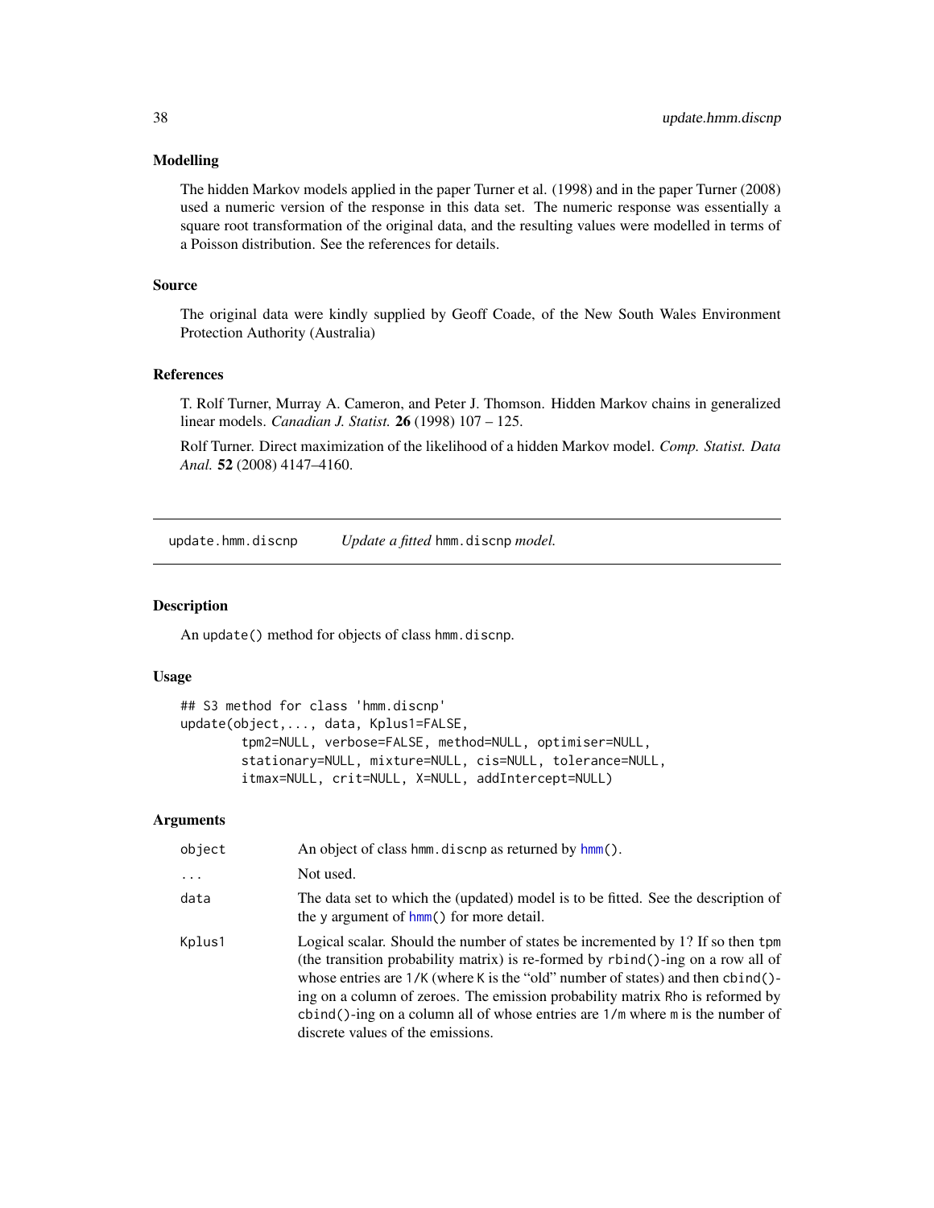### Modelling

The hidden Markov models applied in the paper Turner et al. (1998) and in the paper Turner (2008) used a numeric version of the response in this data set. The numeric response was essentially a square root transformation of the original data, and the resulting values were modelled in terms of a Poisson distribution. See the references for details.

### Source

The original data were kindly supplied by Geoff Coade, of the New South Wales Environment Protection Authority (Australia)

### References

T. Rolf Turner, Murray A. Cameron, and Peter J. Thomson. Hidden Markov chains in generalized linear models. *Canadian J. Statist.* **26** (1998) 107 – 125.

Rolf Turner. Direct maximization of the likelihood of a hidden Markov model. *Comp. Statist. Data Anal.* **52** (2008) 4147–4160.

---

## update.hmm.discnp — *Update a fitted* hmm.discnp *model.*

### Description

An update() method for objects of class hmm.discnp.

### Usage

```
## S3 method for class 'hmm.discnp'
update(object,..., data, Kplus1=FALSE,
        tpm2=NULL, verbose=FALSE, method=NULL, optimiser=NULL,
        stationary=NULL, mixture=NULL, cis=NULL, tolerance=NULL,
        itmax=NULL, crit=NULL, X=NULL, addIntercept=NULL)
```

### Arguments

| | |
|---|---|
| object | An object of class hmm.discnp as returned by hmm(). |
| ... | Not used. |
| data | The data set to which the (updated) model is to be fitted. See the description of the y argument of hmm() for more detail. |
| Kplus1 | Logical scalar. Should the number of states be incremented by 1? If so then tpm (the transition probability matrix) is re-formed by rbind()-ing on a row all of whose entries are 1/K (where K is the "old" number of states) and then cbind()-ing on a column of zeroes. The emission probability matrix Rho is reformed by cbind()-ing on a column all of whose entries are 1/m where m is the number of discrete values of the emissions. |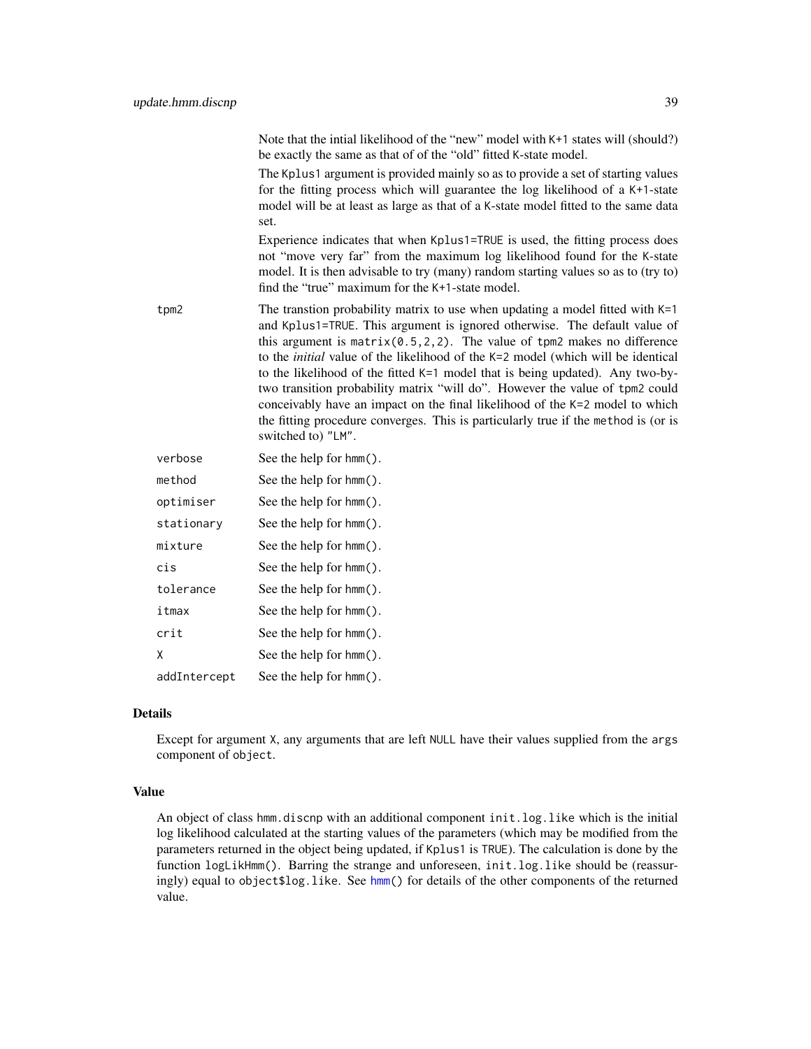Note that the intial likelihood of the "new" model with K+1 states will (should?) be exactly the same as that of of the "old" fitted K-state model.

The Kplus1 argument is provided mainly so as to provide a set of starting values for the fitting process which will guarantee the log likelihood of a K+1-state model will be at least as large as that of a K-state model fitted to the same data set.

Experience indicates that when Kplus1=TRUE is used, the fitting process does not "move very far" from the maximum log likelihood found for the K-state model. It is then advisable to try (many) random starting values so as to (try to) find the "true" maximum for the K+1-state model.

| | |
|---|---|
| tpm2 | The transtion probability matrix to use when updating a model fitted with K=1 and Kplus1=TRUE. This argument is ignored otherwise. The default value of this argument is matrix(0.5,2,2). The value of tpm2 makes no difference to the *initial* value of the likelihood of the K=2 model (which will be identical to the likelihood of the fitted K=1 model that is being updated). Any two-by-two transition probability matrix "will do". However the value of tpm2 could conceivably have an impact on the final likelihood of the K=2 model to which the fitting procedure converges. This is particularly true if the method is (or is switched to) "LM". |
| verbose | See the help for hmm(). |
| method | See the help for hmm(). |
| optimiser | See the help for hmm(). |
| stationary | See the help for hmm(). |
| mixture | See the help for hmm(). |
| cis | See the help for hmm(). |
| tolerance | See the help for hmm(). |
| itmax | See the help for hmm(). |
| crit | See the help for hmm(). |
| X | See the help for hmm(). |
| addIntercept | See the help for hmm(). |

## Details

Except for argument X, any arguments that are left NULL have their values supplied from the args component of object.

## Value

An object of class hmm.discnp with an additional component init.log.like which is the initial log likelihood calculated at the starting values of the parameters (which may be modified from the parameters returned in the object being updated, if Kplus1 is TRUE). The calculation is done by the function logLikHmm(). Barring the strange and unforeseen, init.log.like should be (reassuringly) equal to object$log.like. See hmm() for details of the other components of the returned value.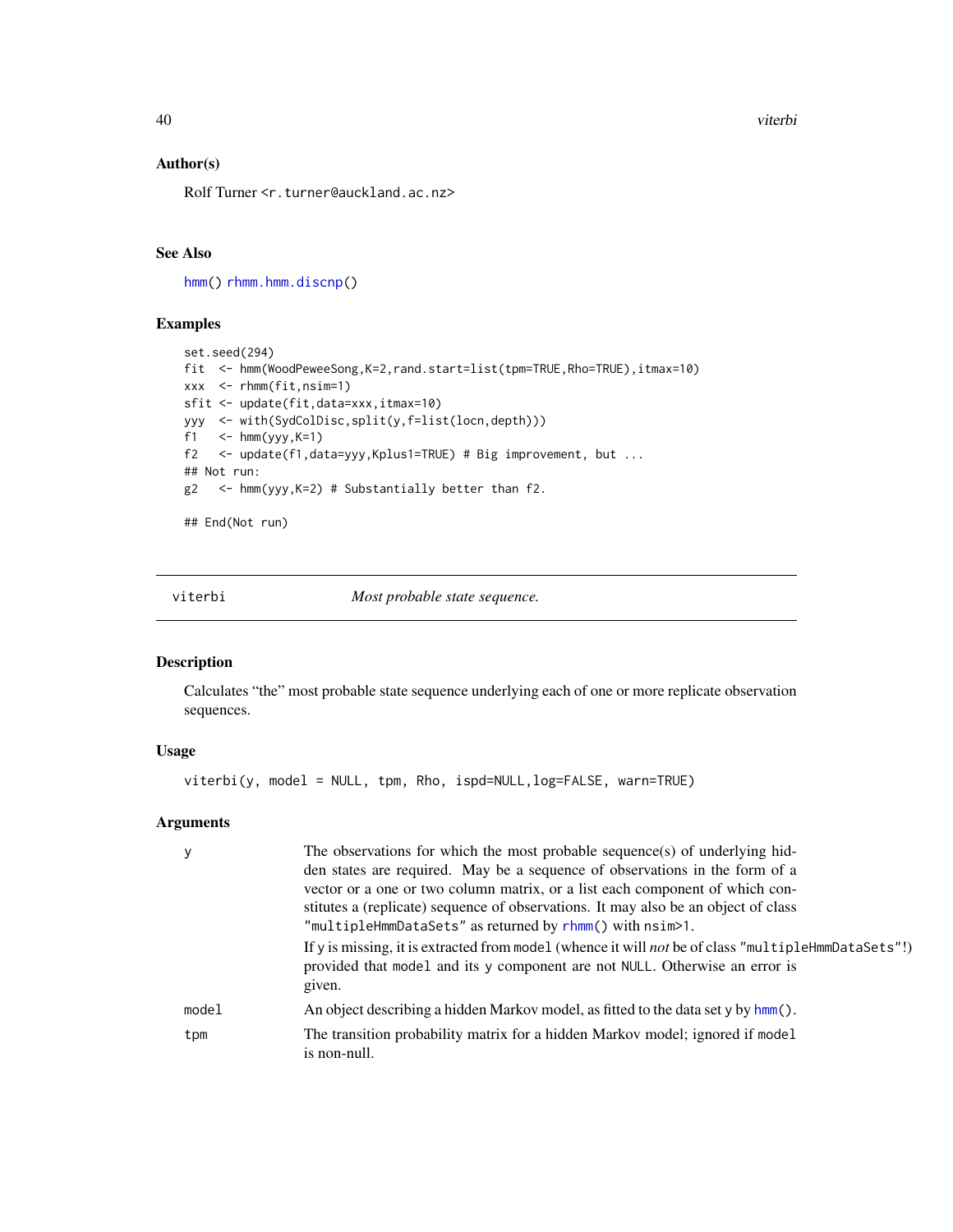### Author(s)

Rolf Turner <r.turner@auckland.ac.nz>

### See Also

hmm() rhmm.hmm.discnp()

### Examples

```
set.seed(294)
fit  <- hmm(WoodPeweeSong,K=2,rand.start=list(tpm=TRUE,Rho=TRUE),itmax=10)
xxx  <- rhmm(fit,nsim=1)
sfit <- update(fit,data=xxx,itmax=10)
yyy  <- with(SydColDisc,split(y,f=list(locn,depth)))
f1   <- hmm(yyy,K=1)
f2   <- update(f1,data=yyy,Kplus1=TRUE) # Big improvement, but ...
## Not run:
g2   <- hmm(yyy,K=2) # Substantially better than f2.

## End(Not run)
```

---

## viterbi — *Most probable state sequence.*

### Description

Calculates "the" most probable state sequence underlying each of one or more replicate observation sequences.

### Usage

```
viterbi(y, model = NULL, tpm, Rho, ispd=NULL,log=FALSE, warn=TRUE)
```

### Arguments

| | |
|---|---|
| `y` | The observations for which the most probable sequence(s) of underlying hidden states are required. May be a sequence of observations in the form of a vector or a one or two column matrix, or a list each component of which constitutes a (replicate) sequence of observations. It may also be an object of class `"multipleHmmDataSets"` as returned by `rhmm()` with `nsim>1`. If `y` is missing, it is extracted from `model` (whence it will *not* be of class `"multipleHmmDataSets"`!) provided that `model` and its `y` component are not `NULL`. Otherwise an error is given. |
| `model` | An object describing a hidden Markov model, as fitted to the data set `y` by `hmm()`. |
| `tpm` | The transition probability matrix for a hidden Markov model; ignored if `model` is non-null. |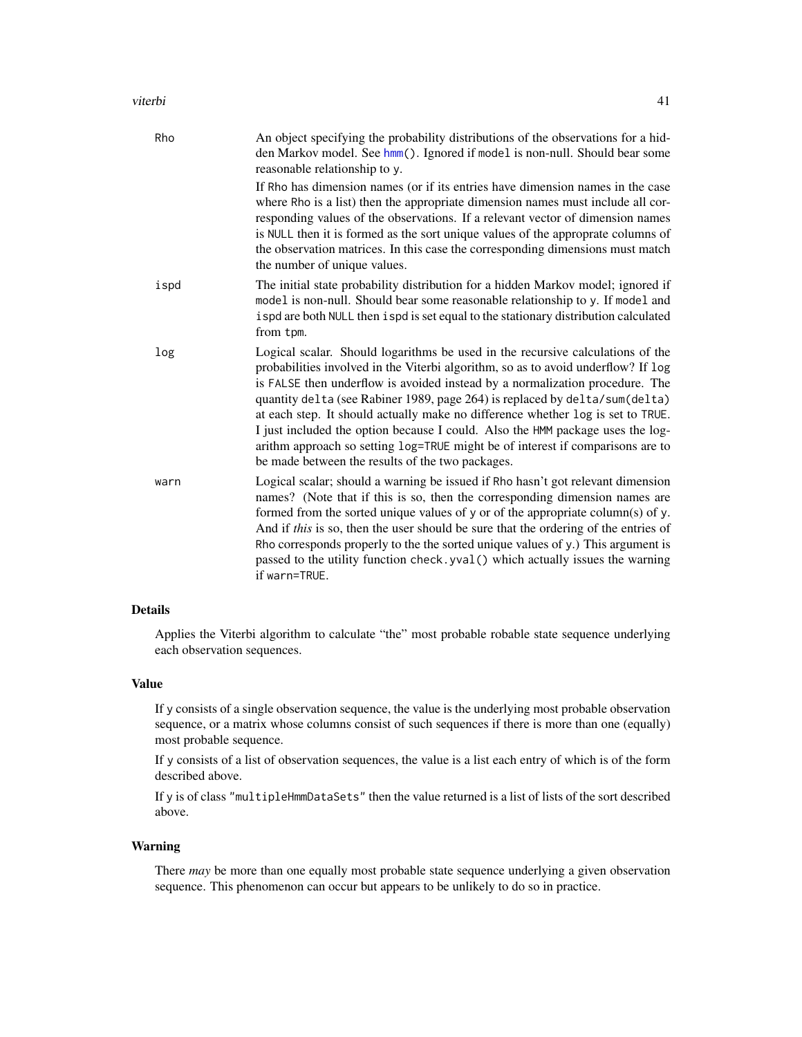| | |
|---|---|
| Rho | An object specifying the probability distributions of the observations for a hidden Markov model. See `hmm()`. Ignored if `model` is non-null. Should bear some reasonable relationship to `y`. <br><br> If `Rho` has dimension names (or if its entries have dimension names in the case where `Rho` is a list) then the appropriate dimension names must include all corresponding values of the observations. If a relevant vector of dimension names is `NULL` then it is formed as the sort unique values of the approprate columns of the observation matrices. In this case the corresponding dimensions must match the number of unique values. |
| ispd | The initial state probability distribution for a hidden Markov model; ignored if `model` is non-null. Should bear some reasonable relationship to `y`. If `model` and `ispd` are both `NULL` then `ispd` is set equal to the stationary distribution calculated from `tpm`. |
| log | Logical scalar. Should logarithms be used in the recursive calculations of the probabilities involved in the Viterbi algorithm, so as to avoid underflow? If `log` is `FALSE` then underflow is avoided instead by a normalization procedure. The quantity `delta` (see Rabiner 1989, page 264) is replaced by `delta/sum(delta)` at each step. It should actually make no difference whether `log` is set to `TRUE`. I just included the option because I could. Also the `HMM` package uses the logarithm approach so setting `log=TRUE` might be of interest if comparisons are to be made between the results of the two packages. |
| warn | Logical scalar; should a warning be issued if `Rho` hasn't got relevant dimension names? (Note that if this is so, then the corresponding dimension names are formed from the sorted unique values of `y` or of the appropriate column(s) of `y`. And if *this* is so, then the user should be sure that the ordering of the entries of `Rho` corresponds properly to the the sorted unique values of `y`.) This argument is passed to the utility function `check.yval()` which actually issues the warning if `warn=TRUE`. |

## Details

Applies the Viterbi algorithm to calculate "the" most probable robable state sequence underlying each observation sequences.

## Value

If `y` consists of a single observation sequence, the value is the underlying most probable observation sequence, or a matrix whose columns consist of such sequences if there is more than one (equally) most probable sequence.

If `y` consists of a list of observation sequences, the value is a list each entry of which is of the form described above.

If `y` is of class `"multipleHmmDataSets"` then the value returned is a list of lists of the sort described above.

## Warning

There *may* be more than one equally most probable state sequence underlying a given observation sequence. This phenomenon can occur but appears to be unlikely to do so in practice.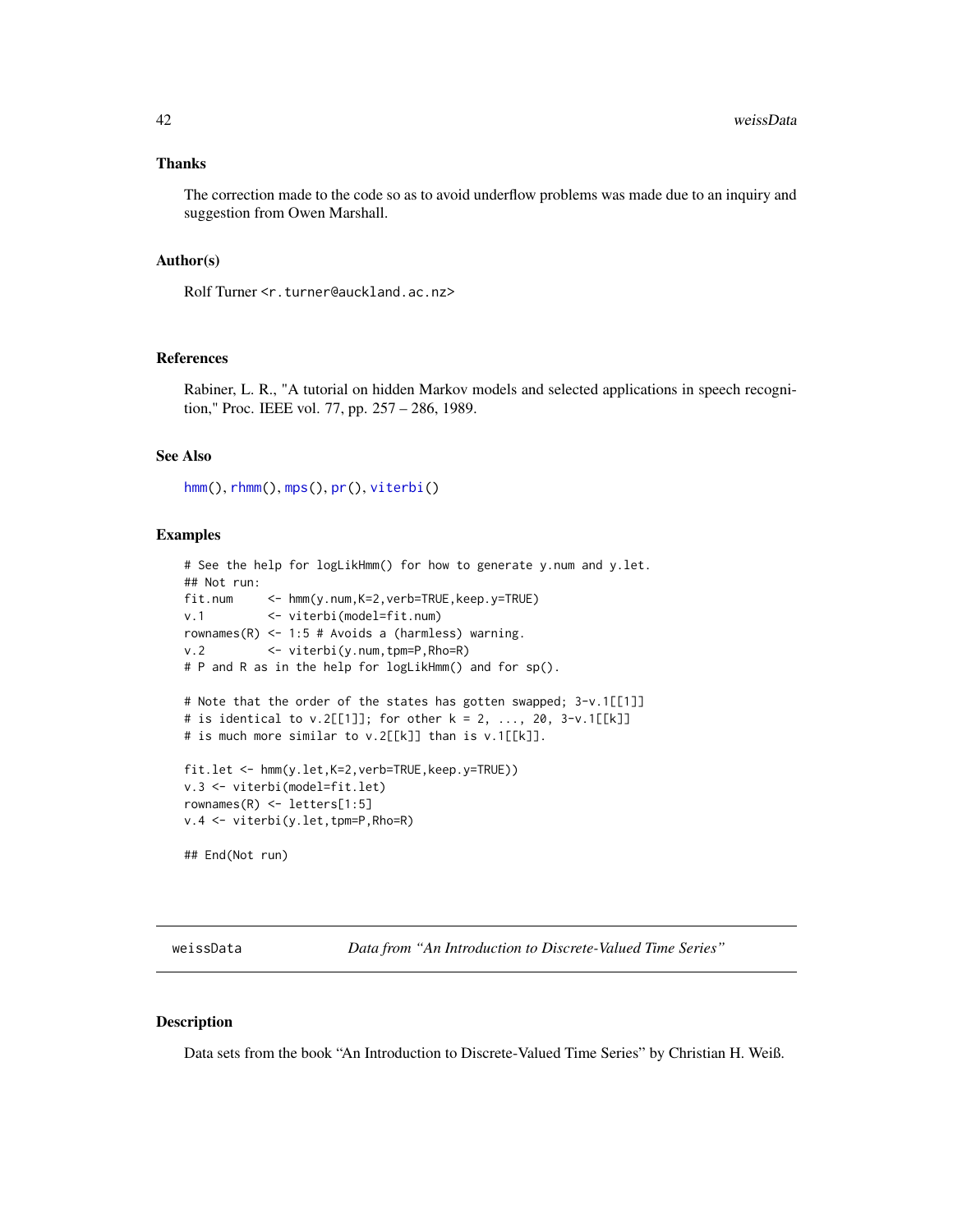### Thanks

The correction made to the code so as to avoid underflow problems was made due to an inquiry and suggestion from Owen Marshall.

### Author(s)

Rolf Turner <r.turner@auckland.ac.nz>

### References

Rabiner, L. R., "A tutorial on hidden Markov models and selected applications in speech recognition," Proc. IEEE vol. 77, pp. 257 – 286, 1989.

### See Also

hmm(), rhmm(), mps(), pr(), viterbi()

### Examples

```
# See the help for logLikHmm() for how to generate y.num and y.let.
## Not run:
fit.num     <- hmm(y.num,K=2,verb=TRUE,keep.y=TRUE)
v.1         <- viterbi(model=fit.num)
rownames(R) <- 1:5 # Avoids a (harmless) warning.
v.2         <- viterbi(y.num,tpm=P,Rho=R)
# P and R as in the help for logLikHmm() and for sp().

# Note that the order of the states has gotten swapped; 3-v.1[[1]]
# is identical to v.2[[1]]; for other k = 2, ..., 20, 3-v.1[[k]]
# is much more similar to v.2[[k]] than is v.1[[k]].

fit.let <- hmm(y.let,K=2,verb=TRUE,keep.y=TRUE))
v.3 <- viterbi(model=fit.let)
rownames(R) <- letters[1:5]
v.4 <- viterbi(y.let,tpm=P,Rho=R)

## End(Not run)
```

---

## weissData — *Data from "An Introduction to Discrete-Valued Time Series"*

### Description

Data sets from the book "An Introduction to Discrete-Valued Time Series" by Christian H. Weiß.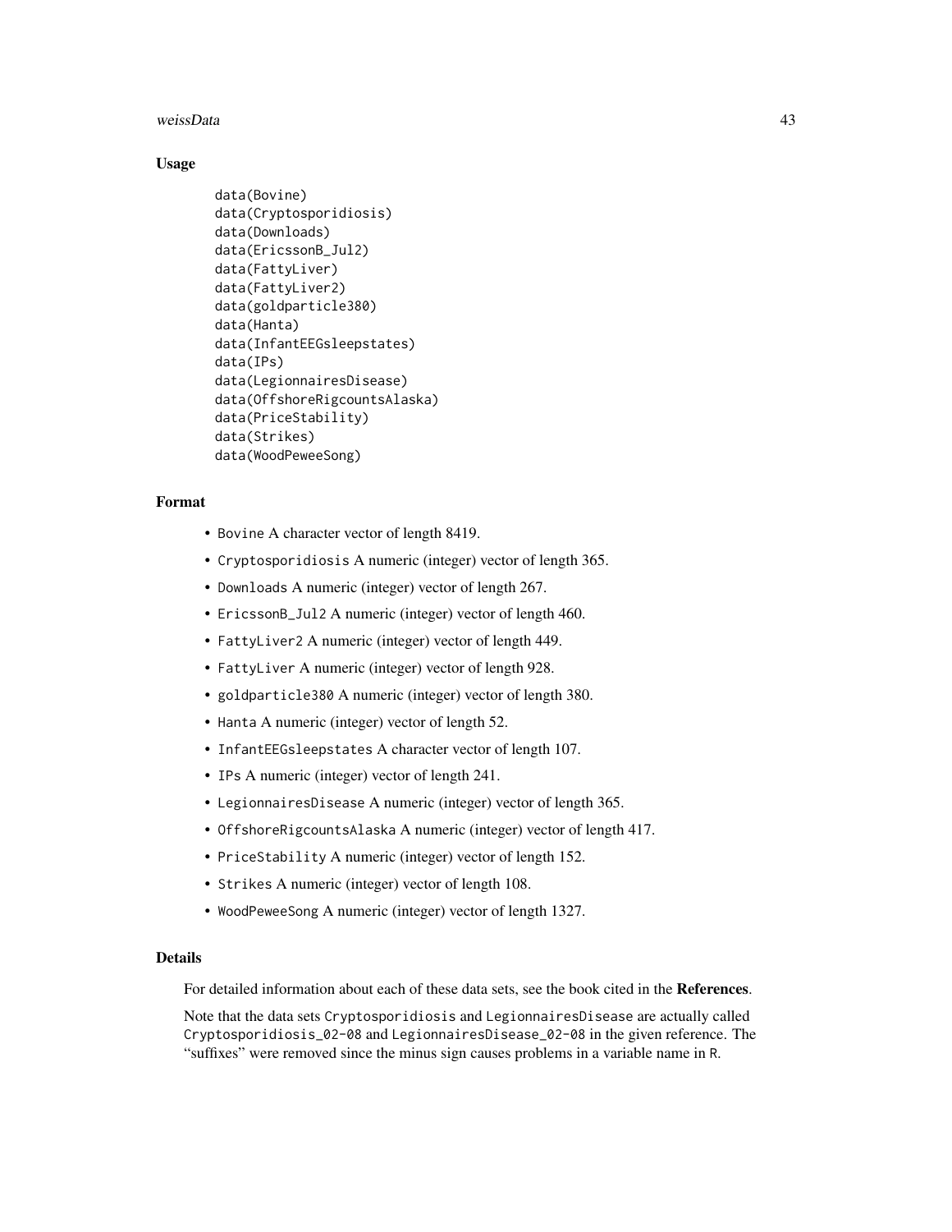## Usage

```
data(Bovine)
data(Cryptosporidiosis)
data(Downloads)
data(EricssonB_Jul2)
data(FattyLiver)
data(FattyLiver2)
data(goldparticle380)
data(Hanta)
data(InfantEEGsleepstates)
data(IPs)
data(LegionnairesDisease)
data(OffshoreRigcountsAlaska)
data(PriceStability)
data(Strikes)
data(WoodPeweeSong)
```

## Format

- `Bovine` A character vector of length 8419.
- `Cryptosporidiosis` A numeric (integer) vector of length 365.
- `Downloads` A numeric (integer) vector of length 267.
- `EricssonB_Jul2` A numeric (integer) vector of length 460.
- `FattyLiver2` A numeric (integer) vector of length 449.
- `FattyLiver` A numeric (integer) vector of length 928.
- `goldparticle380` A numeric (integer) vector of length 380.
- `Hanta` A numeric (integer) vector of length 52.
- `InfantEEGsleepstates` A character vector of length 107.
- `IPs` A numeric (integer) vector of length 241.
- `LegionnairesDisease` A numeric (integer) vector of length 365.
- `OffshoreRigcountsAlaska` A numeric (integer) vector of length 417.
- `PriceStability` A numeric (integer) vector of length 152.
- `Strikes` A numeric (integer) vector of length 108.
- `WoodPeweeSong` A numeric (integer) vector of length 1327.

## Details

For detailed information about each of these data sets, see the book cited in the **References**.

Note that the data sets `Cryptosporidiosis` and `LegionnairesDisease` are actually called `Cryptosporidiosis_02-08` and `LegionnairesDisease_02-08` in the given reference. The "suffixes" were removed since the minus sign causes problems in a variable name in R.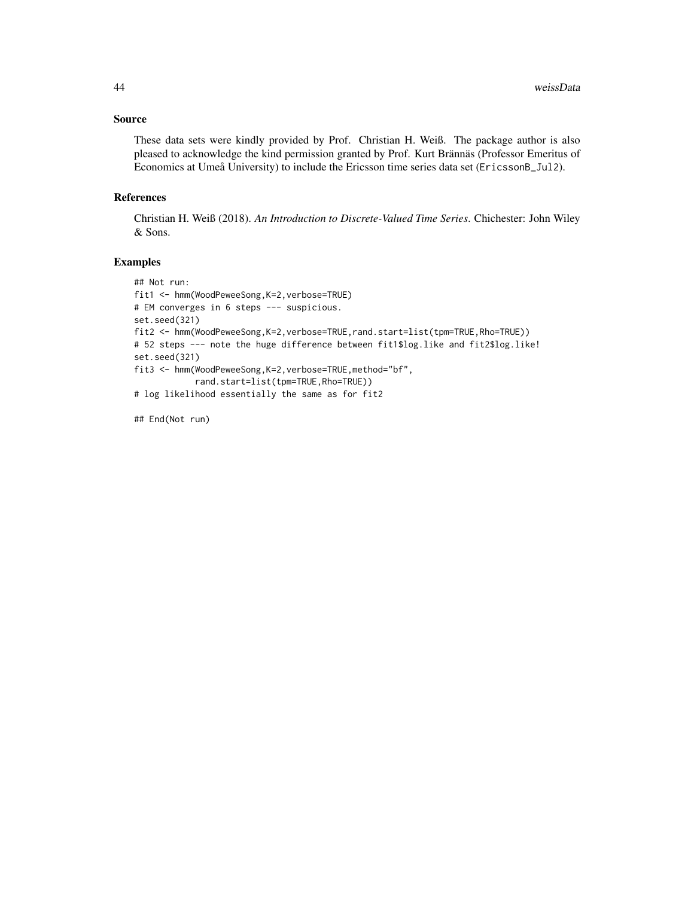## Source

These data sets were kindly provided by Prof. Christian H. Weiß. The package author is also pleased to acknowledge the kind permission granted by Prof. Kurt Brännäs (Professor Emeritus of Economics at Umeå University) to include the Ericsson time series data set (EricssonB_Jul2).

## References

Christian H. Weiß (2018). *An Introduction to Discrete-Valued Time Series*. Chichester: John Wiley & Sons.

## Examples

```
## Not run:
fit1 <- hmm(WoodPeweeSong,K=2,verbose=TRUE)
# EM converges in 6 steps --- suspicious.
set.seed(321)
fit2 <- hmm(WoodPeweeSong,K=2,verbose=TRUE,rand.start=list(tpm=TRUE,Rho=TRUE))
# 52 steps --- note the huge difference between fit1$log.like and fit2$log.like!
set.seed(321)
fit3 <- hmm(WoodPeweeSong,K=2,verbose=TRUE,method="bf",
            rand.start=list(tpm=TRUE,Rho=TRUE))
# log likelihood essentially the same as for fit2

## End(Not run)
```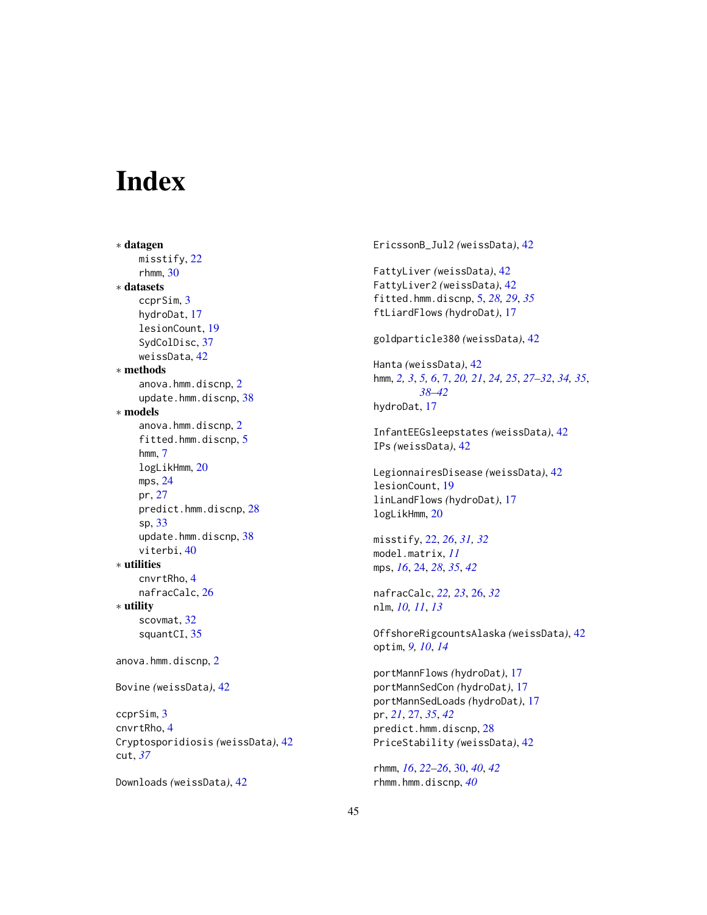# Index

* **datagen**
    - misstify, 22
    - rhmm, 30
* **datasets**
    - ccprSim, 3
    - hydroDat, 17
    - lesionCount, 19
    - SydColDisc, 37
    - weissData, 42
* **methods**
    - anova.hmm.discnp, 2
    - update.hmm.discnp, 38
* **models**
    - anova.hmm.discnp, 2
    - fitted.hmm.discnp, 5
    - hmm, 7
    - logLikHmm, 20
    - mps, 24
    - pr, 27
    - predict.hmm.discnp, 28
    - sp, 33
    - update.hmm.discnp, 38
    - viterbi, 40
* **utilities**
    - cnvrtRho, 4
    - nafracCalc, 26
* **utility**
    - scovmat, 32
    - squantCI, 35

anova.hmm.discnp, 2

Bovine *(weissData)*, 42

ccprSim, 3
cnvrtRho, 4
Cryptosporidiosis *(weissData)*, 42
cut, *37*

Downloads *(weissData)*, 42

EricssonB_Jul2 *(weissData)*, 42

FattyLiver *(weissData)*, 42
FattyLiver2 *(weissData)*, 42
fitted.hmm.discnp, 5, *28, 29*, *35*
ftLiardFlows *(hydroDat)*, 17

goldparticle380 *(weissData)*, 42

Hanta *(weissData)*, 42
hmm, *2, 3*, *5*, *6*, 7, *20, 21*, *24, 25*, *27–32*, *34, 35*, *38–42*
hydroDat, 17

InfantEEGsleepstates *(weissData)*, 42
IPs *(weissData)*, 42

LegionnairesDisease *(weissData)*, 42
lesionCount, 19
linLandFlows *(hydroDat)*, 17
logLikHmm, 20

misstify, 22, *26*, *31, 32*
model.matrix, *11*
mps, *16*, 24, *28*, *35*, *42*

nafracCalc, *22, 23*, 26, *32*
nlm, *10, 11*, *13*

OffshoreRigcountsAlaska *(weissData)*, 42
optim, *9, 10*, *14*

portMannFlows *(hydroDat)*, 17
portMannSedCon *(hydroDat)*, 17
portMannSedLoads *(hydroDat)*, 17
pr, *21*, 27, *35*, *42*
predict.hmm.discnp, 28
PriceStability *(weissData)*, 42

rhmm, *16*, *22–26*, 30, *40*, *42*
rhmm.hmm.discnp, *40*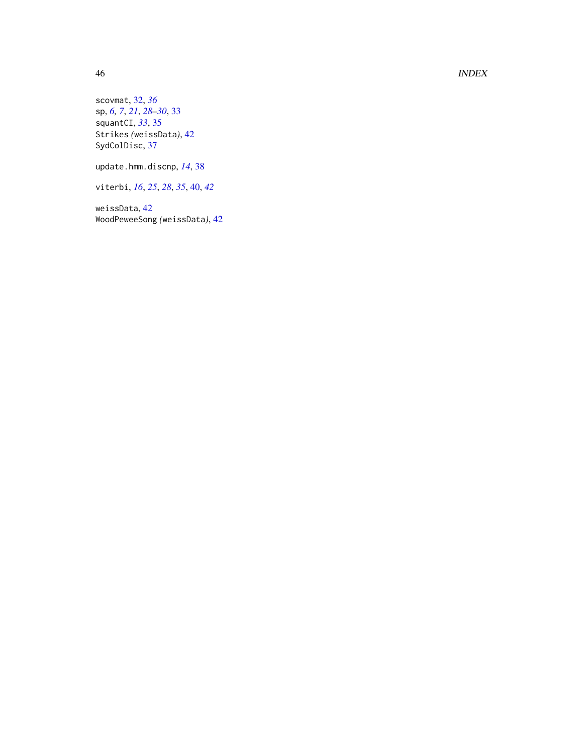scovmat, 32, *36*
sp, *6, 7*, *21*, *28–30*, 33
squantCI, *33*, 35
Strikes *(*weissData*)*, 42
SydColDisc, 37

update.hmm.discnp, *14*, 38

viterbi, *16*, *25*, *28*, *35*, 40, *42*

weissData, 42
WoodPeweeSong *(*weissData*)*, 42